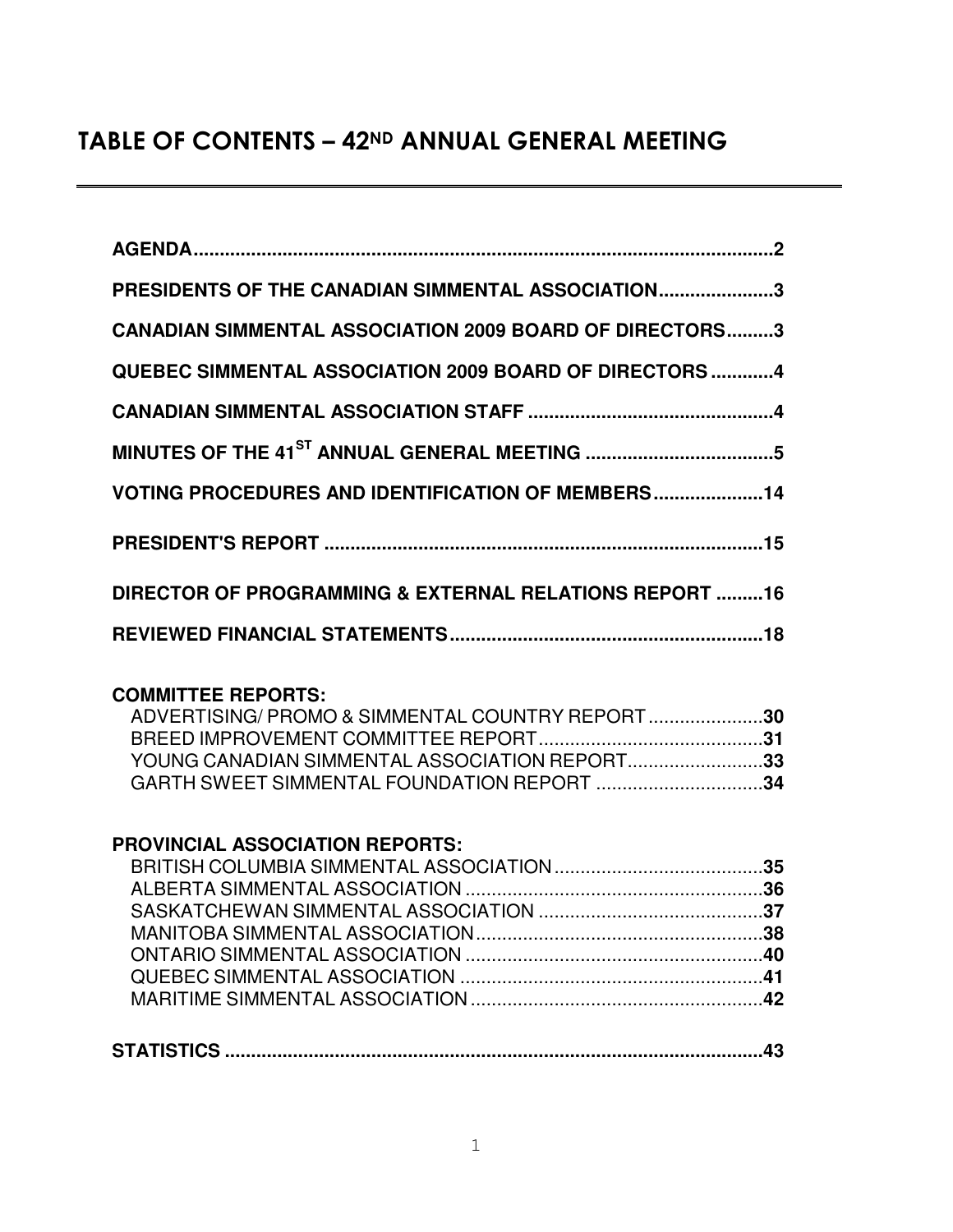# TABLE OF CONTENTS – 42ND ANNUAL GENERAL MEETING

**AGENDA**.....................................................................................................**2**

**PRESIDENTS OF THE CANADIAN SIMMENTAL ASSOCIATION**.....................**3**

**CANADIAN SIMMENTAL ASSOCIATION 2009 BOARD OF DIRECTORS**.........**3**

**QUEBEC SIMMENTAL ASSOCIATION 2009 BOARD OF DIRECTORS**............**4**

**CANADIAN SIMMENTAL ASSOCIATION STAFF**...............................................**4**

**MINUTES OF THE 41ST ANNUAL GENERAL MEETING**....................................**5**

**VOTING PROCEDURES AND IDENTIFICATION OF MEMBERS**....................**14**

**PRESIDENT'S REPORT**...................................................................................**15**

**DIRECTOR OF PROGRAMMING & EXTERNAL RELATIONS REPORT**.........**16**

**REVIEWED FINANCIAL STATEMENTS**...........................................................**18**

**COMMITTEE REPORTS:**

- ADVERTISING/ PROMO & SIMMENTAL COUNTRY REPORT......................**30**
- BREED IMPROVEMENT COMMITTEE REPORT...........................................**31**
- YOUNG CANADIAN SIMMENTAL ASSOCIATION REPORT..........................**33**
- GARTH SWEET SIMMENTAL FOUNDATION REPORT ................................**34**

**PROVINCIAL ASSOCIATION REPORTS:**

- BRITISH COLUMBIA SIMMENTAL ASSOCIATION........................................**35**
- ALBERTA SIMMENTAL ASSOCIATION.........................................................**36**
- SASKATCHEWAN SIMMENTAL ASSOCIATION...........................................**37**
- MANITOBA SIMMENTAL ASSOCIATION.......................................................**38**
- ONTARIO SIMMENTAL ASSOCIATION.........................................................**40**
- QUEBEC SIMMENTAL ASSOCIATION..........................................................**41**
- MARITIME SIMMENTAL ASSOCIATION........................................................**42**

**STATISTICS**.......................................................................................................**43**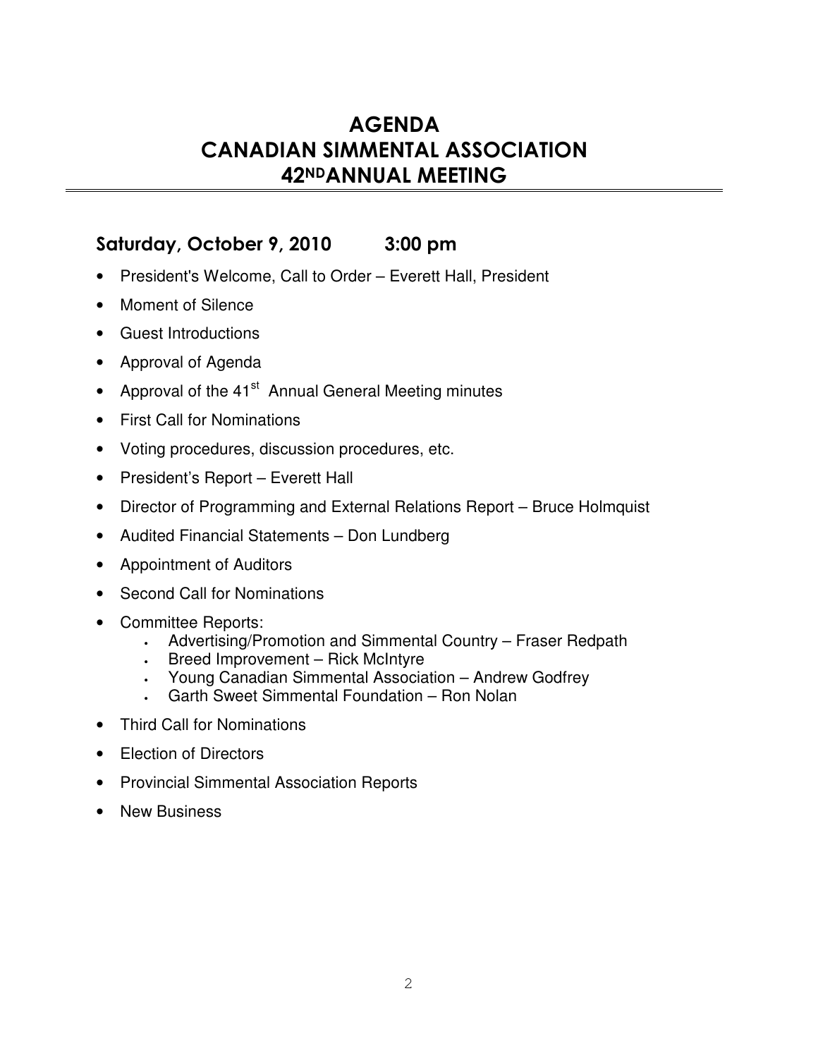# AGENDA
# CANADIAN SIMMENTAL ASSOCIATION
# 42ND ANNUAL MEETING

## Saturday, October 9, 2010 3:00 pm

- President's Welcome, Call to Order – Everett Hall, President
- Moment of Silence
- Guest Introductions
- Approval of Agenda
- Approval of the 41st Annual General Meeting minutes
- First Call for Nominations
- Voting procedures, discussion procedures, etc.
- President's Report – Everett Hall
- Director of Programming and External Relations Report – Bruce Holmquist
- Audited Financial Statements – Don Lundberg
- Appointment of Auditors
- Second Call for Nominations
- Committee Reports:
  - Advertising/Promotion and Simmental Country – Fraser Redpath
  - Breed Improvement – Rick McIntyre
  - Young Canadian Simmental Association – Andrew Godfrey
  - Garth Sweet Simmental Foundation – Ron Nolan
- Third Call for Nominations
- Election of Directors
- Provincial Simmental Association Reports
- New Business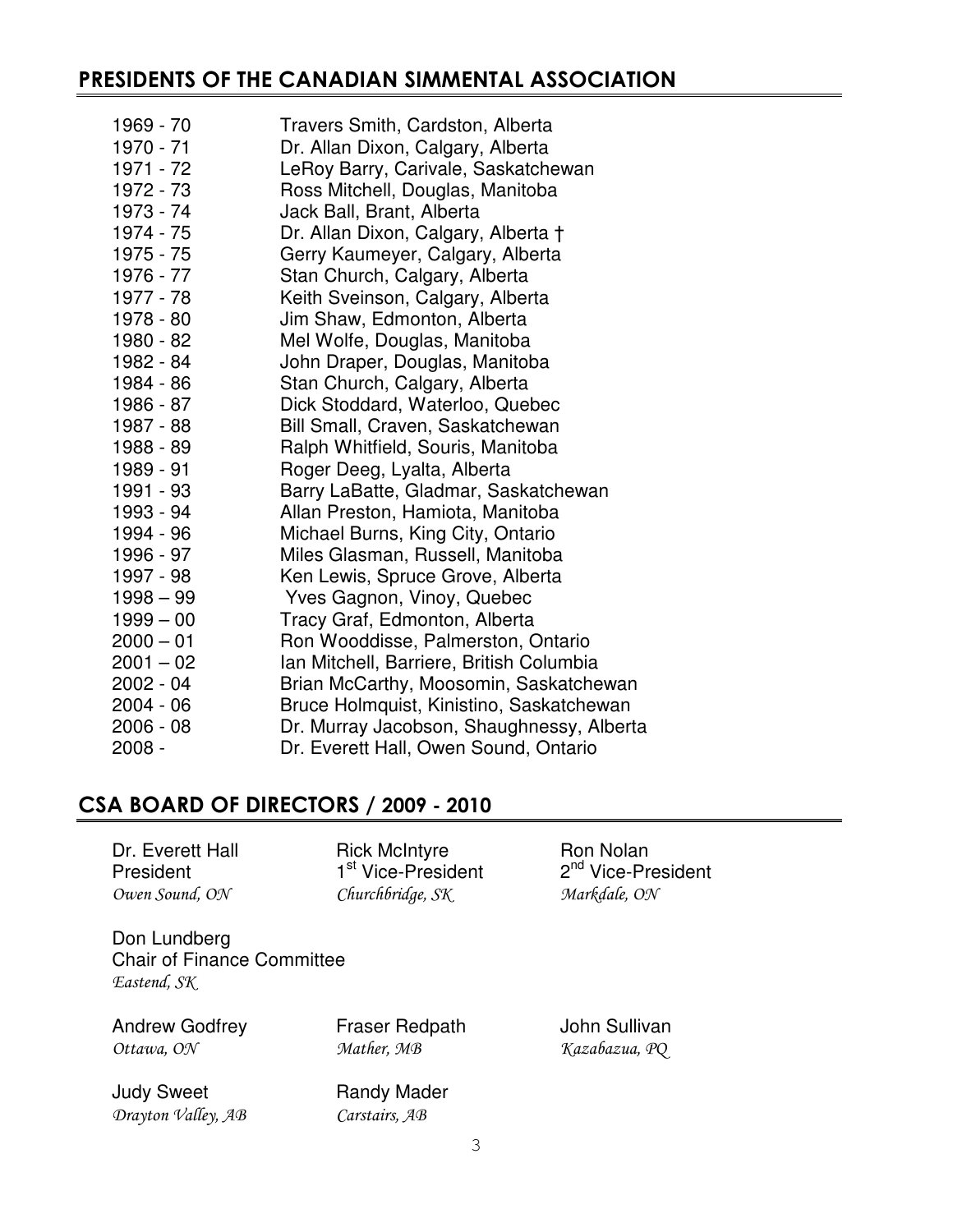## PRESIDENTS OF THE CANADIAN SIMMENTAL ASSOCIATION

| | |
|---|---|
| 1969 - 70 | Travers Smith, Cardston, Alberta |
| 1970 - 71 | Dr. Allan Dixon, Calgary, Alberta |
| 1971 - 72 | LeRoy Barry, Carivale, Saskatchewan |
| 1972 - 73 | Ross Mitchell, Douglas, Manitoba |
| 1973 - 74 | Jack Ball, Brant, Alberta |
| 1974 - 75 | Dr. Allan Dixon, Calgary, Alberta † |
| 1975 - 75 | Gerry Kaumeyer, Calgary, Alberta |
| 1976 - 77 | Stan Church, Calgary, Alberta |
| 1977 - 78 | Keith Sveinson, Calgary, Alberta |
| 1978 - 80 | Jim Shaw, Edmonton, Alberta |
| 1980 - 82 | Mel Wolfe, Douglas, Manitoba |
| 1982 - 84 | John Draper, Douglas, Manitoba |
| 1984 - 86 | Stan Church, Calgary, Alberta |
| 1986 - 87 | Dick Stoddard, Waterloo, Quebec |
| 1987 - 88 | Bill Small, Craven, Saskatchewan |
| 1988 - 89 | Ralph Whitfield, Souris, Manitoba |
| 1989 - 91 | Roger Deeg, Lyalta, Alberta |
| 1991 - 93 | Barry LaBatte, Gladmar, Saskatchewan |
| 1993 - 94 | Allan Preston, Hamiota, Manitoba |
| 1994 - 96 | Michael Burns, King City, Ontario |
| 1996 - 97 | Miles Glasman, Russell, Manitoba |
| 1997 - 98 | Ken Lewis, Spruce Grove, Alberta |
| 1998 – 99 | Yves Gagnon, Vinoy, Quebec |
| 1999 – 00 | Tracy Graf, Edmonton, Alberta |
| 2000 – 01 | Ron Wooddisse, Palmerston, Ontario |
| 2001 – 02 | Ian Mitchell, Barriere, British Columbia |
| 2002 - 04 | Brian McCarthy, Moosomin, Saskatchewan |
| 2004 - 06 | Bruce Holmquist, Kinistino, Saskatchewan |
| 2006 - 08 | Dr. Murray Jacobson, Shaughnessy, Alberta |
| 2008 - | Dr. Everett Hall, Owen Sound, Ontario |

## CSA BOARD OF DIRECTORS / 2009 - 2010

Dr. Everett Hall
President
*Owen Sound, ON*

Rick McIntyre
1st Vice-President
*Churchbridge, SK*

Ron Nolan
2nd Vice-President
*Markdale, ON*

Don Lundberg
Chair of Finance Committee
*Eastend, SK*

Andrew Godfrey
*Ottawa, ON*

Fraser Redpath
*Mather, MB*

John Sullivan
*Kazabazua, PQ*

Judy Sweet
*Drayton Valley, AB*

Randy Mader
*Carstairs, AB*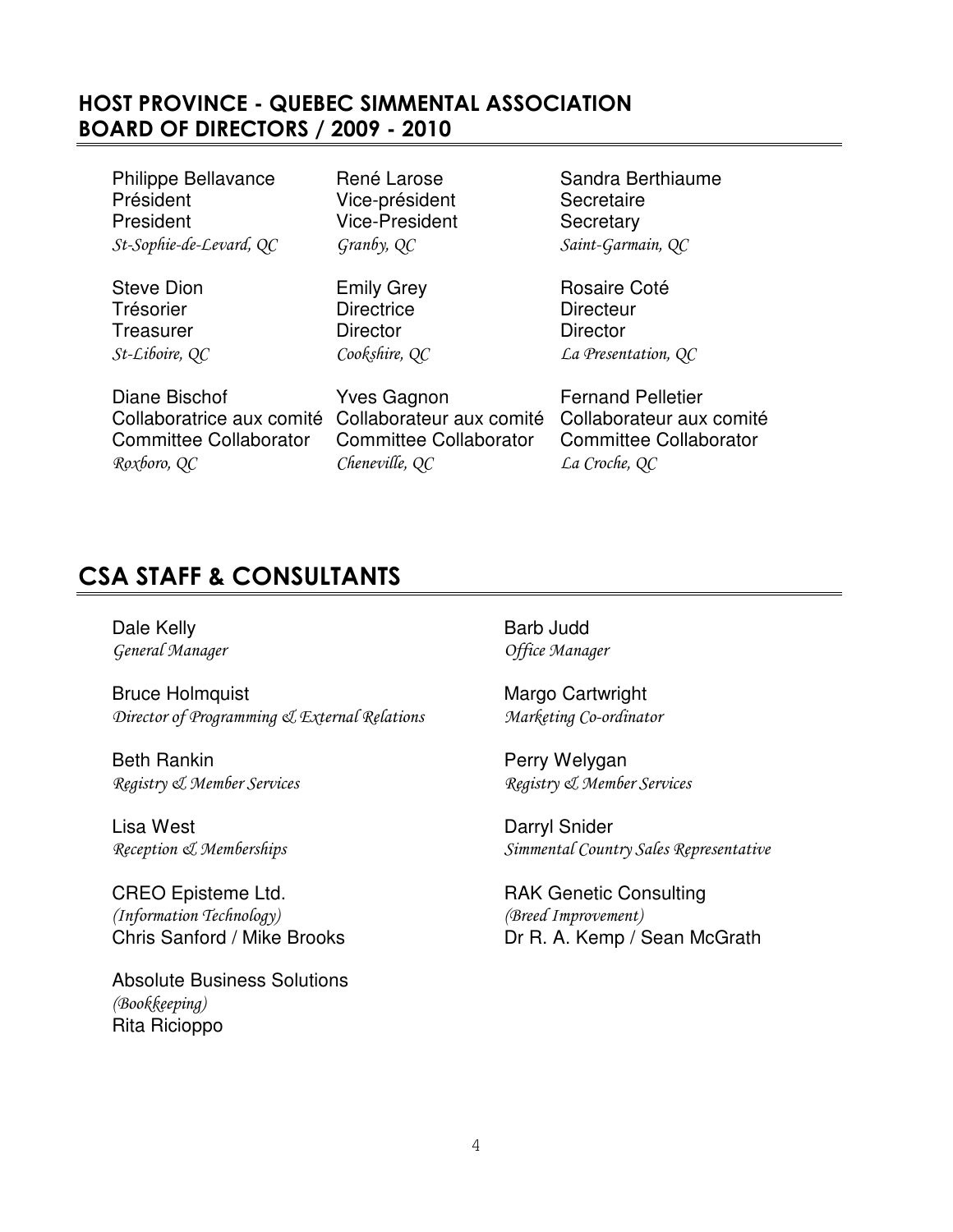## HOST PROVINCE - QUEBEC SIMMENTAL ASSOCIATION
## BOARD OF DIRECTORS / 2009 - 2010

Philippe Bellavance
Président
President
*St-Sophie-de-Levard, QC*

René Larose
Vice-président
Vice-President
*Granby, QC*

Sandra Berthiaume
Secretaire
Secretary
*Saint-Garmain, QC*

Steve Dion
Trésorier
Treasurer
*St-Liboire, QC*

Emily Grey
Directrice
Director
*Cookshire, QC*

Rosaire Coté
Directeur
Director
*La Presentation, QC*

Diane Bischof
Collaboratrice aux comité
Committee Collaborator
*Roxboro, QC*

Yves Gagnon
Collaborateur aux comité
Committee Collaborator
*Cheneville, QC*

Fernand Pelletier
Collaborateur aux comité
Committee Collaborator
*La Croche, QC*

## CSA STAFF & CONSULTANTS

Dale Kelly
*General Manager*

Barb Judd
*Office Manager*

Bruce Holmquist
*Director of Programming & External Relations*

Margo Cartwright
*Marketing Co-ordinator*

Beth Rankin
*Registry & Member Services*

Perry Welygan
*Registry & Member Services*

Lisa West
*Reception & Memberships*

Darryl Snider
*Simmental Country Sales Representative*

CREO Episteme Ltd.
*(Information Technology)*
Chris Sanford / Mike Brooks

RAK Genetic Consulting
*(Breed Improvement)*
Dr R. A. Kemp / Sean McGrath

Absolute Business Solutions
*(Bookkeeping)*
Rita Ricioppo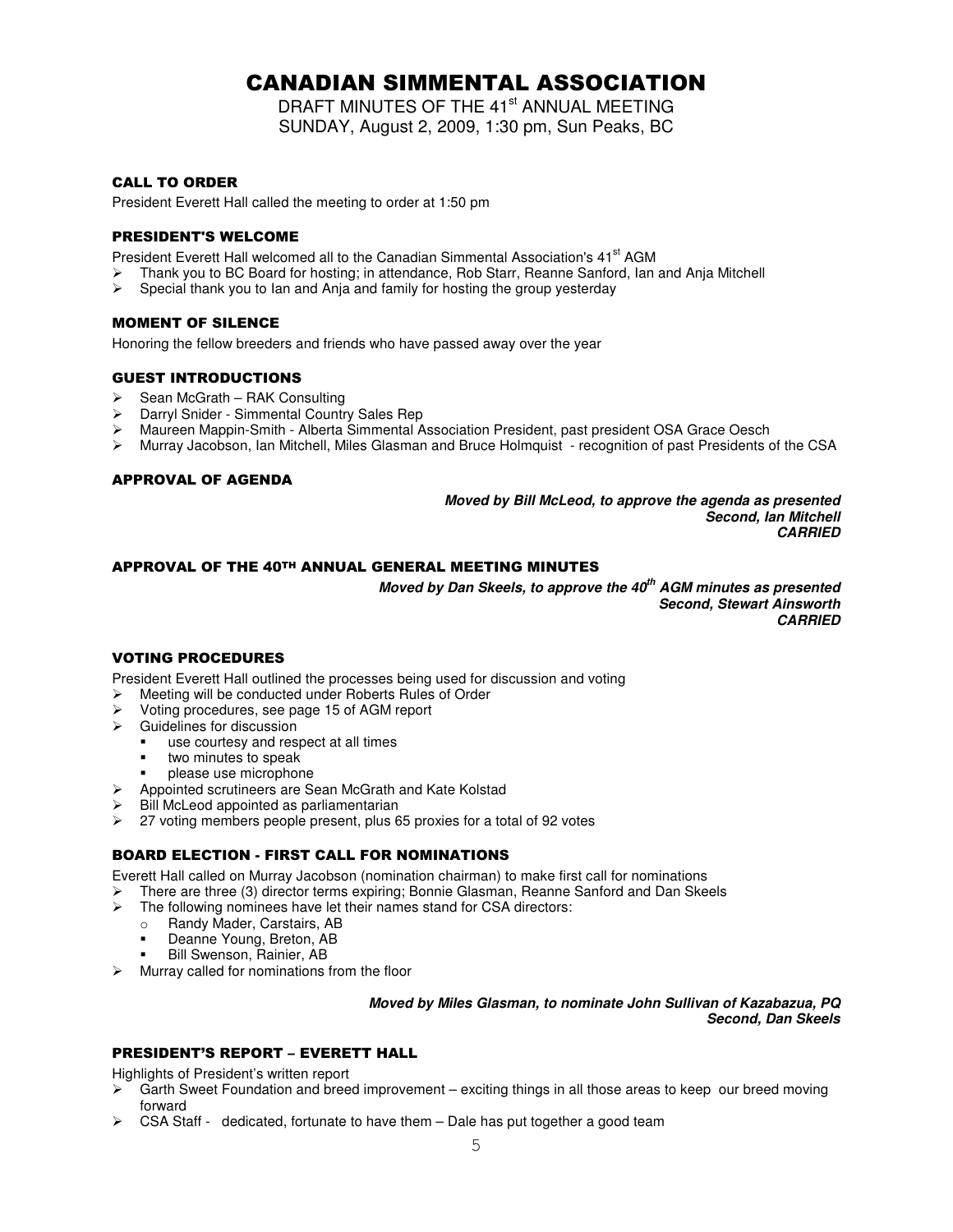# CANADIAN SIMMENTAL ASSOCIATION

DRAFT MINUTES OF THE 41st ANNUAL MEETING
SUNDAY, August 2, 2009, 1:30 pm, Sun Peaks, BC

## CALL TO ORDER

President Everett Hall called the meeting to order at 1:50 pm

## PRESIDENT'S WELCOME

President Everett Hall welcomed all to the Canadian Simmental Association's 41st AGM

- Thank you to BC Board for hosting; in attendance, Rob Starr, Reanne Sanford, Ian and Anja Mitchell
- Special thank you to Ian and Anja and family for hosting the group yesterday

## MOMENT OF SILENCE

Honoring the fellow breeders and friends who have passed away over the year

## GUEST INTRODUCTIONS

- Sean McGrath – RAK Consulting
- Darryl Snider - Simmental Country Sales Rep
- Maureen Mappin-Smith - Alberta Simmental Association President, past president OSA Grace Oesch
- Murray Jacobson, Ian Mitchell, Miles Glasman and Bruce Holmquist - recognition of past Presidents of the CSA

## APPROVAL OF AGENDA

***Moved by Bill McLeod, to approve the agenda as presented***
***Second, Ian Mitchell***
***CARRIED***

## APPROVAL OF THE 40TH ANNUAL GENERAL MEETING MINUTES

***Moved by Dan Skeels, to approve the 40th AGM minutes as presented***
***Second, Stewart Ainsworth***
***CARRIED***

## VOTING PROCEDURES

President Everett Hall outlined the processes being used for discussion and voting

- Meeting will be conducted under Roberts Rules of Order
- Voting procedures, see page 15 of AGM report
- Guidelines for discussion
  - use courtesy and respect at all times
  - two minutes to speak
  - please use microphone
- Appointed scrutineers are Sean McGrath and Kate Kolstad
- Bill McLeod appointed as parliamentarian
- 27 voting members people present, plus 65 proxies for a total of 92 votes

## BOARD ELECTION - FIRST CALL FOR NOMINATIONS

Everett Hall called on Murray Jacobson (nomination chairman) to make first call for nominations

- There are three (3) director terms expiring; Bonnie Glasman, Reanne Sanford and Dan Skeels
- The following nominees have let their names stand for CSA directors:
  - Randy Mader, Carstairs, AB
  - Deanne Young, Breton, AB
  - Bill Swenson, Rainier, AB
- Murray called for nominations from the floor

***Moved by Miles Glasman, to nominate John Sullivan of Kazabazua, PQ***
***Second, Dan Skeels***

## PRESIDENT'S REPORT – EVERETT HALL

Highlights of President's written report

- Garth Sweet Foundation and breed improvement – exciting things in all those areas to keep our breed moving forward
- CSA Staff - dedicated, fortunate to have them – Dale has put together a good team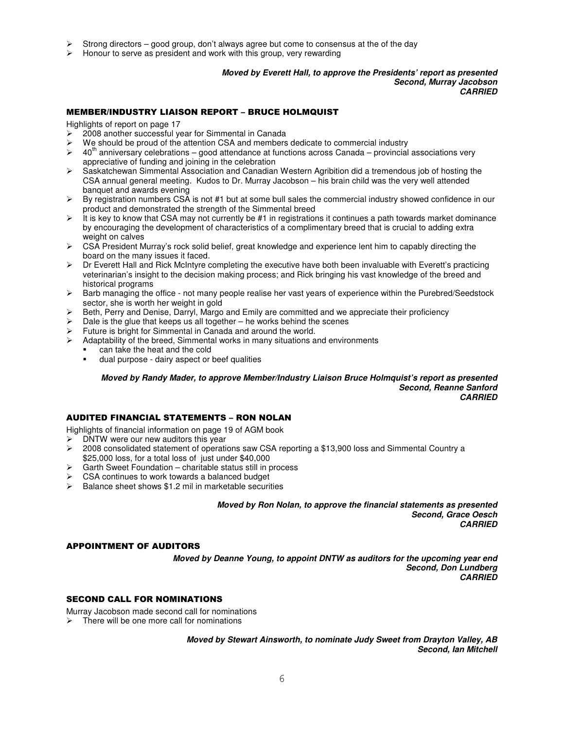- Strong directors – good group, don't always agree but come to consensus at the of the day
- Honour to serve as president and work with this group, very rewarding

***Moved by Everett Hall, to approve the Presidents' report as presented***
***Second, Murray Jacobson***
***CARRIED***

## MEMBER/INDUSTRY LIAISON REPORT – BRUCE HOLMQUIST

Highlights of report on page 17

- 2008 another successful year for Simmental in Canada
- We should be proud of the attention CSA and members dedicate to commercial industry
- 40th anniversary celebrations – good attendance at functions across Canada – provincial associations very appreciative of funding and joining in the celebration
- Saskatchewan Simmental Association and Canadian Western Agribition did a tremendous job of hosting the CSA annual general meeting. Kudos to Dr. Murray Jacobson – his brain child was the very well attended banquet and awards evening
- By registration numbers CSA is not #1 but at some bull sales the commercial industry showed confidence in our product and demonstrated the strength of the Simmental breed
- It is key to know that CSA may not currently be #1 in registrations it continues a path towards market dominance by encouraging the development of characteristics of a complimentary breed that is crucial to adding extra weight on calves
- CSA President Murray's rock solid belief, great knowledge and experience lent him to capably directing the board on the many issues it faced.
- Dr Everett Hall and Rick McIntyre completing the executive have both been invaluable with Everett's practicing veterinarian's insight to the decision making process; and Rick bringing his vast knowledge of the breed and historical programs
- Barb managing the office - not many people realise her vast years of experience within the Purebred/Seedstock sector, she is worth her weight in gold
- Beth, Perry and Denise, Darryl, Margo and Emily are committed and we appreciate their proficiency
- Dale is the glue that keeps us all together – he works behind the scenes
- Future is bright for Simmental in Canada and around the world.
- Adaptability of the breed, Simmental works in many situations and environments
  - can take the heat and the cold
  - dual purpose - dairy aspect or beef qualities

***Moved by Randy Mader, to approve Member/Industry Liaison Bruce Holmquist's report as presented***
***Second, Reanne Sanford***
***CARRIED***

## AUDITED FINANCIAL STATEMENTS – RON NOLAN

Highlights of financial information on page 19 of AGM book

- DNTW were our new auditors this year
- 2008 consolidated statement of operations saw CSA reporting a $13,900 loss and Simmental Country a $25,000 loss, for a total loss of just under $40,000
- Garth Sweet Foundation – charitable status still in process
- CSA continues to work towards a balanced budget
- Balance sheet shows $1.2 mil in marketable securities

***Moved by Ron Nolan, to approve the financial statements as presented***
***Second, Grace Oesch***
***CARRIED***

## APPOINTMENT OF AUDITORS

***Moved by Deanne Young, to appoint DNTW as auditors for the upcoming year end***
***Second, Don Lundberg***
***CARRIED***

## SECOND CALL FOR NOMINATIONS

Murray Jacobson made second call for nominations

- There will be one more call for nominations

***Moved by Stewart Ainsworth, to nominate Judy Sweet from Drayton Valley, AB***
***Second, Ian Mitchell***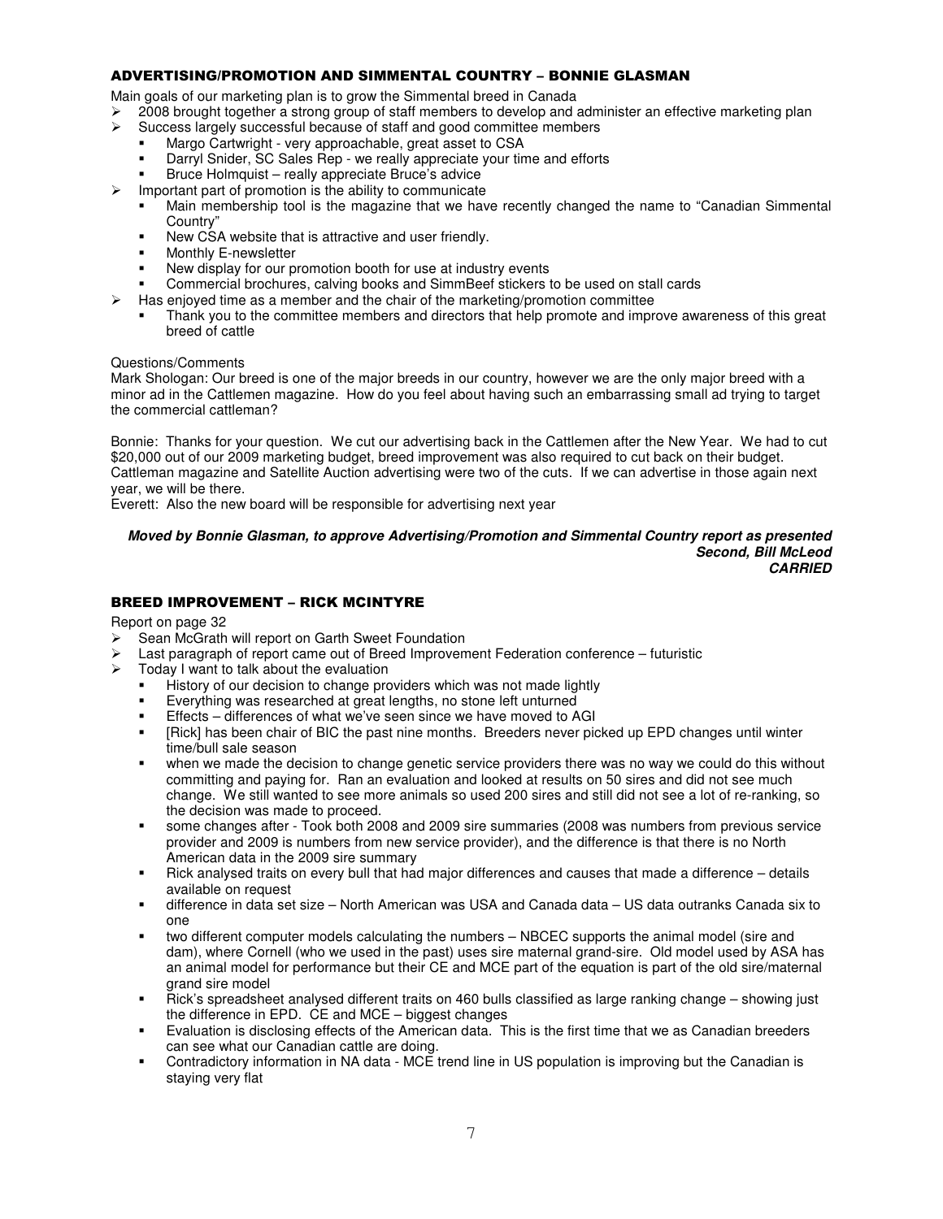## ADVERTISING/PROMOTION AND SIMMENTAL COUNTRY – BONNIE GLASMAN

Main goals of our marketing plan is to grow the Simmental breed in Canada

- 2008 brought together a strong group of staff members to develop and administer an effective marketing plan
- Success largely successful because of staff and good committee members
  - Margo Cartwright - very approachable, great asset to CSA
  - Darryl Snider, SC Sales Rep - we really appreciate your time and efforts
  - Bruce Holmquist – really appreciate Bruce's advice
- Important part of promotion is the ability to communicate
  - Main membership tool is the magazine that we have recently changed the name to "Canadian Simmental Country"
  - New CSA website that is attractive and user friendly.
  - Monthly E-newsletter
  - New display for our promotion booth for use at industry events
  - Commercial brochures, calving books and SimmBeef stickers to be used on stall cards
- Has enjoyed time as a member and the chair of the marketing/promotion committee
  - Thank you to the committee members and directors that help promote and improve awareness of this great breed of cattle

Questions/Comments

Mark Shologan: Our breed is one of the major breeds in our country, however we are the only major breed with a minor ad in the Cattlemen magazine. How do you feel about having such an embarrassing small ad trying to target the commercial cattleman?

Bonnie: Thanks for your question. We cut our advertising back in the Cattlemen after the New Year. We had to cut $20,000 out of our 2009 marketing budget, breed improvement was also required to cut back on their budget. Cattleman magazine and Satellite Auction advertising were two of the cuts. If we can advertise in those again next year, we will be there.

Everett: Also the new board will be responsible for advertising next year

***Moved by Bonnie Glasman, to approve Advertising/Promotion and Simmental Country report as presented***
***Second, Bill McLeod***
***CARRIED***

## BREED IMPROVEMENT – RICK MCINTYRE

Report on page 32

- Sean McGrath will report on Garth Sweet Foundation
- Last paragraph of report came out of Breed Improvement Federation conference – futuristic
- Today I want to talk about the evaluation
  - History of our decision to change providers which was not made lightly
  - Everything was researched at great lengths, no stone left unturned
  - Effects – differences of what we've seen since we have moved to AGI
  - [Rick] has been chair of BIC the past nine months. Breeders never picked up EPD changes until winter time/bull sale season
  - when we made the decision to change genetic service providers there was no way we could do this without committing and paying for. Ran an evaluation and looked at results on 50 sires and did not see much change. We still wanted to see more animals so used 200 sires and still did not see a lot of re-ranking, so the decision was made to proceed.
  - some changes after - Took both 2008 and 2009 sire summaries (2008 was numbers from previous service provider and 2009 is numbers from new service provider), and the difference is that there is no North American data in the 2009 sire summary
  - Rick analysed traits on every bull that had major differences and causes that made a difference – details available on request
  - difference in data set size – North American was USA and Canada data – US data outranks Canada six to one
  - two different computer models calculating the numbers – NBCEC supports the animal model (sire and dam), where Cornell (who we used in the past) uses sire maternal grand-sire. Old model used by ASA has an animal model for performance but their CE and MCE part of the equation is part of the old sire/maternal grand sire model
  - Rick's spreadsheet analysed different traits on 460 bulls classified as large ranking change – showing just the difference in EPD. CE and MCE – biggest changes
  - Evaluation is disclosing effects of the American data. This is the first time that we as Canadian breeders can see what our Canadian cattle are doing.
  - Contradictory information in NA data - MCE trend line in US population is improving but the Canadian is staying very flat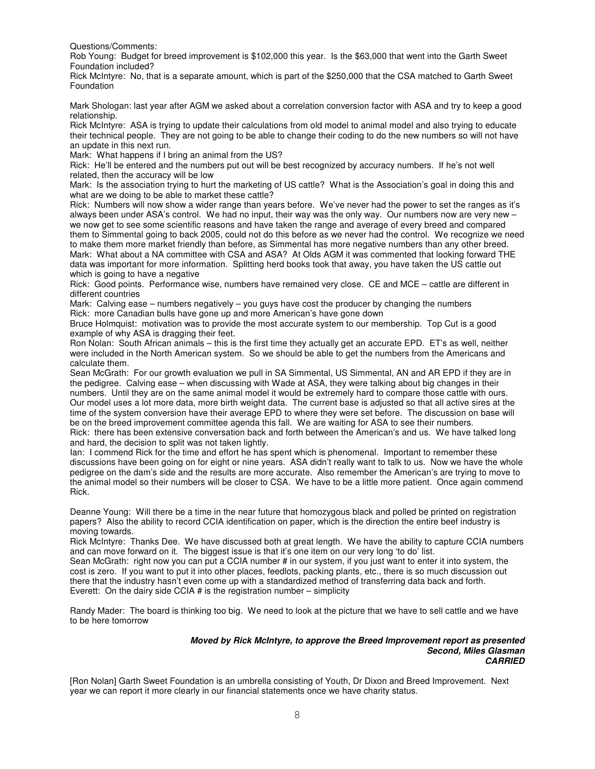Questions/Comments:

Rob Young: Budget for breed improvement is $102,000 this year. Is the $63,000 that went into the Garth Sweet Foundation included?

Rick McIntyre: No, that is a separate amount, which is part of the $250,000 that the CSA matched to Garth Sweet Foundation

Mark Shologan: last year after AGM we asked about a correlation conversion factor with ASA and try to keep a good relationship.

Rick McIntyre: ASA is trying to update their calculations from old model to animal model and also trying to educate their technical people. They are not going to be able to change their coding to do the new numbers so will not have an update in this next run.

Mark: What happens if I bring an animal from the US?

Rick: He'll be entered and the numbers put out will be best recognized by accuracy numbers. If he's not well related, then the accuracy will be low

Mark: Is the association trying to hurt the marketing of US cattle? What is the Association's goal in doing this and what are we doing to be able to market these cattle?

Rick: Numbers will now show a wider range than years before. We've never had the power to set the ranges as it's always been under ASA's control. We had no input, their way was the only way. Our numbers now are very new – we now get to see some scientific reasons and have taken the range and average of every breed and compared them to Simmental going to back 2005, could not do this before as we never had the control. We recognize we need to make them more market friendly than before, as Simmental has more negative numbers than any other breed.

Mark: What about a NA committee with CSA and ASA? At Olds AGM it was commented that looking forward THE data was important for more information. Splitting herd books took that away, you have taken the US cattle out which is going to have a negative

Rick: Good points. Performance wise, numbers have remained very close. CE and MCE – cattle are different in different countries

Mark: Calving ease – numbers negatively – you guys have cost the producer by changing the numbers

Rick: more Canadian bulls have gone up and more American's have gone down

Bruce Holmquist: motivation was to provide the most accurate system to our membership. Top Cut is a good example of why ASA is dragging their feet.

Ron Nolan: South African animals – this is the first time they actually get an accurate EPD. ET's as well, neither were included in the North American system. So we should be able to get the numbers from the Americans and calculate them.

Sean McGrath: For our growth evaluation we pull in SA Simmental, US Simmental, AN and AR EPD if they are in the pedigree. Calving ease – when discussing with Wade at ASA, they were talking about big changes in their numbers. Until they are on the same animal model it would be extremely hard to compare those cattle with ours. Our model uses a lot more data, more birth weight data. The current base is adjusted so that all active sires at the time of the system conversion have their average EPD to where they were set before. The discussion on base will be on the breed improvement committee agenda this fall. We are waiting for ASA to see their numbers.

Rick: there has been extensive conversation back and forth between the American's and us. We have talked long and hard, the decision to split was not taken lightly.

Ian: I commend Rick for the time and effort he has spent which is phenomenal. Important to remember these discussions have been going on for eight or nine years. ASA didn't really want to talk to us. Now we have the whole pedigree on the dam's side and the results are more accurate. Also remember the American's are trying to move to the animal model so their numbers will be closer to CSA. We have to be a little more patient. Once again commend Rick.

Deanne Young: Will there be a time in the near future that homozygous black and polled be printed on registration papers? Also the ability to record CCIA identification on paper, which is the direction the entire beef industry is moving towards.

Rick McIntyre: Thanks Dee. We have discussed both at great length. We have the ability to capture CCIA numbers and can move forward on it. The biggest issue is that it's one item on our very long 'to do' list.

Sean McGrath: right now you can put a CCIA number # in our system, if you just want to enter it into system, the cost is zero. If you want to put it into other places, feedlots, packing plants, etc., there is so much discussion out there that the industry hasn't even come up with a standardized method of transferring data back and forth.

Everett: On the dairy side CCIA # is the registration number – simplicity

Randy Mader: The board is thinking too big. We need to look at the picture that we have to sell cattle and we have to be here tomorrow

***Moved by Rick McIntyre, to approve the Breed Improvement report as presented***
***Second, Miles Glasman***
***CARRIED***

[Ron Nolan] Garth Sweet Foundation is an umbrella consisting of Youth, Dr Dixon and Breed Improvement. Next year we can report it more clearly in our financial statements once we have charity status.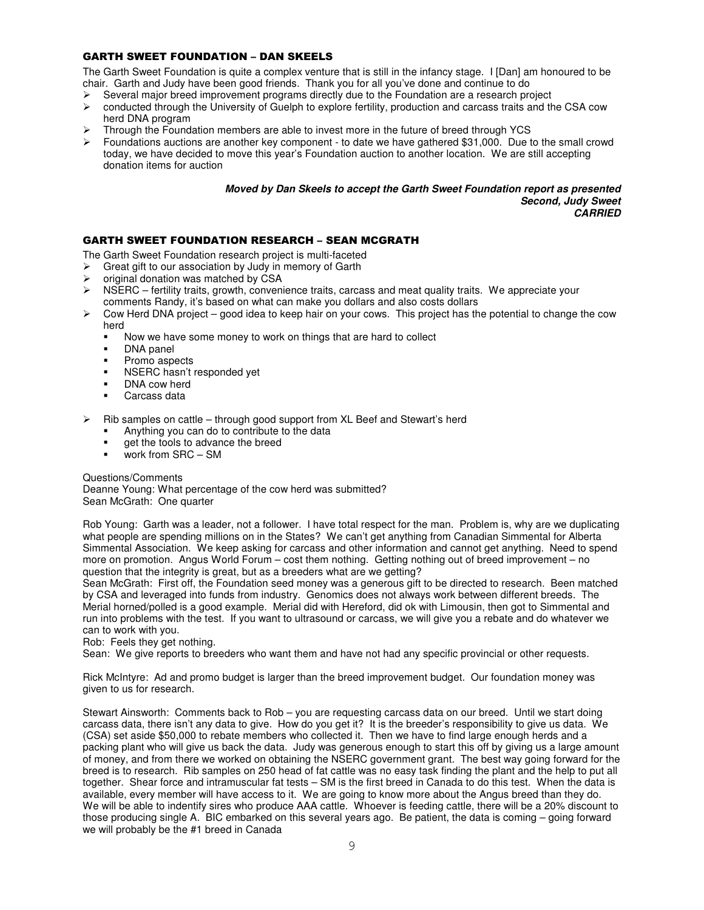## GARTH SWEET FOUNDATION – DAN SKEELS

The Garth Sweet Foundation is quite a complex venture that is still in the infancy stage. I [Dan] am honoured to be chair. Garth and Judy have been good friends. Thank you for all you've done and continue to do

- Several major breed improvement programs directly due to the Foundation are a research project
- conducted through the University of Guelph to explore fertility, production and carcass traits and the CSA cow herd DNA program
- Through the Foundation members are able to invest more in the future of breed through YCS
- Foundations auctions are another key component - to date we have gathered $31,000. Due to the small crowd today, we have decided to move this year's Foundation auction to another location. We are still accepting donation items for auction

***Moved by Dan Skeels to accept the Garth Sweet Foundation report as presented***
***Second, Judy Sweet***
***CARRIED***

## GARTH SWEET FOUNDATION RESEARCH – SEAN MCGRATH

The Garth Sweet Foundation research project is multi-faceted

- Great gift to our association by Judy in memory of Garth
- original donation was matched by CSA
- NSERC – fertility traits, growth, convenience traits, carcass and meat quality traits. We appreciate your comments Randy, it's based on what can make you dollars and also costs dollars
- Cow Herd DNA project – good idea to keep hair on your cows. This project has the potential to change the cow herd
  - Now we have some money to work on things that are hard to collect
  - DNA panel
  - Promo aspects
  - NSERC hasn't responded yet
  - DNA cow herd
  - Carcass data
- Rib samples on cattle – through good support from XL Beef and Stewart's herd
  - Anything you can do to contribute to the data
  - get the tools to advance the breed
  - work from SRC – SM

Questions/Comments
Deanne Young: What percentage of the cow herd was submitted?
Sean McGrath: One quarter

Rob Young: Garth was a leader, not a follower. I have total respect for the man. Problem is, why are we duplicating what people are spending millions on in the States? We can't get anything from Canadian Simmental for Alberta Simmental Association. We keep asking for carcass and other information and cannot get anything. Need to spend more on promotion. Angus World Forum – cost them nothing. Getting nothing out of breed improvement – no question that the integrity is great, but as a breeders what are we getting?
Sean McGrath: First off, the Foundation seed money was a generous gift to be directed to research. Been matched by CSA and leveraged into funds from industry. Genomics does not always work between different breeds. The Merial horned/polled is a good example. Merial did with Hereford, did ok with Limousin, then got to Simmental and run into problems with the test. If you want to ultrasound or carcass, we will give you a rebate and do whatever we can to work with you.
Rob: Feels they get nothing.
Sean: We give reports to breeders who want them and have not had any specific provincial or other requests.

Rick McIntyre: Ad and promo budget is larger than the breed improvement budget. Our foundation money was given to us for research.

Stewart Ainsworth: Comments back to Rob – you are requesting carcass data on our breed. Until we start doing carcass data, there isn't any data to give. How do you get it? It is the breeder's responsibility to give us data. We (CSA) set aside $50,000 to rebate members who collected it. Then we have to find large enough herds and a packing plant who will give us back the data. Judy was generous enough to start this off by giving us a large amount of money, and from there we worked on obtaining the NSERC government grant. The best way going forward for the breed is to research. Rib samples on 250 head of fat cattle was no easy task finding the plant and the help to put all together. Shear force and intramuscular fat tests – SM is the first breed in Canada to do this test. When the data is available, every member will have access to it. We are going to know more about the Angus breed than they do. We will be able to indentify sires who produce AAA cattle. Whoever is feeding cattle, there will be a 20% discount to those producing single A. BIC embarked on this several years ago. Be patient, the data is coming – going forward we will probably be the #1 breed in Canada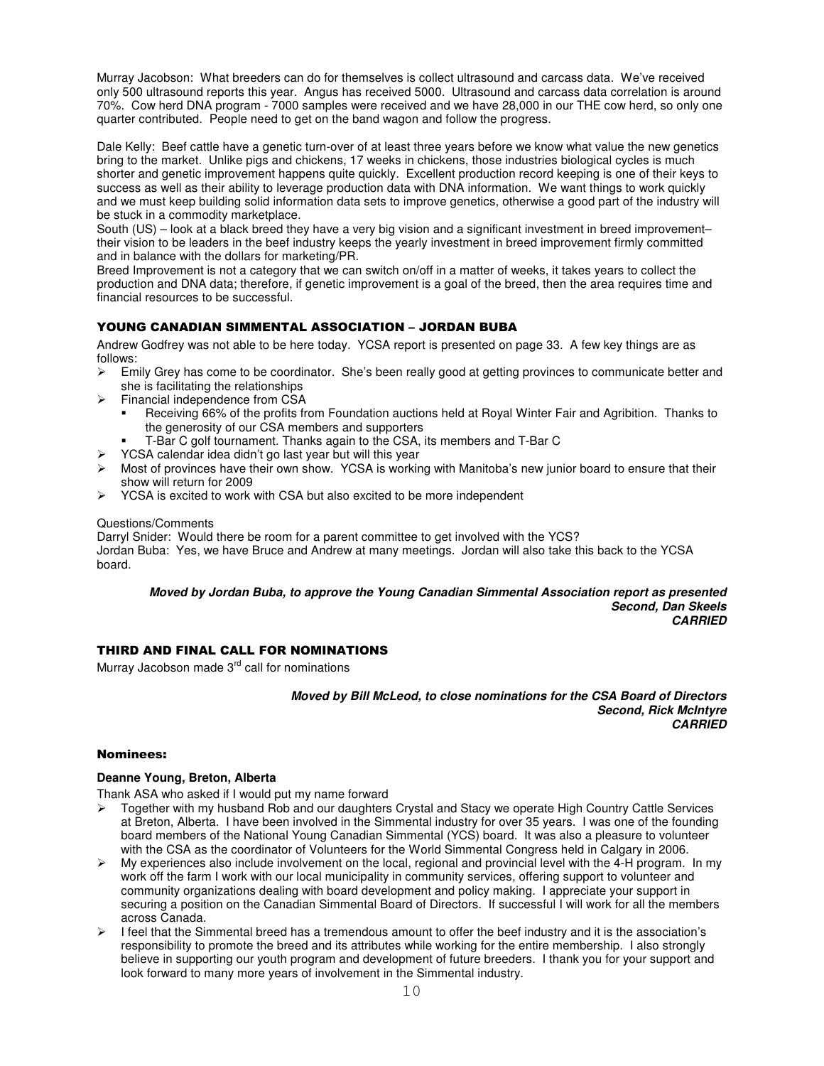Murray Jacobson: What breeders can do for themselves is collect ultrasound and carcass data. We've received only 500 ultrasound reports this year. Angus has received 5000. Ultrasound and carcass data correlation is around 70%. Cow herd DNA program - 7000 samples were received and we have 28,000 in our THE cow herd, so only one quarter contributed. People need to get on the band wagon and follow the progress.

Dale Kelly: Beef cattle have a genetic turn-over of at least three years before we know what value the new genetics bring to the market. Unlike pigs and chickens, 17 weeks in chickens, those industries biological cycles is much shorter and genetic improvement happens quite quickly. Excellent production record keeping is one of their keys to success as well as their ability to leverage production data with DNA information. We want things to work quickly and we must keep building solid information data sets to improve genetics, otherwise a good part of the industry will be stuck in a commodity marketplace.
South (US) – look at a black breed they have a very big vision and a significant investment in breed improvement– their vision to be leaders in the beef industry keeps the yearly investment in breed improvement firmly committed and in balance with the dollars for marketing/PR.
Breed Improvement is not a category that we can switch on/off in a matter of weeks, it takes years to collect the production and DNA data; therefore, if genetic improvement is a goal of the breed, then the area requires time and financial resources to be successful.

## YOUNG CANADIAN SIMMENTAL ASSOCIATION – JORDAN BUBA

Andrew Godfrey was not able to be here today. YCSA report is presented on page 33. A few key things are as follows:

- Emily Grey has come to be coordinator. She's been really good at getting provinces to communicate better and she is facilitating the relationships
- Financial independence from CSA
  - Receiving 66% of the profits from Foundation auctions held at Royal Winter Fair and Agribition. Thanks to the generosity of our CSA members and supporters
  - T-Bar C golf tournament. Thanks again to the CSA, its members and T-Bar C
- YCSA calendar idea didn't go last year but will this year
- Most of provinces have their own show. YCSA is working with Manitoba's new junior board to ensure that their show will return for 2009
- YCSA is excited to work with CSA but also excited to be more independent

Questions/Comments
Darryl Snider: Would there be room for a parent committee to get involved with the YCS?
Jordan Buba: Yes, we have Bruce and Andrew at many meetings. Jordan will also take this back to the YCSA board.

***Moved by Jordan Buba, to approve the Young Canadian Simmental Association report as presented***
***Second, Dan Skeels***
***CARRIED***

## THIRD AND FINAL CALL FOR NOMINATIONS

Murray Jacobson made 3rd call for nominations

***Moved by Bill McLeod, to close nominations for the CSA Board of Directors***
***Second, Rick McIntyre***
***CARRIED***

## Nominees:

**Deanne Young, Breton, Alberta**

Thank ASA who asked if I would put my name forward

- Together with my husband Rob and our daughters Crystal and Stacy we operate High Country Cattle Services at Breton, Alberta. I have been involved in the Simmental industry for over 35 years. I was one of the founding board members of the National Young Canadian Simmental (YCS) board. It was also a pleasure to volunteer with the CSA as the coordinator of Volunteers for the World Simmental Congress held in Calgary in 2006.
- My experiences also include involvement on the local, regional and provincial level with the 4-H program. In my work off the farm I work with our local municipality in community services, offering support to volunteer and community organizations dealing with board development and policy making. I appreciate your support in securing a position on the Canadian Simmental Board of Directors. If successful I will work for all the members across Canada.
- I feel that the Simmental breed has a tremendous amount to offer the beef industry and it is the association's responsibility to promote the breed and its attributes while working for the entire membership. I also strongly believe in supporting our youth program and development of future breeders. I thank you for your support and look forward to many more years of involvement in the Simmental industry.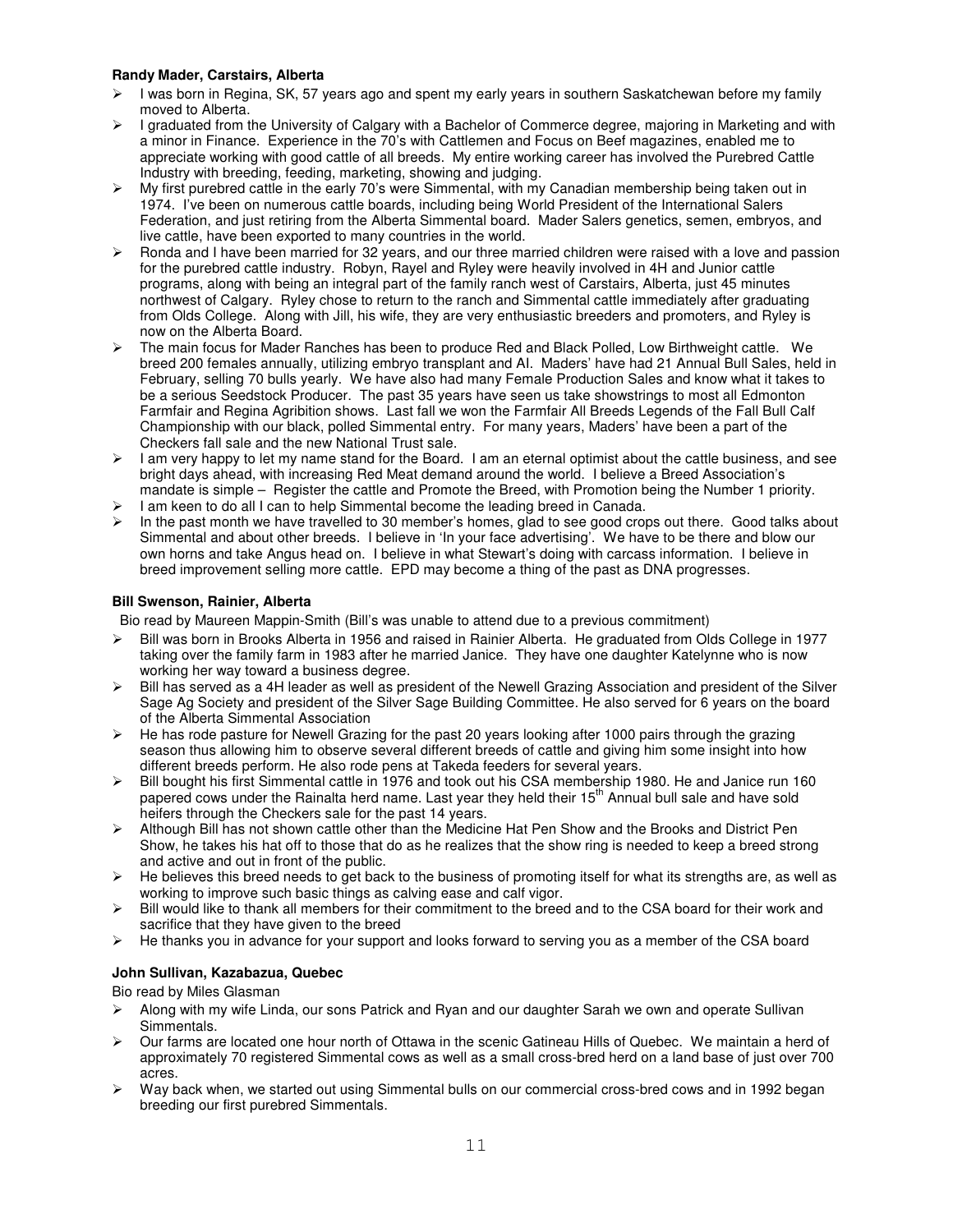**Randy Mader, Carstairs, Alberta**

- I was born in Regina, SK, 57 years ago and spent my early years in southern Saskatchewan before my family moved to Alberta.
- I graduated from the University of Calgary with a Bachelor of Commerce degree, majoring in Marketing and with a minor in Finance. Experience in the 70's with Cattlemen and Focus on Beef magazines, enabled me to appreciate working with good cattle of all breeds. My entire working career has involved the Purebred Cattle Industry with breeding, feeding, marketing, showing and judging.
- My first purebred cattle in the early 70's were Simmental, with my Canadian membership being taken out in 1974. I've been on numerous cattle boards, including being World President of the International Salers Federation, and just retiring from the Alberta Simmental board. Mader Salers genetics, semen, embryos, and live cattle, have been exported to many countries in the world.
- Ronda and I have been married for 32 years, and our three married children were raised with a love and passion for the purebred cattle industry. Robyn, Rayel and Ryley were heavily involved in 4H and Junior cattle programs, along with being an integral part of the family ranch west of Carstairs, Alberta, just 45 minutes northwest of Calgary. Ryley chose to return to the ranch and Simmental cattle immediately after graduating from Olds College. Along with Jill, his wife, they are very enthusiastic breeders and promoters, and Ryley is now on the Alberta Board.
- The main focus for Mader Ranches has been to produce Red and Black Polled, Low Birthweight cattle. We breed 200 females annually, utilizing embryo transplant and AI. Maders' have had 21 Annual Bull Sales, held in February, selling 70 bulls yearly. We have also had many Female Production Sales and know what it takes to be a serious Seedstock Producer. The past 35 years have seen us take showstrings to most all Edmonton Farmfair and Regina Agribition shows. Last fall we won the Farmfair All Breeds Legends of the Fall Bull Calf Championship with our black, polled Simmental entry. For many years, Maders' have been a part of the Checkers fall sale and the new National Trust sale.
- I am very happy to let my name stand for the Board. I am an eternal optimist about the cattle business, and see bright days ahead, with increasing Red Meat demand around the world. I believe a Breed Association's mandate is simple – Register the cattle and Promote the Breed, with Promotion being the Number 1 priority.
- I am keen to do all I can to help Simmental become the leading breed in Canada.
- In the past month we have travelled to 30 member's homes, glad to see good crops out there. Good talks about Simmental and about other breeds. I believe in 'In your face advertising'. We have to be there and blow our own horns and take Angus head on. I believe in what Stewart's doing with carcass information. I believe in breed improvement selling more cattle. EPD may become a thing of the past as DNA progresses.

**Bill Swenson, Rainier, Alberta**

Bio read by Maureen Mappin-Smith (Bill's was unable to attend due to a previous commitment)

- Bill was born in Brooks Alberta in 1956 and raised in Rainier Alberta. He graduated from Olds College in 1977 taking over the family farm in 1983 after he married Janice. They have one daughter Katelynne who is now working her way toward a business degree.
- Bill has served as a 4H leader as well as president of the Newell Grazing Association and president of the Silver Sage Ag Society and president of the Silver Sage Building Committee. He also served for 6 years on the board of the Alberta Simmental Association
- He has rode pasture for Newell Grazing for the past 20 years looking after 1000 pairs through the grazing season thus allowing him to observe several different breeds of cattle and giving him some insight into how different breeds perform. He also rode pens at Takeda feeders for several years.
- Bill bought his first Simmental cattle in 1976 and took out his CSA membership 1980. He and Janice run 160 papered cows under the Rainalta herd name. Last year they held their 15th Annual bull sale and have sold heifers through the Checkers sale for the past 14 years.
- Although Bill has not shown cattle other than the Medicine Hat Pen Show and the Brooks and District Pen Show, he takes his hat off to those that do as he realizes that the show ring is needed to keep a breed strong and active and out in front of the public.
- He believes this breed needs to get back to the business of promoting itself for what its strengths are, as well as working to improve such basic things as calving ease and calf vigor.
- Bill would like to thank all members for their commitment to the breed and to the CSA board for their work and sacrifice that they have given to the breed
- He thanks you in advance for your support and looks forward to serving you as a member of the CSA board

**John Sullivan, Kazabazua, Quebec**

Bio read by Miles Glasman

- Along with my wife Linda, our sons Patrick and Ryan and our daughter Sarah we own and operate Sullivan Simmentals.
- Our farms are located one hour north of Ottawa in the scenic Gatineau Hills of Quebec. We maintain a herd of approximately 70 registered Simmental cows as well as a small cross-bred herd on a land base of just over 700 acres.
- Way back when, we started out using Simmental bulls on our commercial cross-bred cows and in 1992 began breeding our first purebred Simmentals.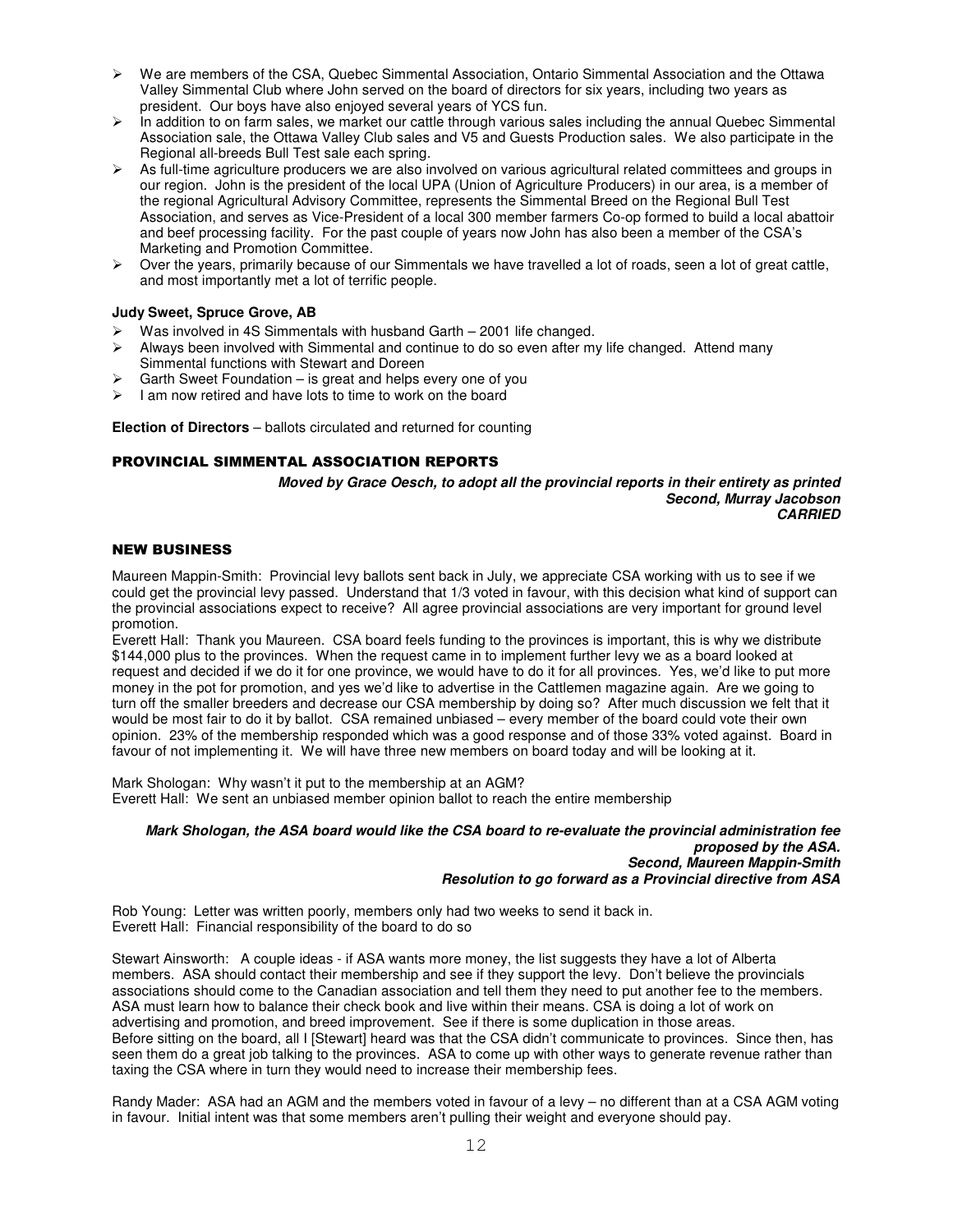- We are members of the CSA, Quebec Simmental Association, Ontario Simmental Association and the Ottawa Valley Simmental Club where John served on the board of directors for six years, including two years as president. Our boys have also enjoyed several years of YCS fun.
- In addition to on farm sales, we market our cattle through various sales including the annual Quebec Simmental Association sale, the Ottawa Valley Club sales and V5 and Guests Production sales. We also participate in the Regional all-breeds Bull Test sale each spring.
- As full-time agriculture producers we are also involved on various agricultural related committees and groups in our region. John is the president of the local UPA (Union of Agriculture Producers) in our area, is a member of the regional Agricultural Advisory Committee, represents the Simmental Breed on the Regional Bull Test Association, and serves as Vice-President of a local 300 member farmers Co-op formed to build a local abattoir and beef processing facility. For the past couple of years now John has also been a member of the CSA's Marketing and Promotion Committee.
- Over the years, primarily because of our Simmentals we have travelled a lot of roads, seen a lot of great cattle, and most importantly met a lot of terrific people.

**Judy Sweet, Spruce Grove, AB**

- Was involved in 4S Simmentals with husband Garth – 2001 life changed.
- Always been involved with Simmental and continue to do so even after my life changed. Attend many Simmental functions with Stewart and Doreen
- Garth Sweet Foundation – is great and helps every one of you
- I am now retired and have lots to time to work on the board

**Election of Directors** – ballots circulated and returned for counting

## PROVINCIAL SIMMENTAL ASSOCIATION REPORTS

***Moved by Grace Oesch, to adopt all the provincial reports in their entirety as printed***
***Second, Murray Jacobson***
***CARRIED***

## NEW BUSINESS

Maureen Mappin-Smith: Provincial levy ballots sent back in July, we appreciate CSA working with us to see if we could get the provincial levy passed. Understand that 1/3 voted in favour, with this decision what kind of support can the provincial associations expect to receive? All agree provincial associations are very important for ground level promotion.
Everett Hall: Thank you Maureen. CSA board feels funding to the provinces is important, this is why we distribute \$144,000 plus to the provinces. When the request came in to implement further levy we as a board looked at request and decided if we do it for one province, we would have to do it for all provinces. Yes, we'd like to put more money in the pot for promotion, and yes we'd like to advertise in the Cattlemen magazine again. Are we going to turn off the smaller breeders and decrease our CSA membership by doing so? After much discussion we felt that it would be most fair to do it by ballot. CSA remained unbiased – every member of the board could vote their own opinion. 23% of the membership responded which was a good response and of those 33% voted against. Board in favour of not implementing it. We will have three new members on board today and will be looking at it.

Mark Shologan: Why wasn't it put to the membership at an AGM?
Everett Hall: We sent an unbiased member opinion ballot to reach the entire membership

***Mark Shologan, the ASA board would like the CSA board to re-evaluate the provincial administration fee proposed by the ASA.***
***Second, Maureen Mappin-Smith***
***Resolution to go forward as a Provincial directive from ASA***

Rob Young: Letter was written poorly, members only had two weeks to send it back in.
Everett Hall: Financial responsibility of the board to do so

Stewart Ainsworth: A couple ideas - if ASA wants more money, the list suggests they have a lot of Alberta members. ASA should contact their membership and see if they support the levy. Don't believe the provincials associations should come to the Canadian association and tell them they need to put another fee to the members. ASA must learn how to balance their check book and live within their means. CSA is doing a lot of work on advertising and promotion, and breed improvement. See if there is some duplication in those areas.
Before sitting on the board, all I [Stewart] heard was that the CSA didn't communicate to provinces. Since then, has seen them do a great job talking to the provinces. ASA to come up with other ways to generate revenue rather than taxing the CSA where in turn they would need to increase their membership fees.

Randy Mader: ASA had an AGM and the members voted in favour of a levy – no different than at a CSA AGM voting in favour. Initial intent was that some members aren't pulling their weight and everyone should pay.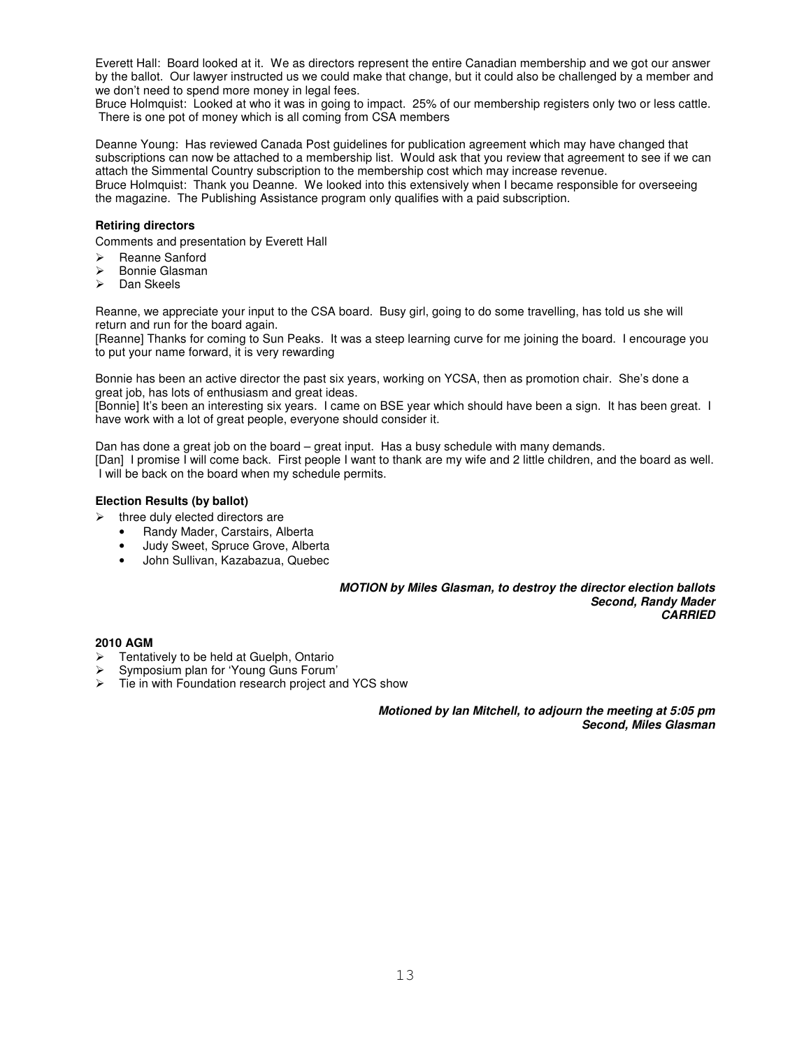Everett Hall: Board looked at it. We as directors represent the entire Canadian membership and we got our answer by the ballot. Our lawyer instructed us we could make that change, but it could also be challenged by a member and we don't need to spend more money in legal fees.
Bruce Holmquist: Looked at who it was in going to impact. 25% of our membership registers only two or less cattle. There is one pot of money which is all coming from CSA members

Deanne Young: Has reviewed Canada Post guidelines for publication agreement which may have changed that subscriptions can now be attached to a membership list. Would ask that you review that agreement to see if we can attach the Simmental Country subscription to the membership cost which may increase revenue.
Bruce Holmquist: Thank you Deanne. We looked into this extensively when I became responsible for overseeing the magazine. The Publishing Assistance program only qualifies with a paid subscription.

**Retiring directors**

Comments and presentation by Everett Hall

- Reanne Sanford
- Bonnie Glasman
- Dan Skeels

Reanne, we appreciate your input to the CSA board. Busy girl, going to do some travelling, has told us she will return and run for the board again.
[Reanne] Thanks for coming to Sun Peaks. It was a steep learning curve for me joining the board. I encourage you to put your name forward, it is very rewarding

Bonnie has been an active director the past six years, working on YCSA, then as promotion chair. She's done a great job, has lots of enthusiasm and great ideas.
[Bonnie] It's been an interesting six years. I came on BSE year which should have been a sign. It has been great. I have work with a lot of great people, everyone should consider it.

Dan has done a great job on the board – great input. Has a busy schedule with many demands.
[Dan] I promise I will come back. First people I want to thank are my wife and 2 little children, and the board as well. I will be back on the board when my schedule permits.

**Election Results (by ballot)**

- three duly elected directors are
  - Randy Mader, Carstairs, Alberta
  - Judy Sweet, Spruce Grove, Alberta
  - John Sullivan, Kazabazua, Quebec

***MOTION by Miles Glasman, to destroy the director election ballots***
***Second, Randy Mader***
***CARRIED***

**2010 AGM**

- Tentatively to be held at Guelph, Ontario
- Symposium plan for 'Young Guns Forum'
- Tie in with Foundation research project and YCS show

***Motioned by Ian Mitchell, to adjourn the meeting at 5:05 pm***
***Second, Miles Glasman***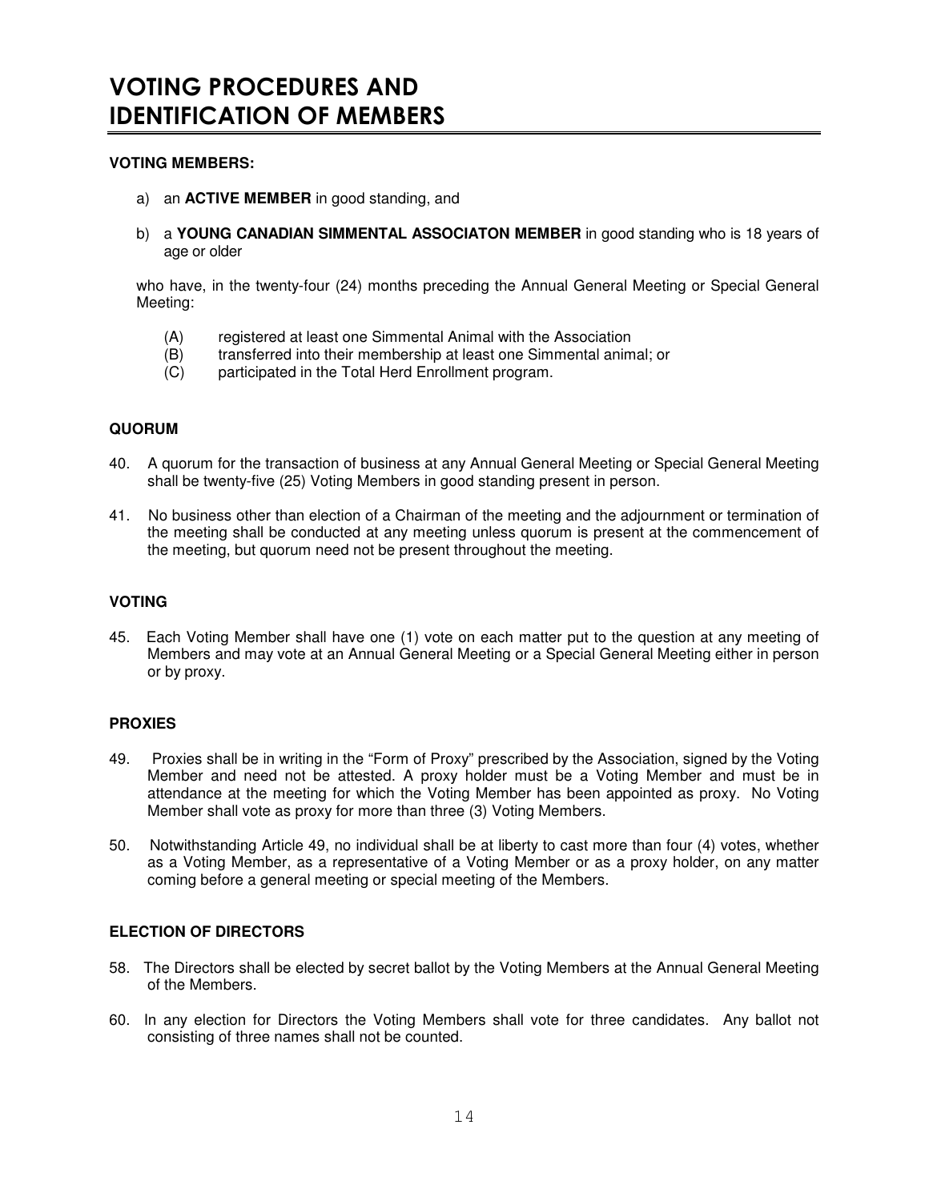# VOTING PROCEDURES AND IDENTIFICATION OF MEMBERS

**VOTING MEMBERS:**

a) an **ACTIVE MEMBER** in good standing, and

b) a **YOUNG CANADIAN SIMMENTAL ASSOCIATON MEMBER** in good standing who is 18 years of age or older

who have, in the twenty-four (24) months preceding the Annual General Meeting or Special General Meeting:

(A) registered at least one Simmental Animal with the Association
(B) transferred into their membership at least one Simmental animal; or
(C) participated in the Total Herd Enrollment program.

**QUORUM**

40. A quorum for the transaction of business at any Annual General Meeting or Special General Meeting shall be twenty-five (25) Voting Members in good standing present in person.

41. No business other than election of a Chairman of the meeting and the adjournment or termination of the meeting shall be conducted at any meeting unless quorum is present at the commencement of the meeting, but quorum need not be present throughout the meeting.

**VOTING**

45. Each Voting Member shall have one (1) vote on each matter put to the question at any meeting of Members and may vote at an Annual General Meeting or a Special General Meeting either in person or by proxy.

**PROXIES**

49. Proxies shall be in writing in the "Form of Proxy" prescribed by the Association, signed by the Voting Member and need not be attested. A proxy holder must be a Voting Member and must be in attendance at the meeting for which the Voting Member has been appointed as proxy. No Voting Member shall vote as proxy for more than three (3) Voting Members.

50. Notwithstanding Article 49, no individual shall be at liberty to cast more than four (4) votes, whether as a Voting Member, as a representative of a Voting Member or as a proxy holder, on any matter coming before a general meeting or special meeting of the Members.

**ELECTION OF DIRECTORS**

58. The Directors shall be elected by secret ballot by the Voting Members at the Annual General Meeting of the Members.

60. In any election for Directors the Voting Members shall vote for three candidates. Any ballot not consisting of three names shall not be counted.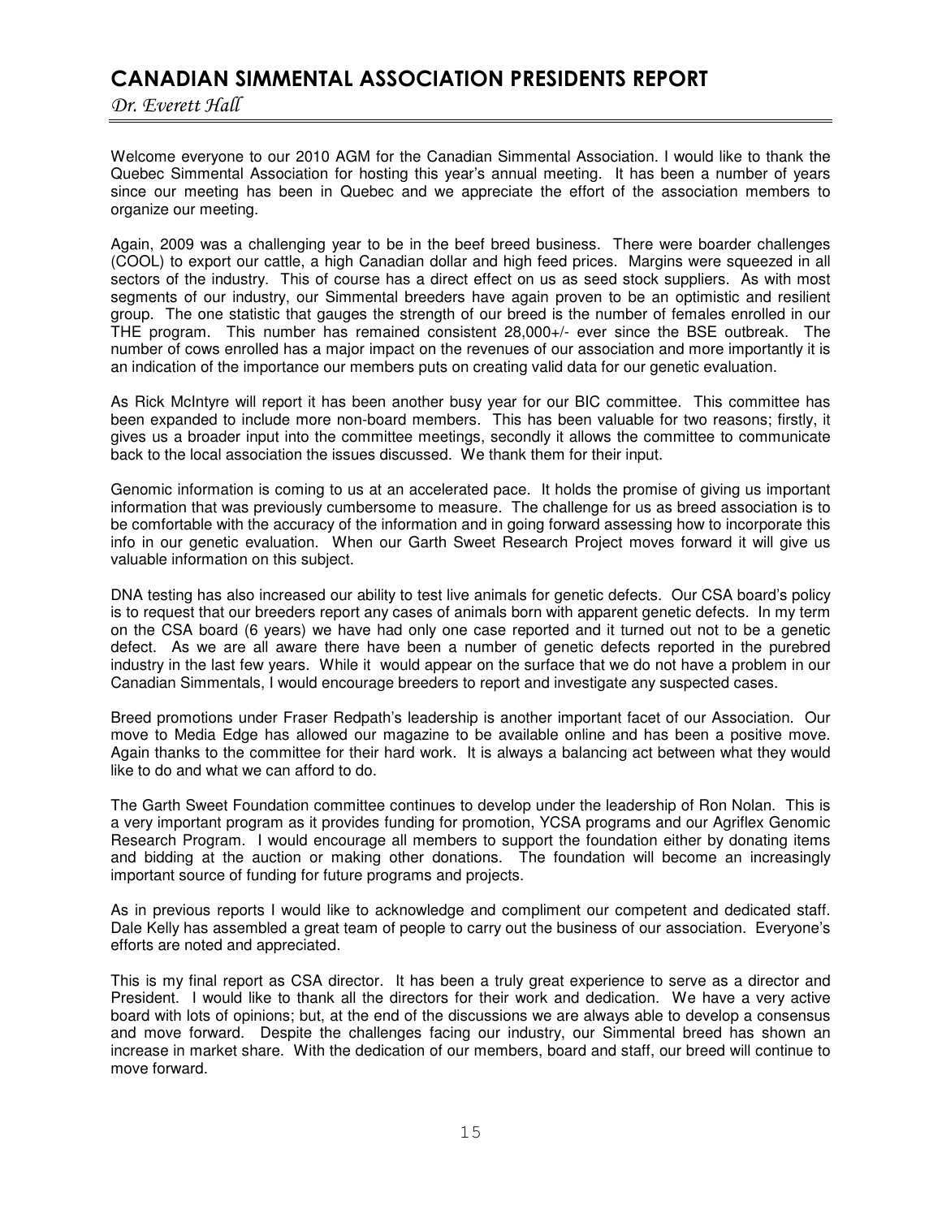# CANADIAN SIMMENTAL ASSOCIATION PRESIDENTS REPORT

*Dr. Everett Hall*

Welcome everyone to our 2010 AGM for the Canadian Simmental Association. I would like to thank the Quebec Simmental Association for hosting this year's annual meeting. It has been a number of years since our meeting has been in Quebec and we appreciate the effort of the association members to organize our meeting.

Again, 2009 was a challenging year to be in the beef breed business. There were boarder challenges (COOL) to export our cattle, a high Canadian dollar and high feed prices. Margins were squeezed in all sectors of the industry. This of course has a direct effect on us as seed stock suppliers. As with most segments of our industry, our Simmental breeders have again proven to be an optimistic and resilient group. The one statistic that gauges the strength of our breed is the number of females enrolled in our THE program. This number has remained consistent 28,000+/- ever since the BSE outbreak. The number of cows enrolled has a major impact on the revenues of our association and more importantly it is an indication of the importance our members puts on creating valid data for our genetic evaluation.

As Rick McIntyre will report it has been another busy year for our BIC committee. This committee has been expanded to include more non-board members. This has been valuable for two reasons; firstly, it gives us a broader input into the committee meetings, secondly it allows the committee to communicate back to the local association the issues discussed. We thank them for their input.

Genomic information is coming to us at an accelerated pace. It holds the promise of giving us important information that was previously cumbersome to measure. The challenge for us as breed association is to be comfortable with the accuracy of the information and in going forward assessing how to incorporate this info in our genetic evaluation. When our Garth Sweet Research Project moves forward it will give us valuable information on this subject.

DNA testing has also increased our ability to test live animals for genetic defects. Our CSA board's policy is to request that our breeders report any cases of animals born with apparent genetic defects. In my term on the CSA board (6 years) we have had only one case reported and it turned out not to be a genetic defect. As we are all aware there have been a number of genetic defects reported in the purebred industry in the last few years. While it would appear on the surface that we do not have a problem in our Canadian Simmentals, I would encourage breeders to report and investigate any suspected cases.

Breed promotions under Fraser Redpath's leadership is another important facet of our Association. Our move to Media Edge has allowed our magazine to be available online and has been a positive move. Again thanks to the committee for their hard work. It is always a balancing act between what they would like to do and what we can afford to do.

The Garth Sweet Foundation committee continues to develop under the leadership of Ron Nolan. This is a very important program as it provides funding for promotion, YCSA programs and our Agriflex Genomic Research Program. I would encourage all members to support the foundation either by donating items and bidding at the auction or making other donations. The foundation will become an increasingly important source of funding for future programs and projects.

As in previous reports I would like to acknowledge and compliment our competent and dedicated staff. Dale Kelly has assembled a great team of people to carry out the business of our association. Everyone's efforts are noted and appreciated.

This is my final report as CSA director. It has been a truly great experience to serve as a director and President. I would like to thank all the directors for their work and dedication. We have a very active board with lots of opinions; but, at the end of the discussions we are always able to develop a consensus and move forward. Despite the challenges facing our industry, our Simmental breed has shown an increase in market share. With the dedication of our members, board and staff, our breed will continue to move forward.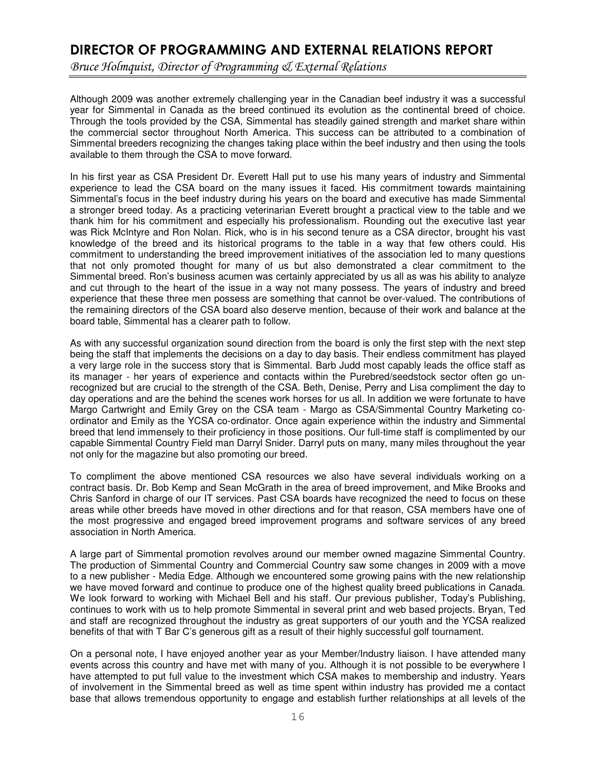# DIRECTOR OF PROGRAMMING AND EXTERNAL RELATIONS REPORT

*Bruce Holmquist, Director of Programming & External Relations*

Although 2009 was another extremely challenging year in the Canadian beef industry it was a successful year for Simmental in Canada as the breed continued its evolution as the continental breed of choice. Through the tools provided by the CSA, Simmental has steadily gained strength and market share within the commercial sector throughout North America. This success can be attributed to a combination of Simmental breeders recognizing the changes taking place within the beef industry and then using the tools available to them through the CSA to move forward.

In his first year as CSA President Dr. Everett Hall put to use his many years of industry and Simmental experience to lead the CSA board on the many issues it faced. His commitment towards maintaining Simmental's focus in the beef industry during his years on the board and executive has made Simmental a stronger breed today. As a practicing veterinarian Everett brought a practical view to the table and we thank him for his commitment and especially his professionalism. Rounding out the executive last year was Rick McIntyre and Ron Nolan. Rick, who is in his second tenure as a CSA director, brought his vast knowledge of the breed and its historical programs to the table in a way that few others could. His commitment to understanding the breed improvement initiatives of the association led to many questions that not only promoted thought for many of us but also demonstrated a clear commitment to the Simmental breed. Ron's business acumen was certainly appreciated by us all as was his ability to analyze and cut through to the heart of the issue in a way not many possess. The years of industry and breed experience that these three men possess are something that cannot be over-valued. The contributions of the remaining directors of the CSA board also deserve mention, because of their work and balance at the board table, Simmental has a clearer path to follow.

As with any successful organization sound direction from the board is only the first step with the next step being the staff that implements the decisions on a day to day basis. Their endless commitment has played a very large role in the success story that is Simmental. Barb Judd most capably leads the office staff as its manager - her years of experience and contacts within the Purebred/seedstock sector often go unrecognized but are crucial to the strength of the CSA. Beth, Denise, Perry and Lisa compliment the day to day operations and are the behind the scenes work horses for us all. In addition we were fortunate to have Margo Cartwright and Emily Grey on the CSA team - Margo as CSA/Simmental Country Marketing coordinator and Emily as the YCSA co-ordinator. Once again experience within the industry and Simmental breed that lend immensely to their proficiency in those positions. Our full-time staff is complimented by our capable Simmental Country Field man Darryl Snider. Darryl puts on many, many miles throughout the year not only for the magazine but also promoting our breed.

To compliment the above mentioned CSA resources we also have several individuals working on a contract basis. Dr. Bob Kemp and Sean McGrath in the area of breed improvement, and Mike Brooks and Chris Sanford in charge of our IT services. Past CSA boards have recognized the need to focus on these areas while other breeds have moved in other directions and for that reason, CSA members have one of the most progressive and engaged breed improvement programs and software services of any breed association in North America.

A large part of Simmental promotion revolves around our member owned magazine Simmental Country. The production of Simmental Country and Commercial Country saw some changes in 2009 with a move to a new publisher - Media Edge. Although we encountered some growing pains with the new relationship we have moved forward and continue to produce one of the highest quality breed publications in Canada. We look forward to working with Michael Bell and his staff. Our previous publisher, Today's Publishing, continues to work with us to help promote Simmental in several print and web based projects. Bryan, Ted and staff are recognized throughout the industry as great supporters of our youth and the YCSA realized benefits of that with T Bar C's generous gift as a result of their highly successful golf tournament.

On a personal note, I have enjoyed another year as your Member/Industry liaison. I have attended many events across this country and have met with many of you. Although it is not possible to be everywhere I have attempted to put full value to the investment which CSA makes to membership and industry. Years of involvement in the Simmental breed as well as time spent within industry has provided me a contact base that allows tremendous opportunity to engage and establish further relationships at all levels of the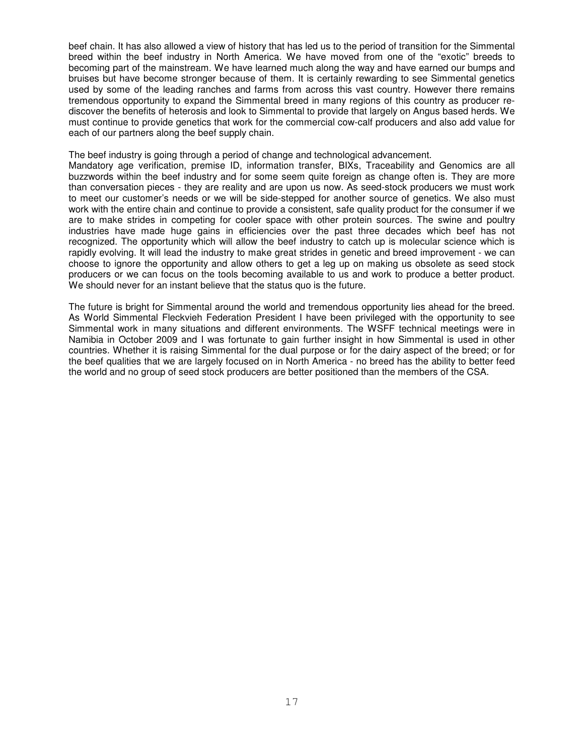beef chain. It has also allowed a view of history that has led us to the period of transition for the Simmental breed within the beef industry in North America. We have moved from one of the "exotic" breeds to becoming part of the mainstream. We have learned much along the way and have earned our bumps and bruises but have become stronger because of them. It is certainly rewarding to see Simmental genetics used by some of the leading ranches and farms from across this vast country. However there remains tremendous opportunity to expand the Simmental breed in many regions of this country as producer re-discover the benefits of heterosis and look to Simmental to provide that largely on Angus based herds. We must continue to provide genetics that work for the commercial cow-calf producers and also add value for each of our partners along the beef supply chain.

The beef industry is going through a period of change and technological advancement.
Mandatory age verification, premise ID, information transfer, BIXs, Traceability and Genomics are all buzzwords within the beef industry and for some seem quite foreign as change often is. They are more than conversation pieces - they are reality and are upon us now. As seed-stock producers we must work to meet our customer's needs or we will be side-stepped for another source of genetics. We also must work with the entire chain and continue to provide a consistent, safe quality product for the consumer if we are to make strides in competing for cooler space with other protein sources. The swine and poultry industries have made huge gains in efficiencies over the past three decades which beef has not recognized. The opportunity which will allow the beef industry to catch up is molecular science which is rapidly evolving. It will lead the industry to make great strides in genetic and breed improvement - we can choose to ignore the opportunity and allow others to get a leg up on making us obsolete as seed stock producers or we can focus on the tools becoming available to us and work to produce a better product. We should never for an instant believe that the status quo is the future.

The future is bright for Simmental around the world and tremendous opportunity lies ahead for the breed. As World Simmental Fleckvieh Federation President I have been privileged with the opportunity to see Simmental work in many situations and different environments. The WSFF technical meetings were in Namibia in October 2009 and I was fortunate to gain further insight in how Simmental is used in other countries. Whether it is raising Simmental for the dual purpose or for the dairy aspect of the breed; or for the beef qualities that we are largely focused on in North America - no breed has the ability to better feed the world and no group of seed stock producers are better positioned than the members of the CSA.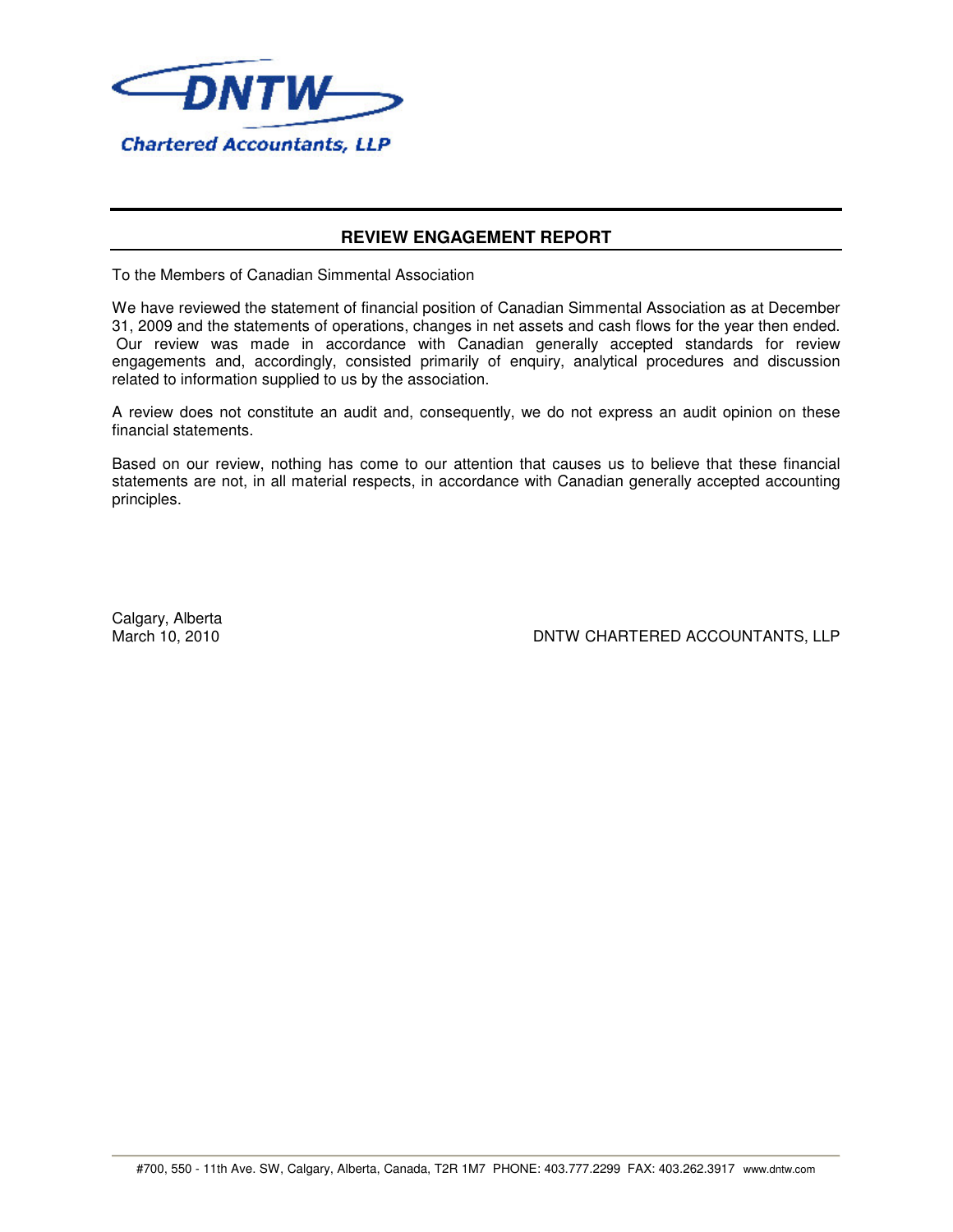DNTW

Chartered Accountants, LLP

## REVIEW ENGAGEMENT REPORT

To the Members of Canadian Simmental Association

We have reviewed the statement of financial position of Canadian Simmental Association as at December 31, 2009 and the statements of operations, changes in net assets and cash flows for the year then ended. Our review was made in accordance with Canadian generally accepted standards for review engagements and, accordingly, consisted primarily of enquiry, analytical procedures and discussion related to information supplied to us by the association.

A review does not constitute an audit and, consequently, we do not express an audit opinion on these financial statements.

Based on our review, nothing has come to our attention that causes us to believe that these financial statements are not, in all material respects, in accordance with Canadian generally accepted accounting principles.

Calgary, Alberta
March 10, 2010

DNTW CHARTERED ACCOUNTANTS, LLP

#700, 550 - 11th Ave. SW, Calgary, Alberta, Canada, T2R 1M7 PHONE: 403.777.2299 FAX: 403.262.3917 www.dntw.com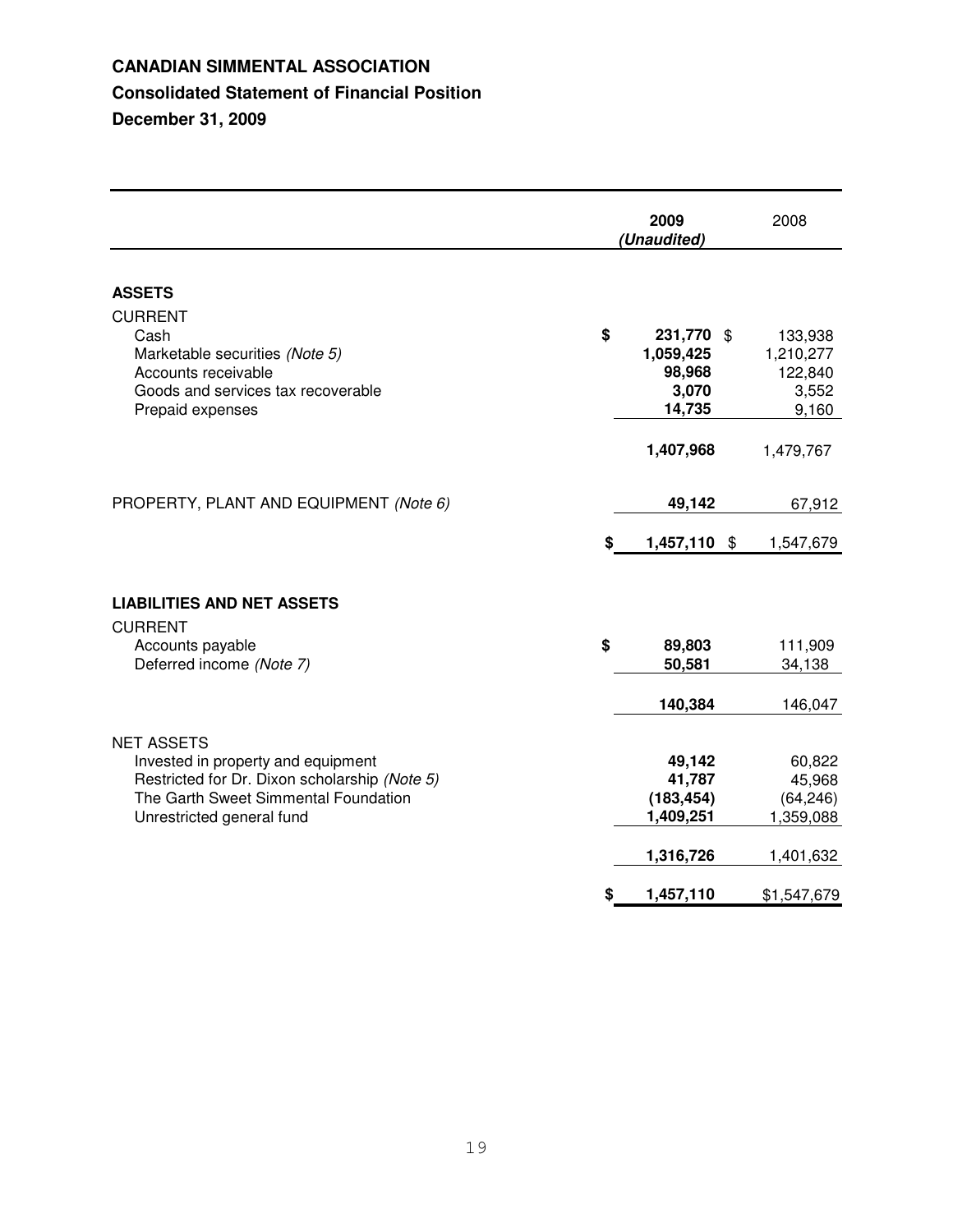**CANADIAN SIMMENTAL ASSOCIATION**

**Consolidated Statement of Financial Position**

**December 31, 2009**

| | **2009 *(Unaudited)*** | 2008 |
|---|---|---|
| **ASSETS** | | |
| CURRENT | | |
| Cash | **$ 231,770** | $ 133,938 |
| Marketable securities *(Note 5)* | **1,059,425** | 1,210,277 |
| Accounts receivable | **98,968** | 122,840 |
| Goods and services tax recoverable | **3,070** | 3,552 |
| Prepaid expenses | **14,735** | 9,160 |
| | **1,407,968** | 1,479,767 |
| PROPERTY, PLANT AND EQUIPMENT *(Note 6)* | **49,142** | 67,912 |
| | **$ 1,457,110** | $ 1,547,679 |
| **LIABILITIES AND NET ASSETS** | | |
| CURRENT | | |
| Accounts payable | **$ 89,803** | 111,909 |
| Deferred income *(Note 7)* | **50,581** | 34,138 |
| | **140,384** | 146,047 |
| NET ASSETS | | |
| Invested in property and equipment | **49,142** | 60,822 |
| Restricted for Dr. Dixon scholarship *(Note 5)* | **41,787** | 45,968 |
| The Garth Sweet Simmental Foundation | **(183,454)** | (64,246) |
| Unrestricted general fund | **1,409,251** | 1,359,088 |
| | **1,316,726** | 1,401,632 |
| | **$ 1,457,110** | $1,547,679 |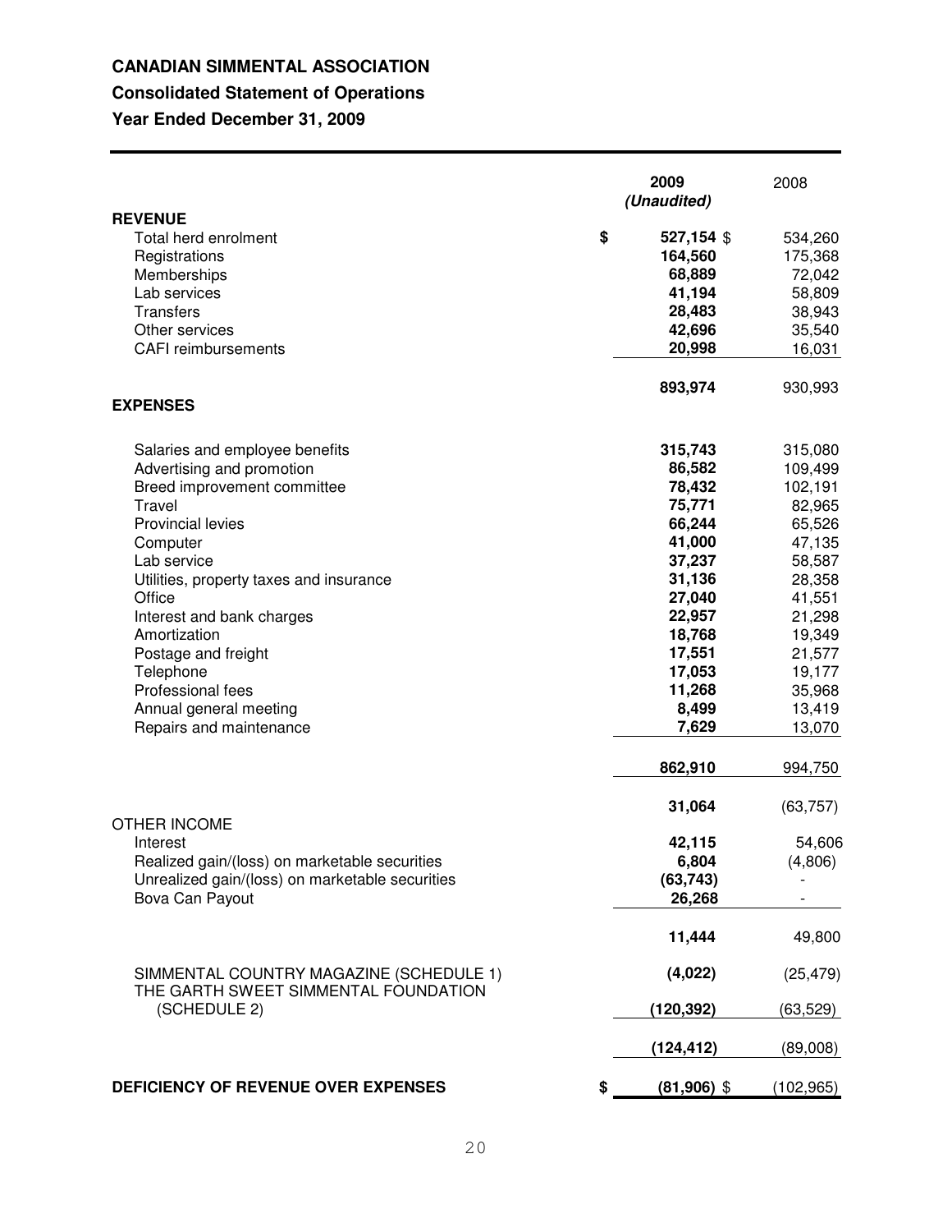# CANADIAN SIMMENTAL ASSOCIATION

## Consolidated Statement of Operations

## Year Ended December 31, 2009

| | 2009 *(Unaudited)* | 2008 |
|---|---|---|
| **REVENUE** | | |
| Total herd enrolment | **$ 527,154** | $ 534,260 |
| Registrations | **164,560** | 175,368 |
| Memberships | **68,889** | 72,042 |
| Lab services | **41,194** | 58,809 |
| Transfers | **28,483** | 38,943 |
| Other services | **42,696** | 35,540 |
| CAFI reimbursements | **20,998** | 16,031 |
| | **893,974** | 930,993 |
| **EXPENSES** | | |
| Salaries and employee benefits | **315,743** | 315,080 |
| Advertising and promotion | **86,582** | 109,499 |
| Breed improvement committee | **78,432** | 102,191 |
| Travel | **75,771** | 82,965 |
| Provincial levies | **66,244** | 65,526 |
| Computer | **41,000** | 47,135 |
| Lab service | **37,237** | 58,587 |
| Utilities, property taxes and insurance | **31,136** | 28,358 |
| Office | **27,040** | 41,551 |
| Interest and bank charges | **22,957** | 21,298 |
| Amortization | **18,768** | 19,349 |
| Postage and freight | **17,551** | 21,577 |
| Telephone | **17,053** | 19,177 |
| Professional fees | **11,268** | 35,968 |
| Annual general meeting | **8,499** | 13,419 |
| Repairs and maintenance | **7,629** | 13,070 |
| | **862,910** | 994,750 |
| | **31,064** | (63,757) |
| OTHER INCOME | | |
| Interest | **42,115** | 54,606 |
| Realized gain/(loss) on marketable securities | **6,804** | (4,806) |
| Unrealized gain/(loss) on marketable securities | **(63,743)** | - |
| Bova Can Payout | **26,268** | - |
| | **11,444** | 49,800 |
| SIMMENTAL COUNTRY MAGAZINE (SCHEDULE 1) | **(4,022)** | (25,479) |
| THE GARTH SWEET SIMMENTAL FOUNDATION (SCHEDULE 2) | **(120,392)** | (63,529) |
| | **(124,412)** | (89,008) |
| **DEFICIENCY OF REVENUE OVER EXPENSES** | **$ (81,906)** | $ (102,965) |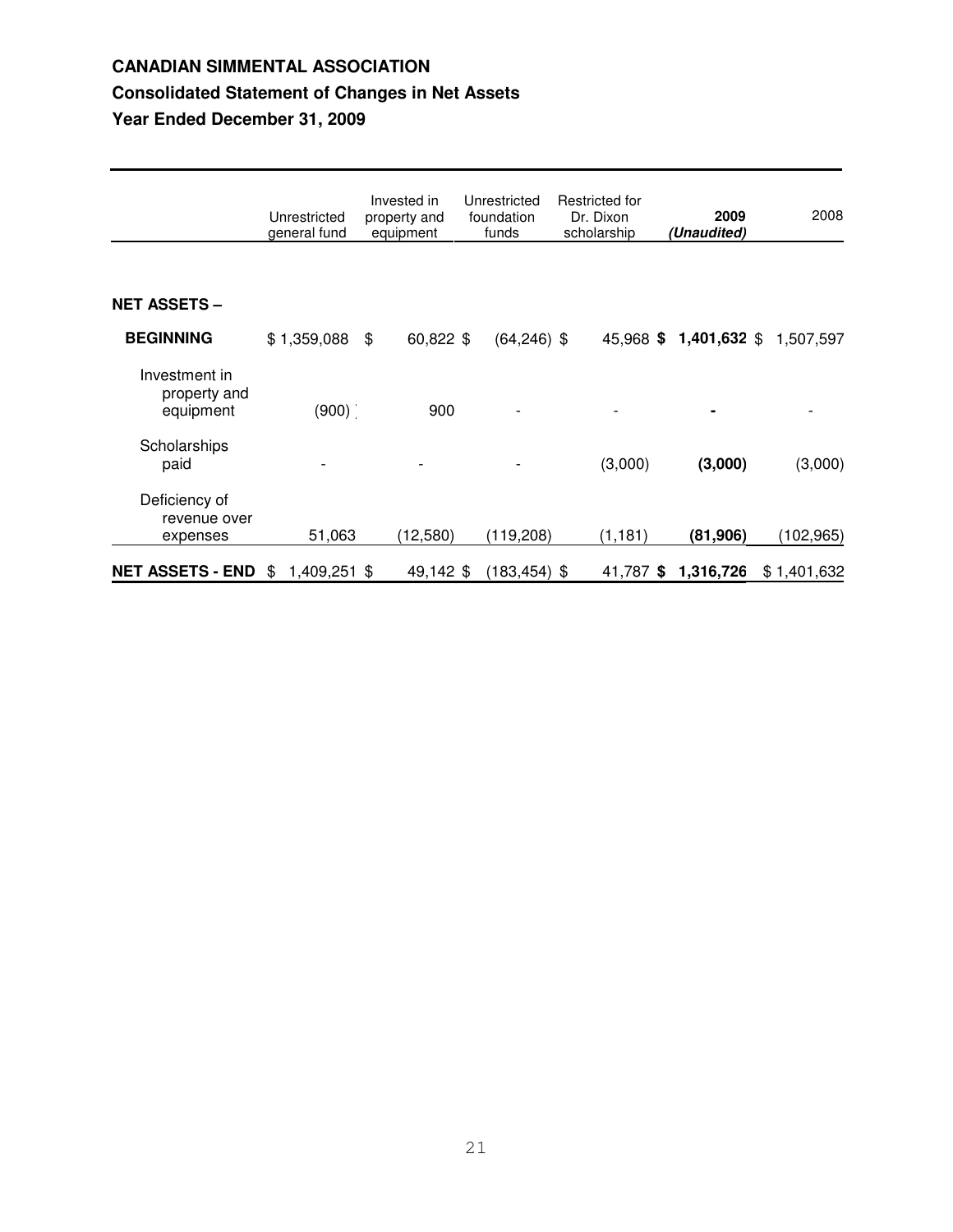**CANADIAN SIMMENTAL ASSOCIATION**

**Consolidated Statement of Changes in Net Assets**

**Year Ended December 31, 2009**

| | Unrestricted general fund | Invested in property and equipment | Unrestricted foundation funds | Restricted for Dr. Dixon scholarship | **2009 *(Unaudited)*** | 2008 |
|---|---|---|---|---|---|---|
| **NET ASSETS – BEGINNING** | $ 1,359,088 | $ 60,822 | $ (64,246) | $ 45,968 | **$ 1,401,632** | $ 1,507,597 |
| Investment in property and equipment | (900) | 900 | - | - | **-** | - |
| Scholarships paid | - | - | - | (3,000) | **(3,000)** | (3,000) |
| Deficiency of revenue over expenses | 51,063 | (12,580) | (119,208) | (1,181) | **(81,906)** | (102,965) |
| **NET ASSETS - END** | $ 1,409,251 | $ 49,142 | $ (183,454) | $ 41,787 | **$ 1,316,726** | $ 1,401,632 |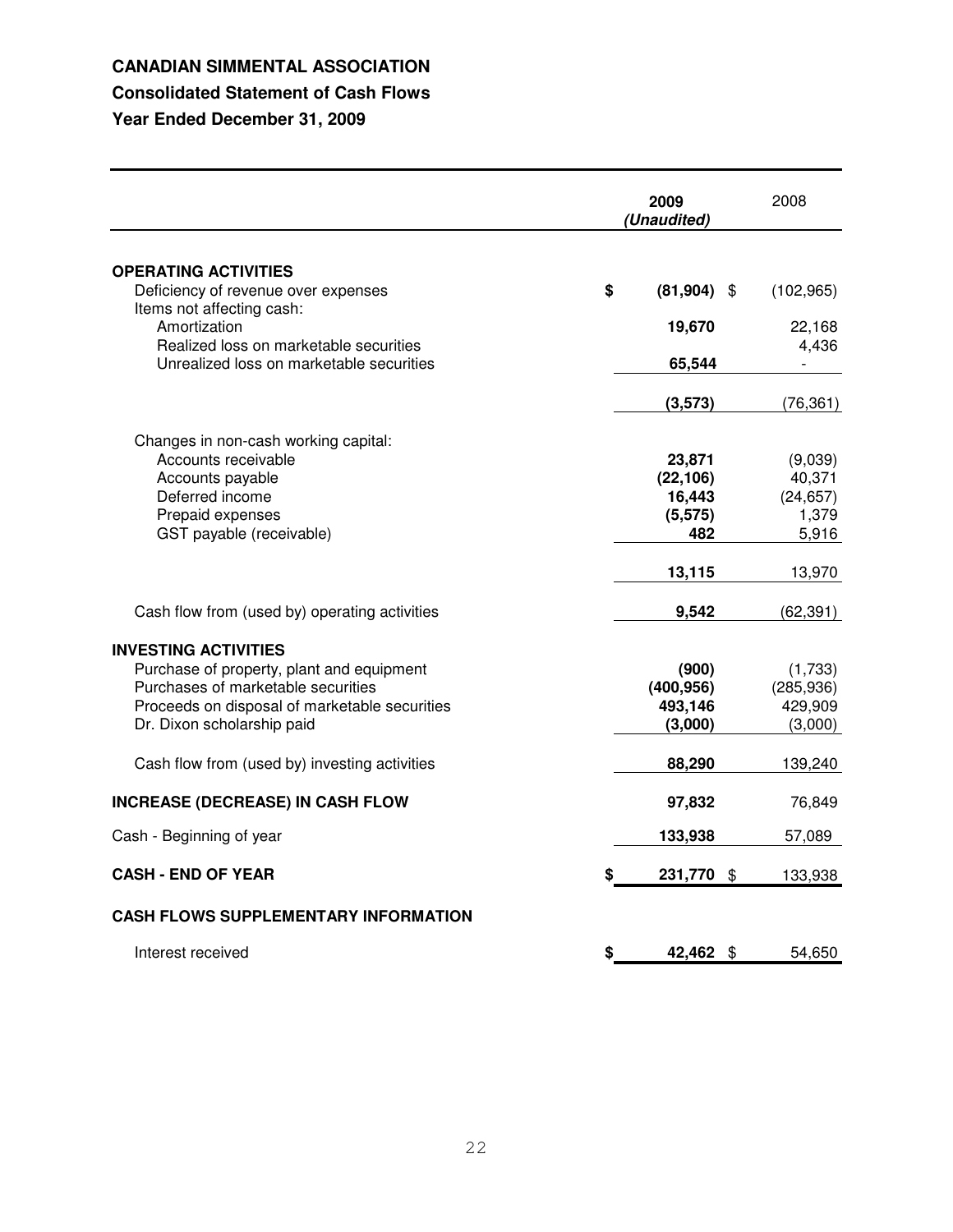**CANADIAN SIMMENTAL ASSOCIATION**

**Consolidated Statement of Cash Flows**

**Year Ended December 31, 2009**

| | **2009** ***(Unaudited)*** | 2008 |
|---|---|---|
| **OPERATING ACTIVITIES** | | |
| Deficiency of revenue over expenses | **$ (81,904)** | $ (102,965) |
| Items not affecting cash: | | |
| Amortization | **19,670** | 22,168 |
| Realized loss on marketable securities | | 4,436 |
| Unrealized loss on marketable securities | **65,544** | - |
| | **(3,573)** | (76,361) |
| Changes in non-cash working capital: | | |
| Accounts receivable | **23,871** | (9,039) |
| Accounts payable | **(22,106)** | 40,371 |
| Deferred income | **16,443** | (24,657) |
| Prepaid expenses | **(5,575)** | 1,379 |
| GST payable (receivable) | **482** | 5,916 |
| | **13,115** | 13,970 |
| Cash flow from (used by) operating activities | **9,542** | (62,391) |
| **INVESTING ACTIVITIES** | | |
| Purchase of property, plant and equipment | **(900)** | (1,733) |
| Purchases of marketable securities | **(400,956)** | (285,936) |
| Proceeds on disposal of marketable securities | **493,146** | 429,909 |
| Dr. Dixon scholarship paid | **(3,000)** | (3,000) |
| Cash flow from (used by) investing activities | **88,290** | 139,240 |
| **INCREASE (DECREASE) IN CASH FLOW** | **97,832** | 76,849 |
| Cash - Beginning of year | **133,938** | 57,089 |
| **CASH - END OF YEAR** | **$ 231,770** | $ 133,938 |
| **CASH FLOWS SUPPLEMENTARY INFORMATION** | | |
| Interest received | **$ 42,462** | $ 54,650 |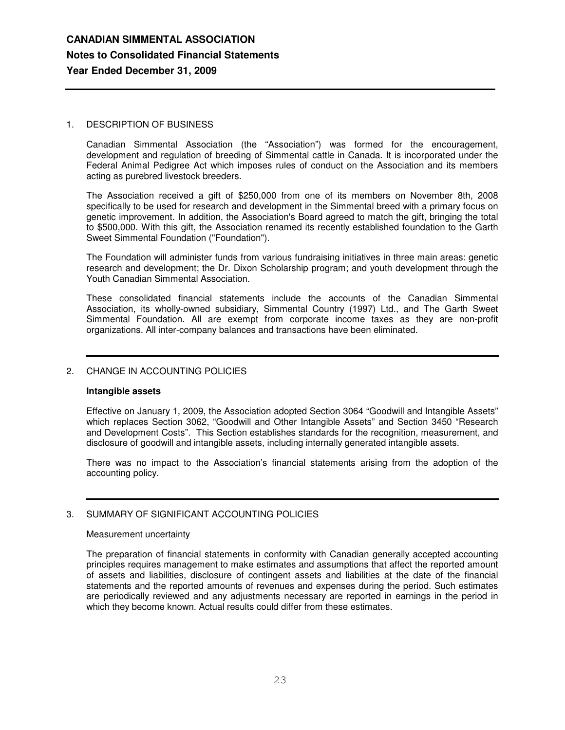**CANADIAN SIMMENTAL ASSOCIATION**

**Notes to Consolidated Financial Statements**

**Year Ended December 31, 2009**

## 1. DESCRIPTION OF BUSINESS

Canadian Simmental Association (the "Association") was formed for the encouragement, development and regulation of breeding of Simmental cattle in Canada. It is incorporated under the Federal Animal Pedigree Act which imposes rules of conduct on the Association and its members acting as purebred livestock breeders.

The Association received a gift of $250,000 from one of its members on November 8th, 2008 specifically to be used for research and development in the Simmental breed with a primary focus on genetic improvement. In addition, the Association's Board agreed to match the gift, bringing the total to $500,000. With this gift, the Association renamed its recently established foundation to the Garth Sweet Simmental Foundation ("Foundation").

The Foundation will administer funds from various fundraising initiatives in three main areas: genetic research and development; the Dr. Dixon Scholarship program; and youth development through the Youth Canadian Simmental Association.

These consolidated financial statements include the accounts of the Canadian Simmental Association, its wholly-owned subsidiary, Simmental Country (1997) Ltd., and The Garth Sweet Simmental Foundation. All are exempt from corporate income taxes as they are non-profit organizations. All inter-company balances and transactions have been eliminated.

## 2. CHANGE IN ACCOUNTING POLICIES

**Intangible assets**

Effective on January 1, 2009, the Association adopted Section 3064 "Goodwill and Intangible Assets" which replaces Section 3062, "Goodwill and Other Intangible Assets" and Section 3450 "Research and Development Costs". This Section establishes standards for the recognition, measurement, and disclosure of goodwill and intangible assets, including internally generated intangible assets.

There was no impact to the Association's financial statements arising from the adoption of the accounting policy.

## 3. SUMMARY OF SIGNIFICANT ACCOUNTING POLICIES

Measurement uncertainty

The preparation of financial statements in conformity with Canadian generally accepted accounting principles requires management to make estimates and assumptions that affect the reported amount of assets and liabilities, disclosure of contingent assets and liabilities at the date of the financial statements and the reported amounts of revenues and expenses during the period. Such estimates are periodically reviewed and any adjustments necessary are reported in earnings in the period in which they become known. Actual results could differ from these estimates.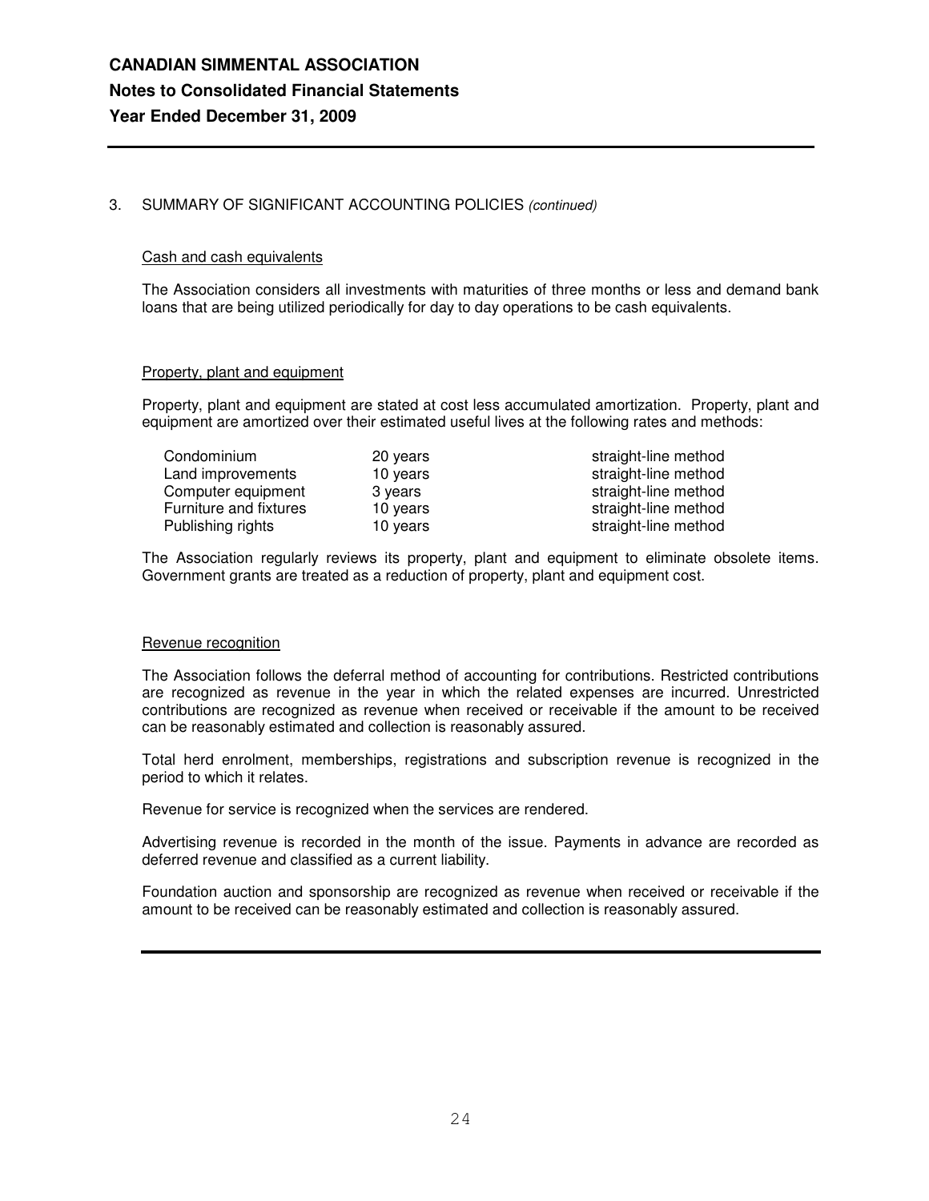**CANADIAN SIMMENTAL ASSOCIATION**

**Notes to Consolidated Financial Statements**

**Year Ended December 31, 2009**

3. SUMMARY OF SIGNIFICANT ACCOUNTING POLICIES *(continued)*

Cash and cash equivalents

The Association considers all investments with maturities of three months or less and demand bank loans that are being utilized periodically for day to day operations to be cash equivalents.

Property, plant and equipment

Property, plant and equipment are stated at cost less accumulated amortization. Property, plant and equipment are amortized over their estimated useful lives at the following rates and methods:

| | | |
|---|---|---|
| Condominium | 20 years | straight-line method |
| Land improvements | 10 years | straight-line method |
| Computer equipment | 3 years | straight-line method |
| Furniture and fixtures | 10 years | straight-line method |
| Publishing rights | 10 years | straight-line method |

The Association regularly reviews its property, plant and equipment to eliminate obsolete items. Government grants are treated as a reduction of property, plant and equipment cost.

Revenue recognition

The Association follows the deferral method of accounting for contributions. Restricted contributions are recognized as revenue in the year in which the related expenses are incurred. Unrestricted contributions are recognized as revenue when received or receivable if the amount to be received can be reasonably estimated and collection is reasonably assured.

Total herd enrolment, memberships, registrations and subscription revenue is recognized in the period to which it relates.

Revenue for service is recognized when the services are rendered.

Advertising revenue is recorded in the month of the issue. Payments in advance are recorded as deferred revenue and classified as a current liability.

Foundation auction and sponsorship are recognized as revenue when received or receivable if the amount to be received can be reasonably estimated and collection is reasonably assured.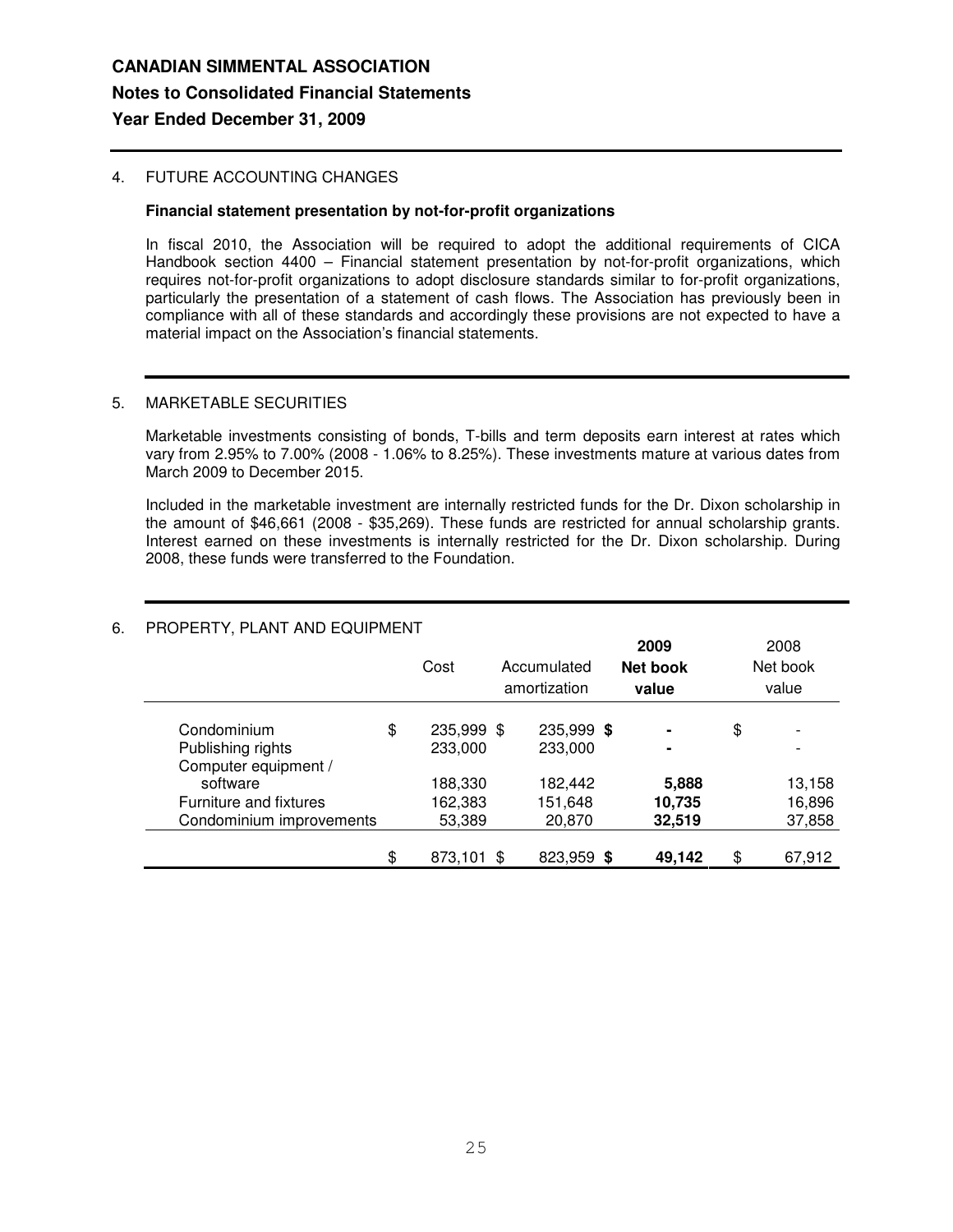# CANADIAN SIMMENTAL ASSOCIATION

## Notes to Consolidated Financial Statements

## Year Ended December 31, 2009

### 4. FUTURE ACCOUNTING CHANGES

**Financial statement presentation by not-for-profit organizations**

In fiscal 2010, the Association will be required to adopt the additional requirements of CICA Handbook section 4400 – Financial statement presentation by not-for-profit organizations, which requires not-for-profit organizations to adopt disclosure standards similar to for-profit organizations, particularly the presentation of a statement of cash flows. The Association has previously been in compliance with all of these standards and accordingly these provisions are not expected to have a material impact on the Association's financial statements.

### 5. MARKETABLE SECURITIES

Marketable investments consisting of bonds, T-bills and term deposits earn interest at rates which vary from 2.95% to 7.00% (2008 - 1.06% to 8.25%). These investments mature at various dates from March 2009 to December 2015.

Included in the marketable investment are internally restricted funds for the Dr. Dixon scholarship in the amount of $46,661 (2008 - $35,269). These funds are restricted for annual scholarship grants. Interest earned on these investments is internally restricted for the Dr. Dixon scholarship. During 2008, these funds were transferred to the Foundation.

### 6. PROPERTY, PLANT AND EQUIPMENT

| | Cost | Accumulated amortization | **2009 Net book value** | 2008 Net book value |
|---|---|---|---|---|
| Condominium | $ 235,999 | $ 235,999 | **$ -** | $ - |
| Publishing rights | 233,000 | 233,000 | **-** | - |
| Computer equipment / software | 188,330 | 182,442 | **5,888** | 13,158 |
| Furniture and fixtures | 162,383 | 151,648 | **10,735** | 16,896 |
| Condominium improvements | 53,389 | 20,870 | **32,519** | 37,858 |
| | $ 873,101 | $ 823,959 | **$ 49,142** | $ 67,912 |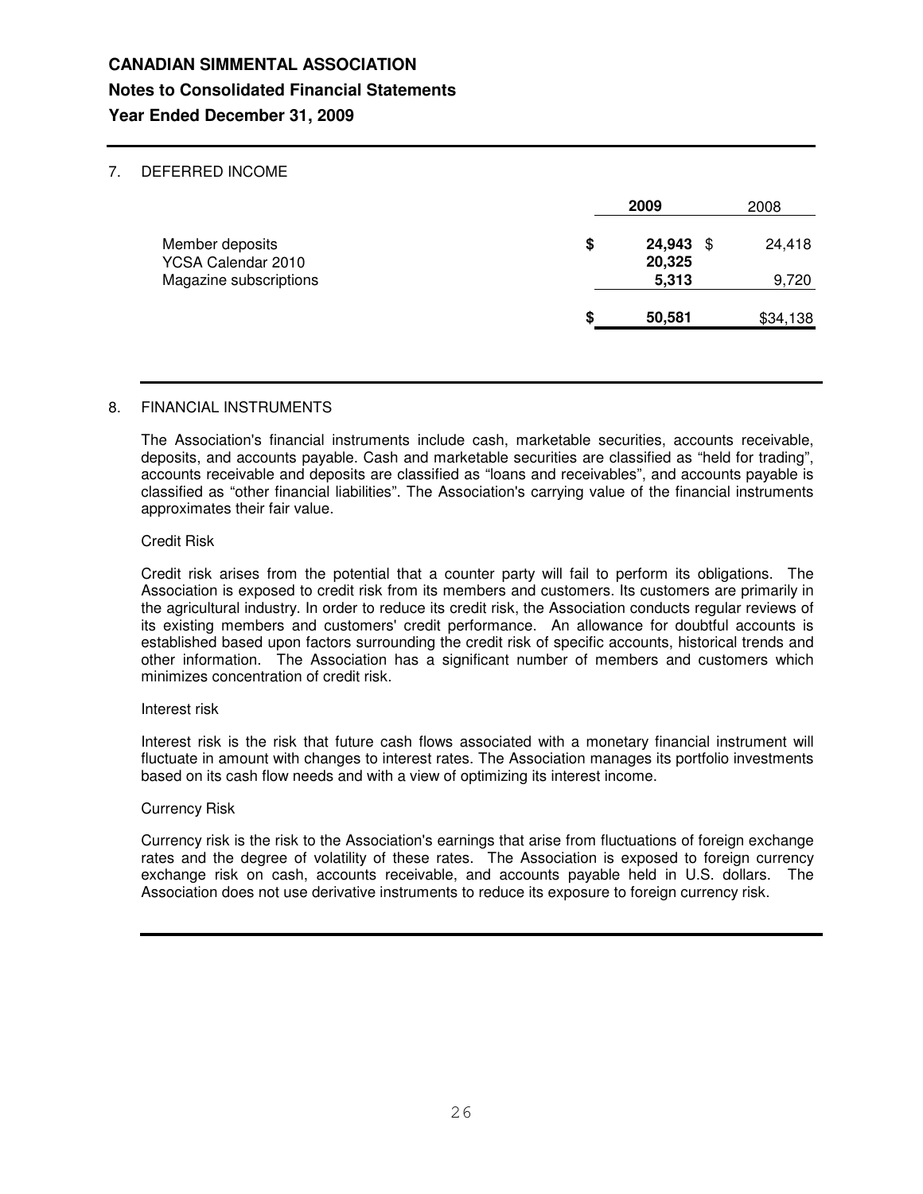**CANADIAN SIMMENTAL ASSOCIATION**

**Notes to Consolidated Financial Statements**

**Year Ended December 31, 2009**

7. DEFERRED INCOME

| | 2009 | 2008 |
|---|---|---|
| Member deposits | $ **24,943** | $ 24,418 |
| YCSA Calendar 2010 | **20,325** | |
| Magazine subscriptions | **5,313** | 9,720 |
| | $ **50,581** | $34,138 |

8. FINANCIAL INSTRUMENTS

The Association's financial instruments include cash, marketable securities, accounts receivable, deposits, and accounts payable. Cash and marketable securities are classified as "held for trading", accounts receivable and deposits are classified as "loans and receivables", and accounts payable is classified as "other financial liabilities". The Association's carrying value of the financial instruments approximates their fair value.

Credit Risk

Credit risk arises from the potential that a counter party will fail to perform its obligations. The Association is exposed to credit risk from its members and customers. Its customers are primarily in the agricultural industry. In order to reduce its credit risk, the Association conducts regular reviews of its existing members and customers' credit performance. An allowance for doubtful accounts is established based upon factors surrounding the credit risk of specific accounts, historical trends and other information. The Association has a significant number of members and customers which minimizes concentration of credit risk.

Interest risk

Interest risk is the risk that future cash flows associated with a monetary financial instrument will fluctuate in amount with changes to interest rates. The Association manages its portfolio investments based on its cash flow needs and with a view of optimizing its interest income.

Currency Risk

Currency risk is the risk to the Association's earnings that arise from fluctuations of foreign exchange rates and the degree of volatility of these rates. The Association is exposed to foreign currency exchange risk on cash, accounts receivable, and accounts payable held in U.S. dollars. The Association does not use derivative instruments to reduce its exposure to foreign currency risk.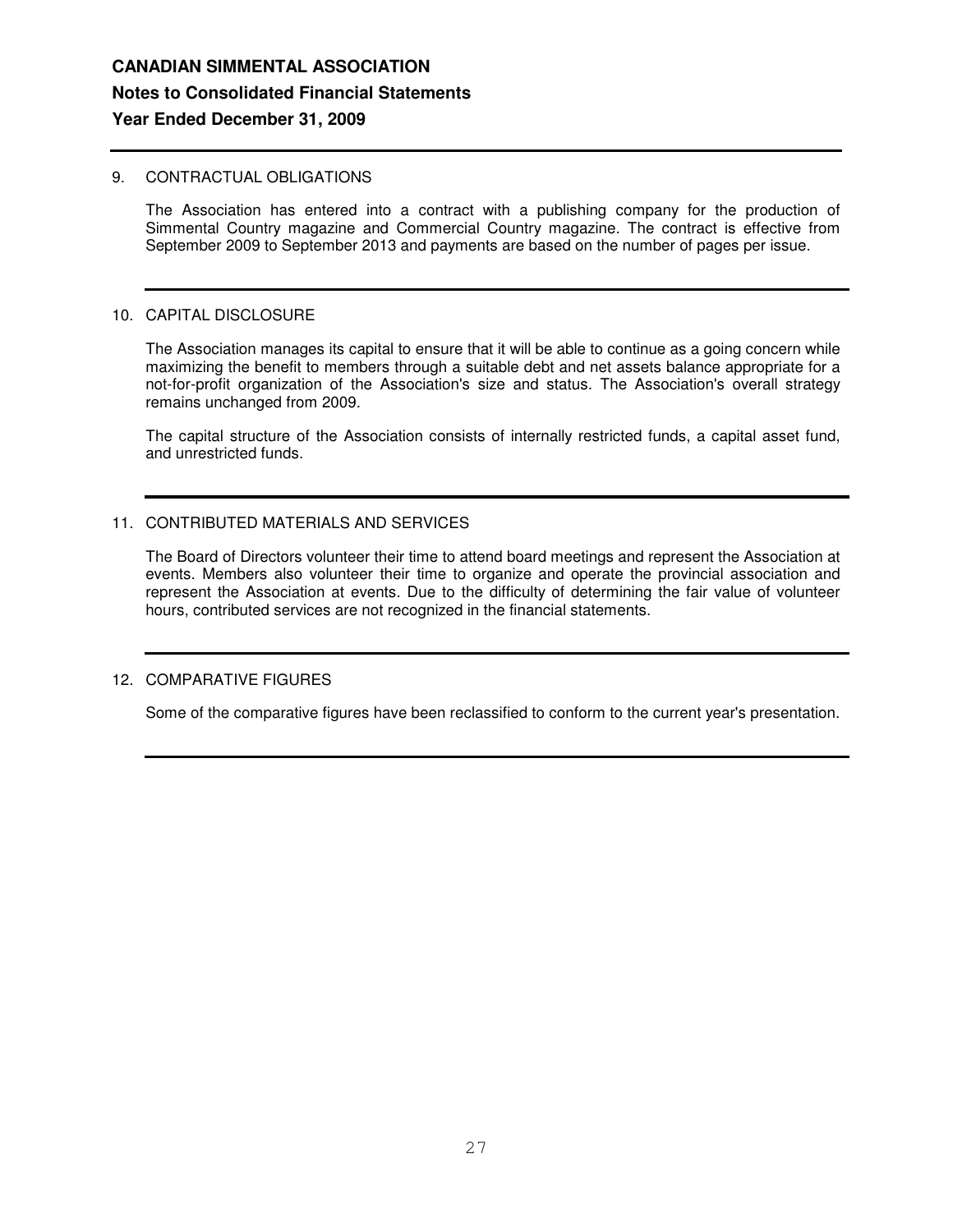# CANADIAN SIMMENTAL ASSOCIATION

## Notes to Consolidated Financial Statements

## Year Ended December 31, 2009

### 9. CONTRACTUAL OBLIGATIONS

The Association has entered into a contract with a publishing company for the production of Simmental Country magazine and Commercial Country magazine. The contract is effective from September 2009 to September 2013 and payments are based on the number of pages per issue.

### 10. CAPITAL DISCLOSURE

The Association manages its capital to ensure that it will be able to continue as a going concern while maximizing the benefit to members through a suitable debt and net assets balance appropriate for a not-for-profit organization of the Association's size and status. The Association's overall strategy remains unchanged from 2009.

The capital structure of the Association consists of internally restricted funds, a capital asset fund, and unrestricted funds.

### 11. CONTRIBUTED MATERIALS AND SERVICES

The Board of Directors volunteer their time to attend board meetings and represent the Association at events. Members also volunteer their time to organize and operate the provincial association and represent the Association at events. Due to the difficulty of determining the fair value of volunteer hours, contributed services are not recognized in the financial statements.

### 12. COMPARATIVE FIGURES

Some of the comparative figures have been reclassified to conform to the current year's presentation.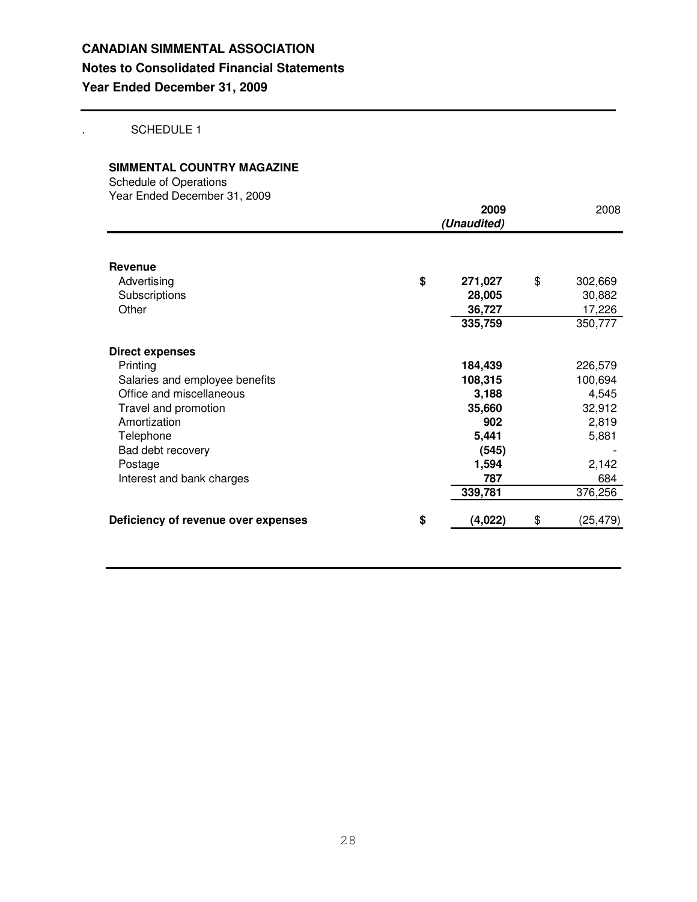**CANADIAN SIMMENTAL ASSOCIATION**
**Notes to Consolidated Financial Statements**
**Year Ended December 31, 2009**

. SCHEDULE 1

**SIMMENTAL COUNTRY MAGAZINE**
Schedule of Operations
Year Ended December 31, 2009

| | **2009** ***(Unaudited)*** | 2008 |
|---|---|---|
| **Revenue** | | |
| Advertising | **$ 271,027** | $ 302,669 |
| Subscriptions | **28,005** | 30,882 |
| Other | **36,727** | 17,226 |
| | **335,759** | 350,777 |
| **Direct expenses** | | |
| Printing | **184,439** | 226,579 |
| Salaries and employee benefits | **108,315** | 100,694 |
| Office and miscellaneous | **3,188** | 4,545 |
| Travel and promotion | **35,660** | 32,912 |
| Amortization | **902** | 2,819 |
| Telephone | **5,441** | 5,881 |
| Bad debt recovery | **(545)** | - |
| Postage | **1,594** | 2,142 |
| Interest and bank charges | **787** | 684 |
| | **339,781** | 376,256 |
| **Deficiency of revenue over expenses** | **$ (4,022)** | $ (25,479) |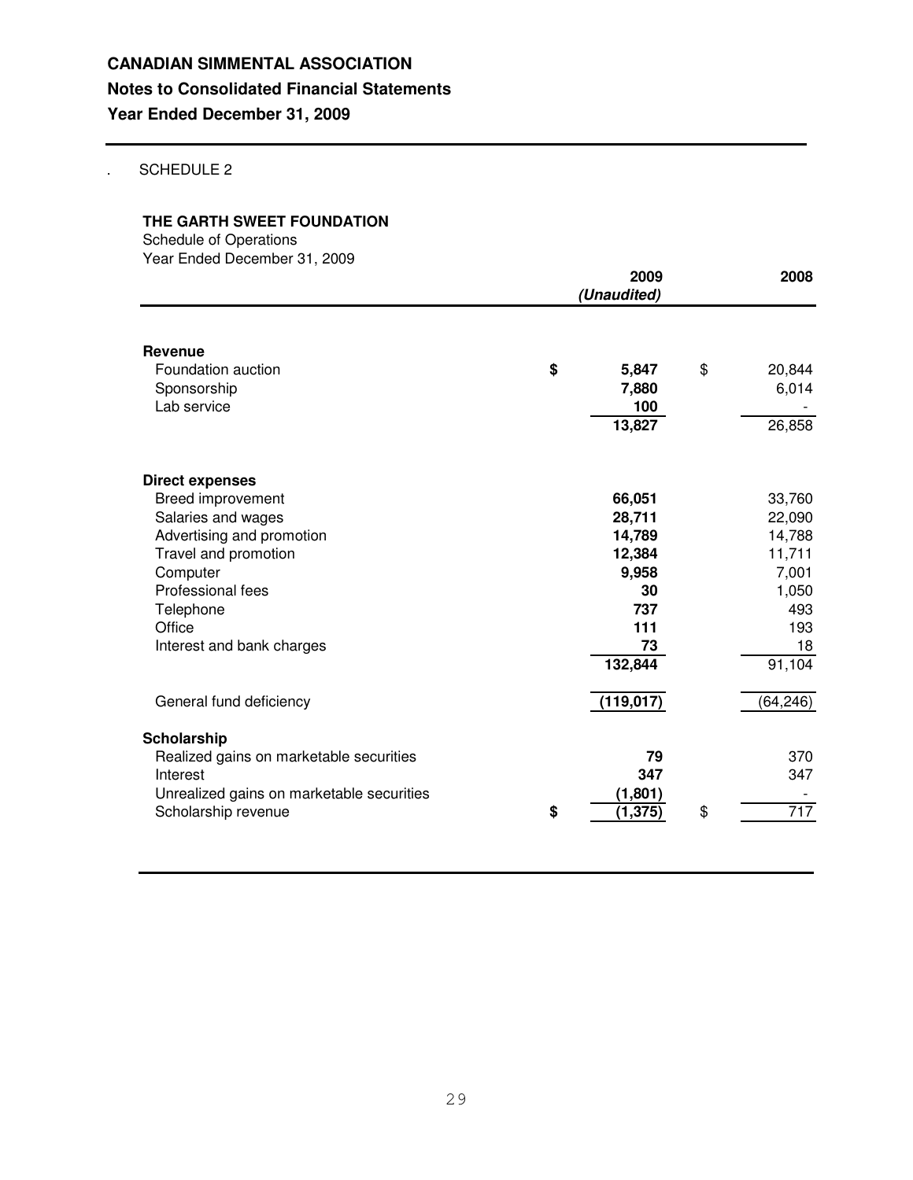**CANADIAN SIMMENTAL ASSOCIATION**

**Notes to Consolidated Financial Statements**

**Year Ended December 31, 2009**

. SCHEDULE 2

**THE GARTH SWEET FOUNDATION**

Schedule of Operations

Year Ended December 31, 2009

| | 2009 *(Unaudited)* | 2008 |
|---|---|---|
| **Revenue** | | |
| Foundation auction | **$ 5,847** | $ 20,844 |
| Sponsorship | **7,880** | 6,014 |
| Lab service | **100** | - |
| | **13,827** | 26,858 |
| **Direct expenses** | | |
| Breed improvement | **66,051** | 33,760 |
| Salaries and wages | **28,711** | 22,090 |
| Advertising and promotion | **14,789** | 14,788 |
| Travel and promotion | **12,384** | 11,711 |
| Computer | **9,958** | 7,001 |
| Professional fees | **30** | 1,050 |
| Telephone | **737** | 493 |
| Office | **111** | 193 |
| Interest and bank charges | **73** | 18 |
| | **132,844** | 91,104 |
| General fund deficiency | **(119,017)** | (64,246) |
| **Scholarship** | | |
| Realized gains on marketable securities | **79** | 370 |
| Interest | **347** | 347 |
| Unrealized gains on marketable securities | **(1,801)** | - |
| Scholarship revenue | **$ (1,375)** | $ 717 |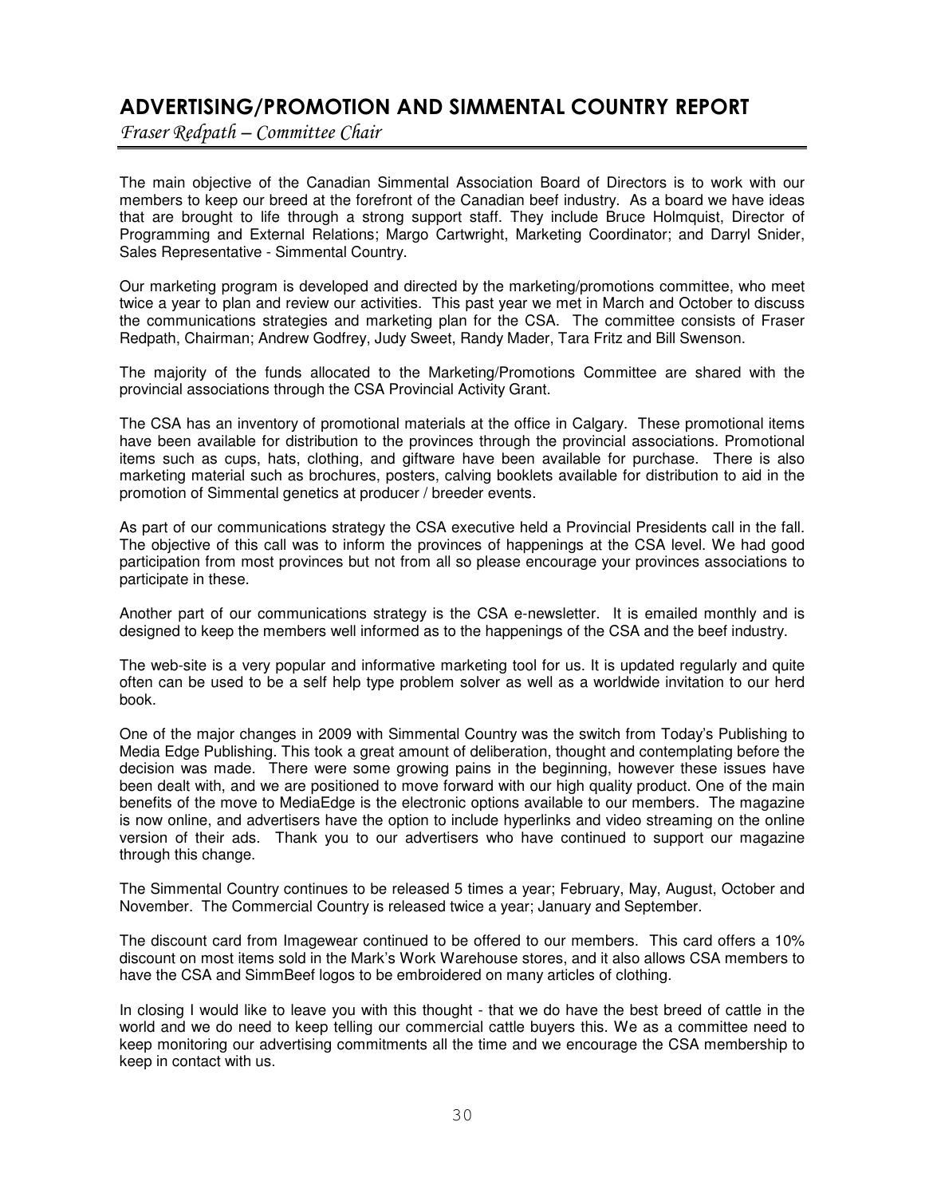# ADVERTISING/PROMOTION AND SIMMENTAL COUNTRY REPORT

*Fraser Redpath – Committee Chair*

The main objective of the Canadian Simmental Association Board of Directors is to work with our members to keep our breed at the forefront of the Canadian beef industry. As a board we have ideas that are brought to life through a strong support staff. They include Bruce Holmquist, Director of Programming and External Relations; Margo Cartwright, Marketing Coordinator; and Darryl Snider, Sales Representative - Simmental Country.

Our marketing program is developed and directed by the marketing/promotions committee, who meet twice a year to plan and review our activities. This past year we met in March and October to discuss the communications strategies and marketing plan for the CSA. The committee consists of Fraser Redpath, Chairman; Andrew Godfrey, Judy Sweet, Randy Mader, Tara Fritz and Bill Swenson.

The majority of the funds allocated to the Marketing/Promotions Committee are shared with the provincial associations through the CSA Provincial Activity Grant.

The CSA has an inventory of promotional materials at the office in Calgary. These promotional items have been available for distribution to the provinces through the provincial associations. Promotional items such as cups, hats, clothing, and giftware have been available for purchase. There is also marketing material such as brochures, posters, calving booklets available for distribution to aid in the promotion of Simmental genetics at producer / breeder events.

As part of our communications strategy the CSA executive held a Provincial Presidents call in the fall. The objective of this call was to inform the provinces of happenings at the CSA level. We had good participation from most provinces but not from all so please encourage your provinces associations to participate in these.

Another part of our communications strategy is the CSA e-newsletter. It is emailed monthly and is designed to keep the members well informed as to the happenings of the CSA and the beef industry.

The web-site is a very popular and informative marketing tool for us. It is updated regularly and quite often can be used to be a self help type problem solver as well as a worldwide invitation to our herd book.

One of the major changes in 2009 with Simmental Country was the switch from Today's Publishing to Media Edge Publishing. This took a great amount of deliberation, thought and contemplating before the decision was made. There were some growing pains in the beginning, however these issues have been dealt with, and we are positioned to move forward with our high quality product. One of the main benefits of the move to MediaEdge is the electronic options available to our members. The magazine is now online, and advertisers have the option to include hyperlinks and video streaming on the online version of their ads. Thank you to our advertisers who have continued to support our magazine through this change.

The Simmental Country continues to be released 5 times a year; February, May, August, October and November. The Commercial Country is released twice a year; January and September.

The discount card from Imagewear continued to be offered to our members. This card offers a 10% discount on most items sold in the Mark's Work Warehouse stores, and it also allows CSA members to have the CSA and SimmBeef logos to be embroidered on many articles of clothing.

In closing I would like to leave you with this thought - that we do have the best breed of cattle in the world and we do need to keep telling our commercial cattle buyers this. We as a committee need to keep monitoring our advertising commitments all the time and we encourage the CSA membership to keep in contact with us.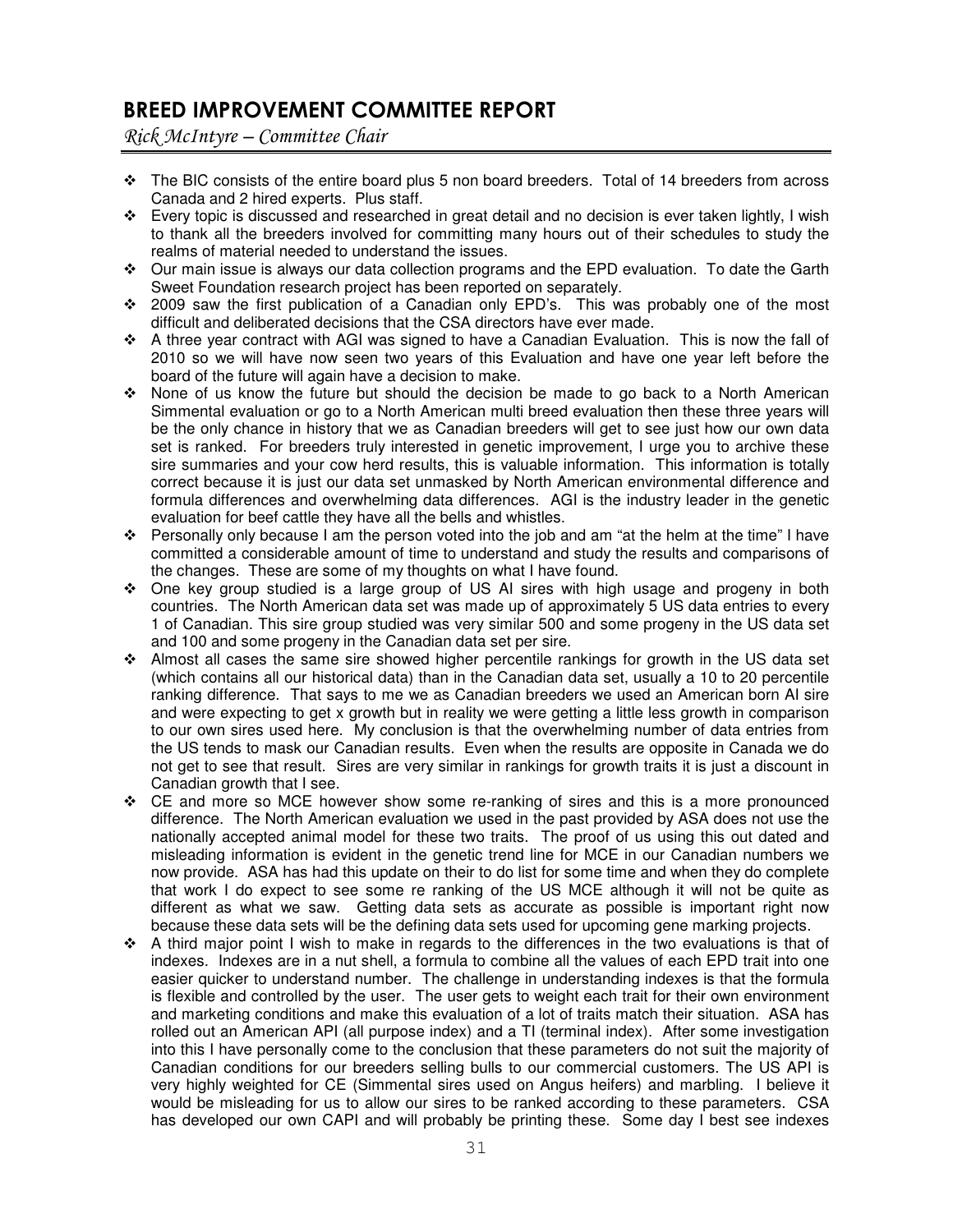# BREED IMPROVEMENT COMMITTEE REPORT

*Rick McIntyre – Committee Chair*

- The BIC consists of the entire board plus 5 non board breeders. Total of 14 breeders from across Canada and 2 hired experts. Plus staff.
- Every topic is discussed and researched in great detail and no decision is ever taken lightly, I wish to thank all the breeders involved for committing many hours out of their schedules to study the realms of material needed to understand the issues.
- Our main issue is always our data collection programs and the EPD evaluation. To date the Garth Sweet Foundation research project has been reported on separately.
- 2009 saw the first publication of a Canadian only EPD's. This was probably one of the most difficult and deliberated decisions that the CSA directors have ever made.
- A three year contract with AGI was signed to have a Canadian Evaluation. This is now the fall of 2010 so we will have now seen two years of this Evaluation and have one year left before the board of the future will again have a decision to make.
- None of us know the future but should the decision be made to go back to a North American Simmental evaluation or go to a North American multi breed evaluation then these three years will be the only chance in history that we as Canadian breeders will get to see just how our own data set is ranked. For breeders truly interested in genetic improvement, I urge you to archive these sire summaries and your cow herd results, this is valuable information. This information is totally correct because it is just our data set unmasked by North American environmental difference and formula differences and overwhelming data differences. AGI is the industry leader in the genetic evaluation for beef cattle they have all the bells and whistles.
- Personally only because I am the person voted into the job and am "at the helm at the time" I have committed a considerable amount of time to understand and study the results and comparisons of the changes. These are some of my thoughts on what I have found.
- One key group studied is a large group of US AI sires with high usage and progeny in both countries. The North American data set was made up of approximately 5 US data entries to every 1 of Canadian. This sire group studied was very similar 500 and some progeny in the US data set and 100 and some progeny in the Canadian data set per sire.
- Almost all cases the same sire showed higher percentile rankings for growth in the US data set (which contains all our historical data) than in the Canadian data set, usually a 10 to 20 percentile ranking difference. That says to me we as Canadian breeders we used an American born AI sire and were expecting to get x growth but in reality we were getting a little less growth in comparison to our own sires used here. My conclusion is that the overwhelming number of data entries from the US tends to mask our Canadian results. Even when the results are opposite in Canada we do not get to see that result. Sires are very similar in rankings for growth traits it is just a discount in Canadian growth that I see.
- CE and more so MCE however show some re-ranking of sires and this is a more pronounced difference. The North American evaluation we used in the past provided by ASA does not use the nationally accepted animal model for these two traits. The proof of us using this out dated and misleading information is evident in the genetic trend line for MCE in our Canadian numbers we now provide. ASA has had this update on their to do list for some time and when they do complete that work I do expect to see some re ranking of the US MCE although it will not be quite as different as what we saw. Getting data sets as accurate as possible is important right now because these data sets will be the defining data sets used for upcoming gene marking projects.
- A third major point I wish to make in regards to the differences in the two evaluations is that of indexes. Indexes are in a nut shell, a formula to combine all the values of each EPD trait into one easier quicker to understand number. The challenge in understanding indexes is that the formula is flexible and controlled by the user. The user gets to weight each trait for their own environment and marketing conditions and make this evaluation of a lot of traits match their situation. ASA has rolled out an American API (all purpose index) and a TI (terminal index). After some investigation into this I have personally come to the conclusion that these parameters do not suit the majority of Canadian conditions for our breeders selling bulls to our commercial customers. The US API is very highly weighted for CE (Simmental sires used on Angus heifers) and marbling. I believe it would be misleading for us to allow our sires to be ranked according to these parameters. CSA has developed our own CAPI and will probably be printing these. Some day I best see indexes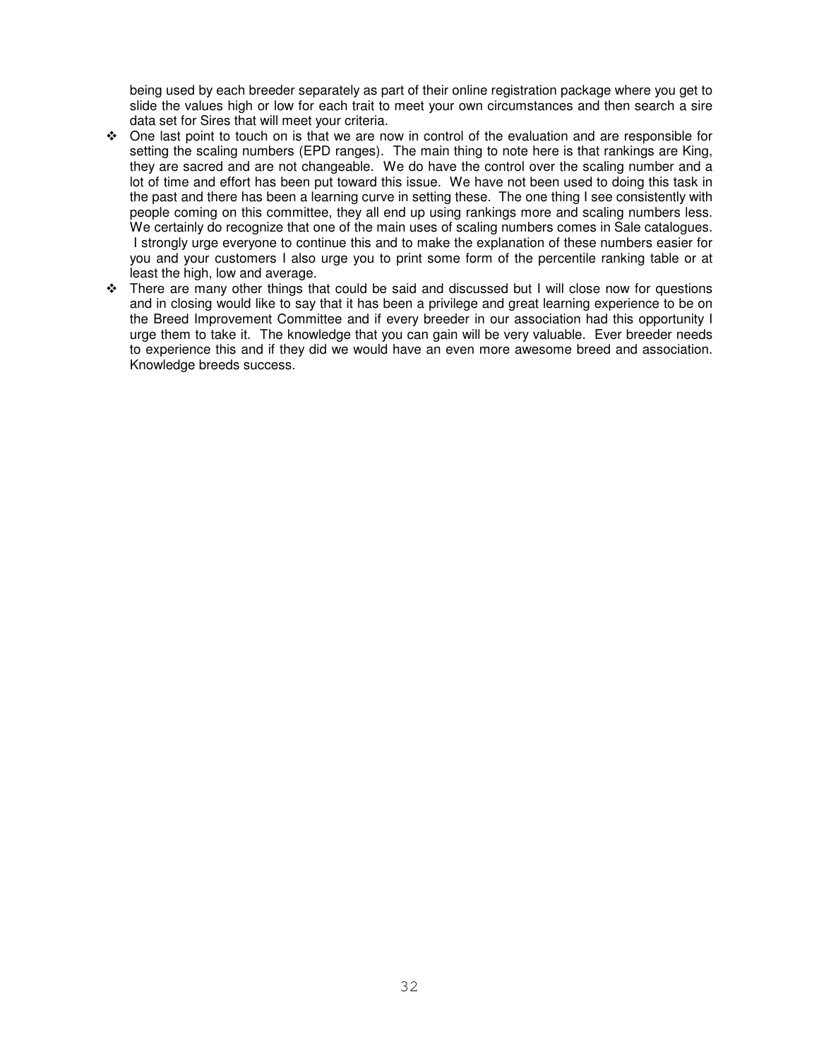being used by each breeder separately as part of their online registration package where you get to slide the values high or low for each trait to meet your own circumstances and then search a sire data set for Sires that will meet your criteria.

- One last point to touch on is that we are now in control of the evaluation and are responsible for setting the scaling numbers (EPD ranges). The main thing to note here is that rankings are King, they are sacred and are not changeable. We do have the control over the scaling number and a lot of time and effort has been put toward this issue. We have not been used to doing this task in the past and there has been a learning curve in setting these. The one thing I see consistently with people coming on this committee, they all end up using rankings more and scaling numbers less. We certainly do recognize that one of the main uses of scaling numbers comes in Sale catalogues. I strongly urge everyone to continue this and to make the explanation of these numbers easier for you and your customers I also urge you to print some form of the percentile ranking table or at least the high, low and average.
- There are many other things that could be said and discussed but I will close now for questions and in closing would like to say that it has been a privilege and great learning experience to be on the Breed Improvement Committee and if every breeder in our association had this opportunity I urge them to take it. The knowledge that you can gain will be very valuable. Ever breeder needs to experience this and if they did we would have an even more awesome breed and association. Knowledge breeds success.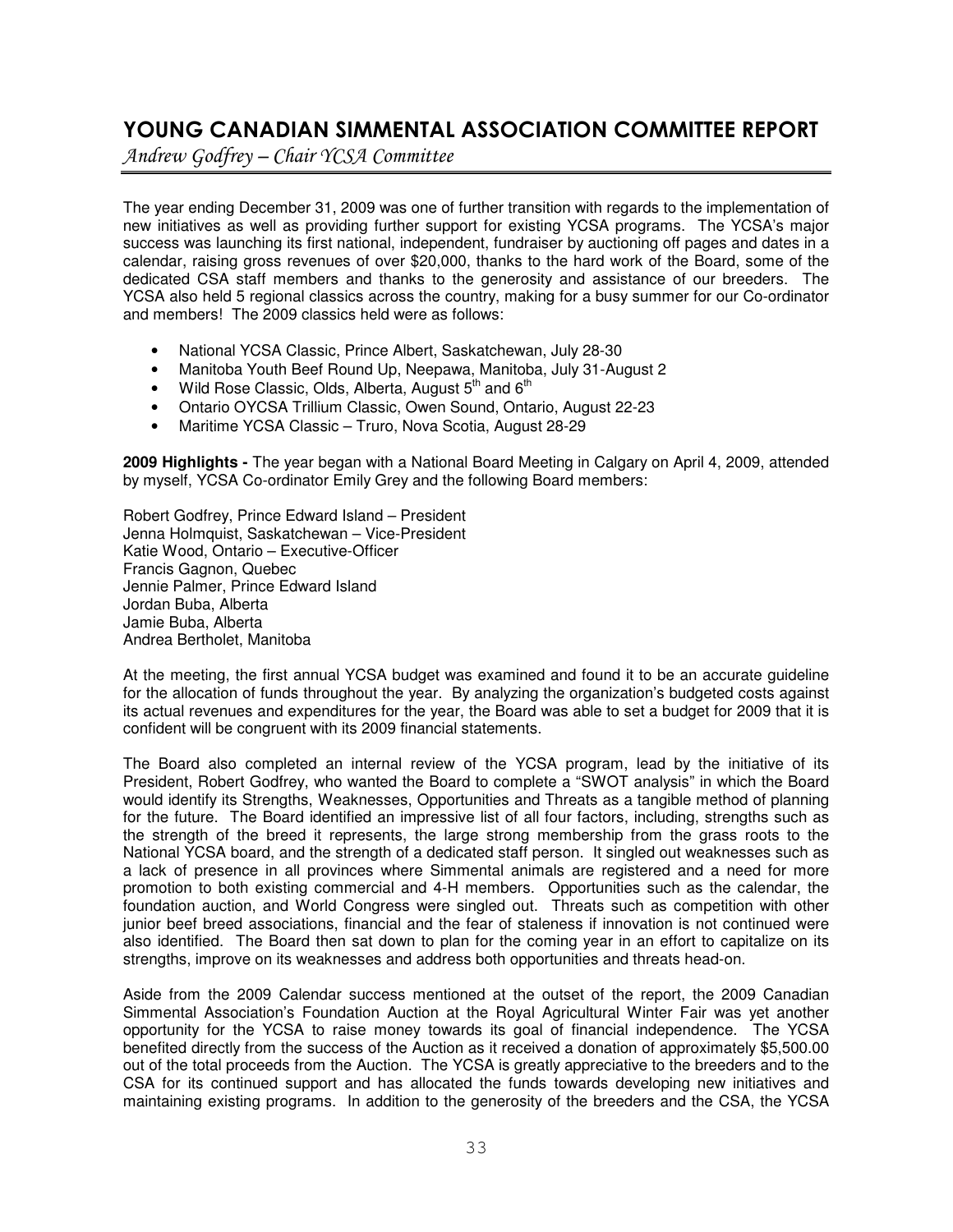# YOUNG CANADIAN SIMMENTAL ASSOCIATION COMMITTEE REPORT

*Andrew Godfrey – Chair YCSA Committee*

The year ending December 31, 2009 was one of further transition with regards to the implementation of new initiatives as well as providing further support for existing YCSA programs. The YCSA's major success was launching its first national, independent, fundraiser by auctioning off pages and dates in a calendar, raising gross revenues of over $20,000, thanks to the hard work of the Board, some of the dedicated CSA staff members and thanks to the generosity and assistance of our breeders. The YCSA also held 5 regional classics across the country, making for a busy summer for our Co-ordinator and members! The 2009 classics held were as follows:

- National YCSA Classic, Prince Albert, Saskatchewan, July 28-30
- Manitoba Youth Beef Round Up, Neepawa, Manitoba, July 31-August 2
- Wild Rose Classic, Olds, Alberta, August 5th and 6th
- Ontario OYCSA Trillium Classic, Owen Sound, Ontario, August 22-23
- Maritime YCSA Classic – Truro, Nova Scotia, August 28-29

**2009 Highlights -** The year began with a National Board Meeting in Calgary on April 4, 2009, attended by myself, YCSA Co-ordinator Emily Grey and the following Board members:

Robert Godfrey, Prince Edward Island – President
Jenna Holmquist, Saskatchewan – Vice-President
Katie Wood, Ontario – Executive-Officer
Francis Gagnon, Quebec
Jennie Palmer, Prince Edward Island
Jordan Buba, Alberta
Jamie Buba, Alberta
Andrea Bertholet, Manitoba

At the meeting, the first annual YCSA budget was examined and found it to be an accurate guideline for the allocation of funds throughout the year. By analyzing the organization's budgeted costs against its actual revenues and expenditures for the year, the Board was able to set a budget for 2009 that it is confident will be congruent with its 2009 financial statements.

The Board also completed an internal review of the YCSA program, lead by the initiative of its President, Robert Godfrey, who wanted the Board to complete a "SWOT analysis" in which the Board would identify its Strengths, Weaknesses, Opportunities and Threats as a tangible method of planning for the future. The Board identified an impressive list of all four factors, including, strengths such as the strength of the breed it represents, the large strong membership from the grass roots to the National YCSA board, and the strength of a dedicated staff person. It singled out weaknesses such as a lack of presence in all provinces where Simmental animals are registered and a need for more promotion to both existing commercial and 4-H members. Opportunities such as the calendar, the foundation auction, and World Congress were singled out. Threats such as competition with other junior beef breed associations, financial and the fear of staleness if innovation is not continued were also identified. The Board then sat down to plan for the coming year in an effort to capitalize on its strengths, improve on its weaknesses and address both opportunities and threats head-on.

Aside from the 2009 Calendar success mentioned at the outset of the report, the 2009 Canadian Simmental Association's Foundation Auction at the Royal Agricultural Winter Fair was yet another opportunity for the YCSA to raise money towards its goal of financial independence. The YCSA benefited directly from the success of the Auction as it received a donation of approximately $5,500.00 out of the total proceeds from the Auction. The YCSA is greatly appreciative to the breeders and to the CSA for its continued support and has allocated the funds towards developing new initiatives and maintaining existing programs. In addition to the generosity of the breeders and the CSA, the YCSA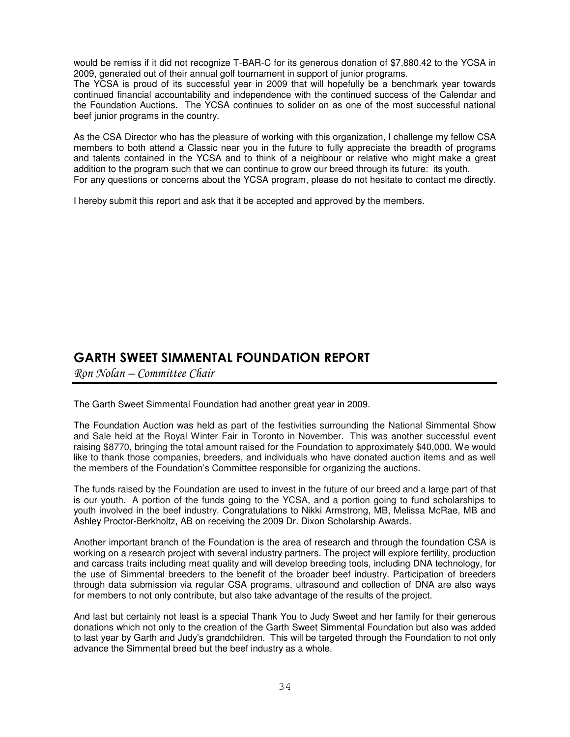would be remiss if it did not recognize T-BAR-C for its generous donation of $7,880.42 to the YCSA in 2009, generated out of their annual golf tournament in support of junior programs.

The YCSA is proud of its successful year in 2009 that will hopefully be a benchmark year towards continued financial accountability and independence with the continued success of the Calendar and the Foundation Auctions. The YCSA continues to solider on as one of the most successful national beef junior programs in the country.

As the CSA Director who has the pleasure of working with this organization, I challenge my fellow CSA members to both attend a Classic near you in the future to fully appreciate the breadth of programs and talents contained in the YCSA and to think of a neighbour or relative who might make a great addition to the program such that we can continue to grow our breed through its future: its youth.

For any questions or concerns about the YCSA program, please do not hesitate to contact me directly.

I hereby submit this report and ask that it be accepted and approved by the members.

## GARTH SWEET SIMMENTAL FOUNDATION REPORT

*Ron Nolan – Committee Chair*

The Garth Sweet Simmental Foundation had another great year in 2009.

The Foundation Auction was held as part of the festivities surrounding the National Simmental Show and Sale held at the Royal Winter Fair in Toronto in November. This was another successful event raising $8770, bringing the total amount raised for the Foundation to approximately $40,000. We would like to thank those companies, breeders, and individuals who have donated auction items and as well the members of the Foundation's Committee responsible for organizing the auctions.

The funds raised by the Foundation are used to invest in the future of our breed and a large part of that is our youth. A portion of the funds going to the YCSA, and a portion going to fund scholarships to youth involved in the beef industry. Congratulations to Nikki Armstrong, MB, Melissa McRae, MB and Ashley Proctor-Berkholtz, AB on receiving the 2009 Dr. Dixon Scholarship Awards.

Another important branch of the Foundation is the area of research and through the foundation CSA is working on a research project with several industry partners. The project will explore fertility, production and carcass traits including meat quality and will develop breeding tools, including DNA technology, for the use of Simmental breeders to the benefit of the broader beef industry. Participation of breeders through data submission via regular CSA programs, ultrasound and collection of DNA are also ways for members to not only contribute, but also take advantage of the results of the project.

And last but certainly not least is a special Thank You to Judy Sweet and her family for their generous donations which not only to the creation of the Garth Sweet Simmental Foundation but also was added to last year by Garth and Judy's grandchildren. This will be targeted through the Foundation to not only advance the Simmental breed but the beef industry as a whole.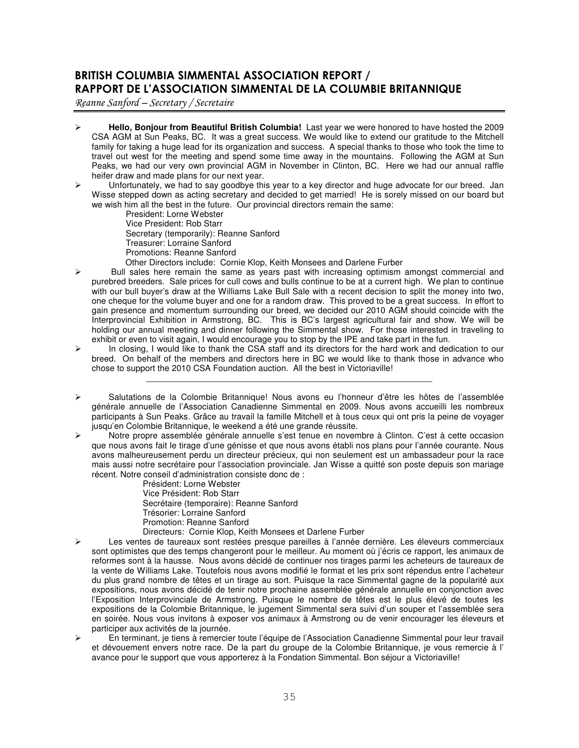## BRITISH COLUMBIA SIMMENTAL ASSOCIATION REPORT / RAPPORT DE L'ASSOCIATION SIMMENTAL DE LA COLUMBIE BRITANNIQUE

*Reanne Sanford – Secretary / Secretaire*

- **Hello, Bonjour from Beautiful British Columbia!** Last year we were honored to have hosted the 2009 CSA AGM at Sun Peaks, BC. It was a great success. We would like to extend our gratitude to the Mitchell family for taking a huge lead for its organization and success. A special thanks to those who took the time to travel out west for the meeting and spend some time away in the mountains. Following the AGM at Sun Peaks, we had our very own provincial AGM in November in Clinton, BC. Here we had our annual raffle heifer draw and made plans for our next year.
- Unfortunately, we had to say goodbye this year to a key director and huge advocate for our breed. Jan Wisse stepped down as acting secretary and decided to get married! He is sorely missed on our board but we wish him all the best in the future. Our provincial directors remain the same:

  President: Lorne Webster
  Vice President: Rob Starr
  Secretary (temporarily): Reanne Sanford
  Treasurer: Lorraine Sanford
  Promotions: Reanne Sanford
  Other Directors include: Cornie Klop, Keith Monsees and Darlene Furber
- Bull sales here remain the same as years past with increasing optimism amongst commercial and purebred breeders. Sale prices for cull cows and bulls continue to be at a current high. We plan to continue with our bull buyer's draw at the Williams Lake Bull Sale with a recent decision to split the money into two, one cheque for the volume buyer and one for a random draw. This proved to be a great success. In effort to gain presence and momentum surrounding our breed, we decided our 2010 AGM should coincide with the Interprovincial Exhibition in Armstrong, BC. This is BC's largest agricultural fair and show. We will be holding our annual meeting and dinner following the Simmental show. For those interested in traveling to exhibit or even to visit again, I would encourage you to stop by the IPE and take part in the fun.
- In closing, I would like to thank the CSA staff and its directors for the hard work and dedication to our breed. On behalf of the members and directors here in BC we would like to thank those in advance who chose to support the 2010 CSA Foundation auction. All the best in Victoriaville!

---

- Salutations de la Colombie Britannique! Nous avons eu l'honneur d'être les hôtes de l'assemblée générale annuelle de l'Association Canadienne Simmental en 2009. Nous avons accueilli les nombreux participants à Sun Peaks. Grâce au travail la famille Mitchell et à tous ceux qui ont pris la peine de voyager jusqu'en Colombie Britannique, le weekend a été une grande réussite.
- Notre propre assemblée générale annuelle s'est tenue en novembre à Clinton. C'est à cette occasion que nous avons fait le tirage d'une génisse et que nous avons établi nos plans pour l'année courante. Nous avons malheureusement perdu un directeur précieux, qui non seulement est un ambassadeur pour la race mais aussi notre secrétaire pour l'association provinciale. Jan Wisse a quitté son poste depuis son mariage récent. Notre conseil d'administration consiste donc de :

  Président: Lorne Webster
  Vice Président: Rob Starr
  Secrétaire (temporaire): Reanne Sanford
  Trésorier: Lorraine Sanford
  Promotion: Reanne Sanford
  Directeurs: Cornie Klop, Keith Monsees et Darlene Furber
- Les ventes de taureaux sont restées presque pareilles à l'année dernière. Les éleveurs commerciaux sont optimistes que des temps changeront pour le meilleur. Au moment où j'écris ce rapport, les animaux de reformes sont à la hausse. Nous avons décidé de continuer nos tirages parmi les acheteurs de taureaux de la vente de Williams Lake. Toutefois nous avons modifié le format et les prix sont répendus entre l'acheteur du plus grand nombre de têtes et un tirage au sort. Puisque la race Simmental gagne de la popularité aux expositions, nous avons décidé de tenir notre prochaine assemblée générale annuelle en conjonction avec l'Exposition Interprovinciale de Armstrong. Puisque le nombre de têtes est le plus élevé de toutes les expositions de la Colombie Britannique, le jugement Simmental sera suivi d'un souper et l'assemblée sera en soirée. Nous vous invitons à exposer vos animaux à Armstrong ou de venir encourager les éleveurs et participer aux activités de la journée.
- En terminant, je tiens à remercier toute l'équipe de l'Association Canadienne Simmental pour leur travail et dévouement envers notre race. De la part du groupe de la Colombie Britannique, je vous remercie à l' avance pour le support que vous apporterez à la Fondation Simmental. Bon séjour a Victoriaville!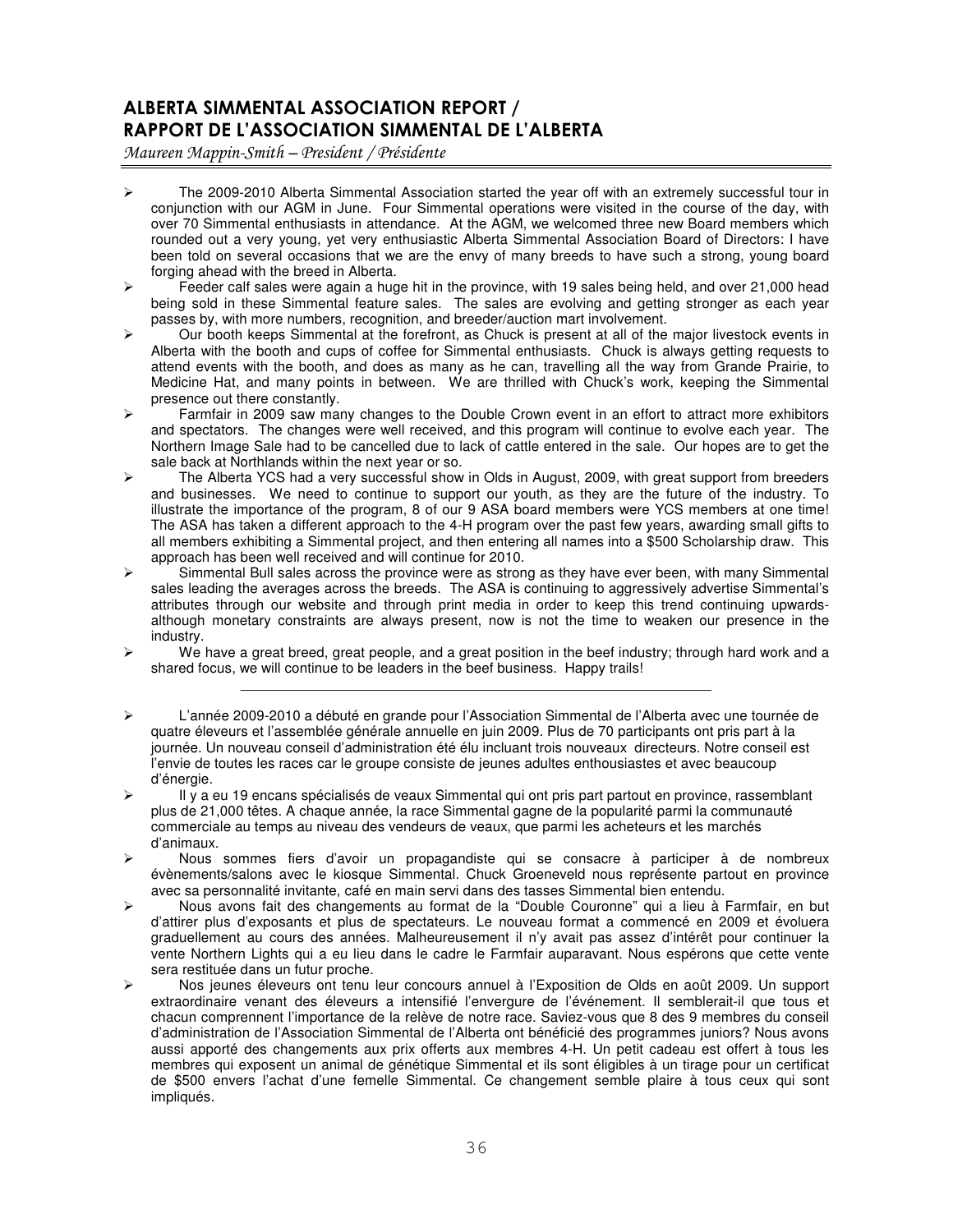## ALBERTA SIMMENTAL ASSOCIATION REPORT / RAPPORT DE L'ASSOCIATION SIMMENTAL DE L'ALBERTA

*Maureen Mappin-Smith – President / Présidente*

---

- The 2009-2010 Alberta Simmental Association started the year off with an extremely successful tour in conjunction with our AGM in June. Four Simmental operations were visited in the course of the day, with over 70 Simmental enthusiasts in attendance. At the AGM, we welcomed three new Board members which rounded out a very young, yet very enthusiastic Alberta Simmental Association Board of Directors: I have been told on several occasions that we are the envy of many breeds to have such a strong, young board forging ahead with the breed in Alberta.
- Feeder calf sales were again a huge hit in the province, with 19 sales being held, and over 21,000 head being sold in these Simmental feature sales. The sales are evolving and getting stronger as each year passes by, with more numbers, recognition, and breeder/auction mart involvement.
- Our booth keeps Simmental at the forefront, as Chuck is present at all of the major livestock events in Alberta with the booth and cups of coffee for Simmental enthusiasts. Chuck is always getting requests to attend events with the booth, and does as many as he can, travelling all the way from Grande Prairie, to Medicine Hat, and many points in between. We are thrilled with Chuck's work, keeping the Simmental presence out there constantly.
- Farmfair in 2009 saw many changes to the Double Crown event in an effort to attract more exhibitors and spectators. The changes were well received, and this program will continue to evolve each year. The Northern Image Sale had to be cancelled due to lack of cattle entered in the sale. Our hopes are to get the sale back at Northlands within the next year or so.
- The Alberta YCS had a very successful show in Olds in August, 2009, with great support from breeders and businesses. We need to continue to support our youth, as they are the future of the industry. To illustrate the importance of the program, 8 of our 9 ASA board members were YCS members at one time! The ASA has taken a different approach to the 4-H program over the past few years, awarding small gifts to all members exhibiting a Simmental project, and then entering all names into a $500 Scholarship draw. This approach has been well received and will continue for 2010.
- Simmental Bull sales across the province were as strong as they have ever been, with many Simmental sales leading the averages across the breeds. The ASA is continuing to aggressively advertise Simmental's attributes through our website and through print media in order to keep this trend continuing upwards- although monetary constraints are always present, now is not the time to weaken our presence in the industry.
- We have a great breed, great people, and a great position in the beef industry; through hard work and a shared focus, we will continue to be leaders in the beef business. Happy trails!

---

- L'année 2009-2010 a débuté en grande pour l'Association Simmental de l'Alberta avec une tournée de quatre éleveurs et l'assemblée générale annuelle en juin 2009. Plus de 70 participants ont pris part à la journée. Un nouveau conseil d'administration été élu incluant trois nouveaux directeurs. Notre conseil est l'envie de toutes les races car le groupe consiste de jeunes adultes enthousiastes et avec beaucoup d'énergie.
- Il y a eu 19 encans spécialisés de veaux Simmental qui ont pris part partout en province, rassemblant plus de 21,000 têtes. A chaque année, la race Simmental gagne de la popularité parmi la communauté commerciale au temps au niveau des vendeurs de veaux, que parmi les acheteurs et les marchés d'animaux.
- Nous sommes fiers d'avoir un propagandiste qui se consacre à participer à de nombreux évènements/salons avec le kiosque Simmental. Chuck Groeneveld nous représente partout en province avec sa personnalité invitante, café en main servi dans des tasses Simmental bien entendu.
- Nous avons fait des changements au format de la "Double Couronne" qui a lieu à Farmfair, en but d'attirer plus d'exposants et plus de spectateurs. Le nouveau format a commencé en 2009 et évoluera graduellement au cours des années. Malheureusement il n'y avait pas assez d'intérêt pour continuer la vente Northern Lights qui a eu lieu dans le cadre le Farmfair auparavant. Nous espérons que cette vente sera restituée dans un futur proche.
- Nos jeunes éleveurs ont tenu leur concours annuel à l'Exposition de Olds en août 2009. Un support extraordinaire venant des éleveurs a intensifié l'envergure de l'événement. Il semblerait-il que tous et chacun comprennent l'importance de la relève de notre race. Saviez-vous que 8 des 9 membres du conseil d'administration de l'Association Simmental de l'Alberta ont bénéficié des programmes juniors? Nous avons aussi apporté des changements aux prix offerts aux membres 4-H. Un petit cadeau est offert à tous les membres qui exposent un animal de génétique Simmental et ils sont éligibles à un tirage pour un certificat de $500 envers l'achat d'une femelle Simmental. Ce changement semble plaire à tous ceux qui sont impliqués.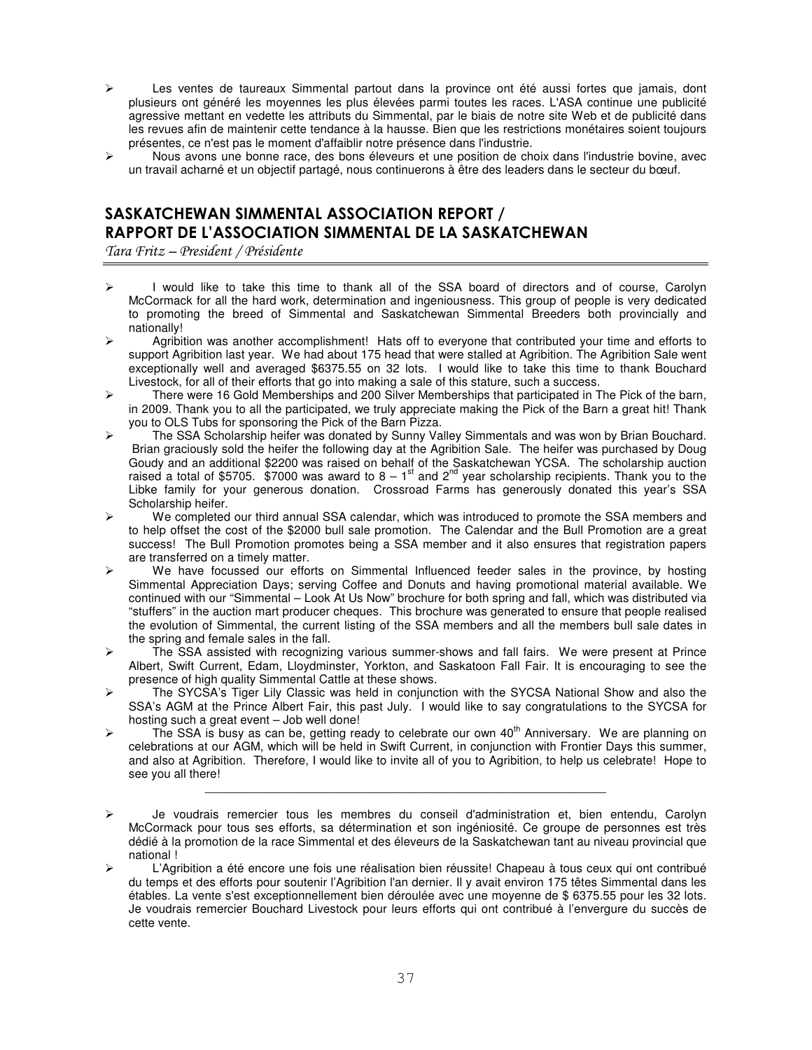- Les ventes de taureaux Simmental partout dans la province ont été aussi fortes que jamais, dont plusieurs ont généré les moyennes les plus élevées parmi toutes les races. L'ASA continue une publicité agressive mettant en vedette les attributs du Simmental, par le biais de notre site Web et de publicité dans les revues afin de maintenir cette tendance à la hausse. Bien que les restrictions monétaires soient toujours présentes, ce n'est pas le moment d'affaiblir notre présence dans l'industrie.
- Nous avons une bonne race, des bons éleveurs et une position de choix dans l'industrie bovine, avec un travail acharné et un objectif partagé, nous continuerons à être des leaders dans le secteur du bœuf.

## SASKATCHEWAN SIMMENTAL ASSOCIATION REPORT / RAPPORT DE L'ASSOCIATION SIMMENTAL DE LA SASKATCHEWAN

*Tara Fritz – President / Présidente*

- I would like to take this time to thank all of the SSA board of directors and of course, Carolyn McCormack for all the hard work, determination and ingeniousness. This group of people is very dedicated to promoting the breed of Simmental and Saskatchewan Simmental Breeders both provincially and nationally!
- Agribition was another accomplishment! Hats off to everyone that contributed your time and efforts to support Agribition last year. We had about 175 head that were stalled at Agribition. The Agribition Sale went exceptionally well and averaged $6375.55 on 32 lots. I would like to take this time to thank Bouchard Livestock, for all of their efforts that go into making a sale of this stature, such a success.
- There were 16 Gold Memberships and 200 Silver Memberships that participated in The Pick of the barn, in 2009. Thank you to all the participated, we truly appreciate making the Pick of the Barn a great hit! Thank you to OLS Tubs for sponsoring the Pick of the Barn Pizza.
- The SSA Scholarship heifer was donated by Sunny Valley Simmentals and was won by Brian Bouchard. Brian graciously sold the heifer the following day at the Agribition Sale. The heifer was purchased by Doug Goudy and an additional $2200 was raised on behalf of the Saskatchewan YCSA. The scholarship auction raised a total of $5705. $7000 was award to 8 – 1st and 2nd year scholarship recipients. Thank you to the Libke family for your generous donation. Crossroad Farms has generously donated this year's SSA Scholarship heifer.
- We completed our third annual SSA calendar, which was introduced to promote the SSA members and to help offset the cost of the $2000 bull sale promotion. The Calendar and the Bull Promotion are a great success! The Bull Promotion promotes being a SSA member and it also ensures that registration papers are transferred on a timely matter.
- We have focussed our efforts on Simmental Influenced feeder sales in the province, by hosting Simmental Appreciation Days; serving Coffee and Donuts and having promotional material available. We continued with our "Simmental – Look At Us Now" brochure for both spring and fall, which was distributed via "stuffers" in the auction mart producer cheques. This brochure was generated to ensure that people realised the evolution of Simmental, the current listing of the SSA members and all the members bull sale dates in the spring and female sales in the fall.
- The SSA assisted with recognizing various summer-shows and fall fairs. We were present at Prince Albert, Swift Current, Edam, Lloydminster, Yorkton, and Saskatoon Fall Fair. It is encouraging to see the presence of high quality Simmental Cattle at these shows.
- The SYCSA's Tiger Lily Classic was held in conjunction with the SYCSA National Show and also the SSA's AGM at the Prince Albert Fair, this past July. I would like to say congratulations to the SYCSA for hosting such a great event – Job well done!
- The SSA is busy as can be, getting ready to celebrate our own 40th Anniversary. We are planning on celebrations at our AGM, which will be held in Swift Current, in conjunction with Frontier Days this summer, and also at Agribition. Therefore, I would like to invite all of you to Agribition, to help us celebrate! Hope to see you all there!

---

- Je voudrais remercier tous les membres du conseil d'administration et, bien entendu, Carolyn McCormack pour tous ses efforts, sa détermination et son ingéniosité. Ce groupe de personnes est très dédié à la promotion de la race Simmental et des éleveurs de la Saskatchewan tant au niveau provincial que national !
- L'Agribition a été encore une fois une réalisation bien réussite! Chapeau à tous ceux qui ont contribué du temps et des efforts pour soutenir l'Agribition l'an dernier. Il y avait environ 175 têtes Simmental dans les étables. La vente s'est exceptionnellement bien déroulée avec une moyenne de $ 6375.55 pour les 32 lots. Je voudrais remercier Bouchard Livestock pour leurs efforts qui ont contribué à l'envergure du succès de cette vente.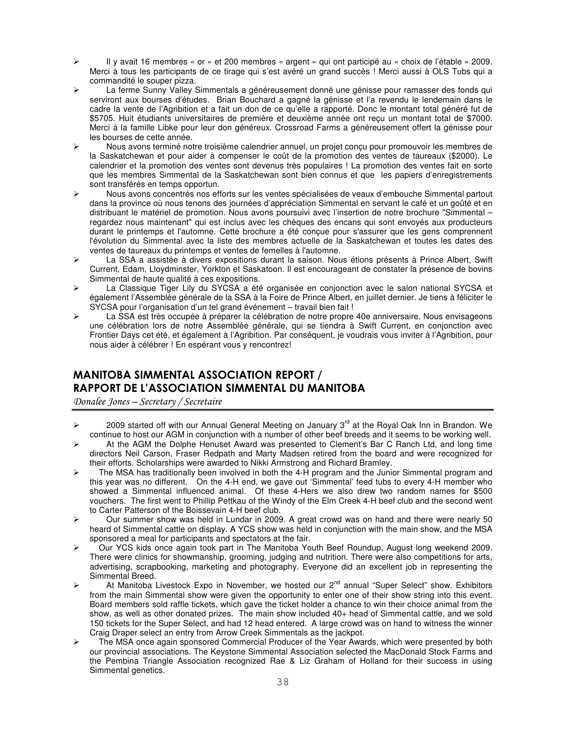- Il y avait 16 membres « or » et 200 membres « argent » qui ont participé au « choix de l'étable » 2009. Merci à tous les participants de ce tirage qui s'est avéré un grand succès ! Merci aussi à OLS Tubs qui a commandité le souper pizza.
- La ferme Sunny Valley Simmentals a généreusement donné une génisse pour ramasser des fonds qui serviront aux bourses d'études. Brian Bouchard a gagné la génisse et l'a revendu le lendemain dans le cadre la vente de l'Agribition et a fait un don de ce qu'elle a rapporté. Donc le montant total généré fut de $5705. Huit étudiants universitaires de première et deuxième année ont reçu un montant total de $7000. Merci à la famille Libke pour leur don généreux. Crossroad Farms a généreusement offert la génisse pour les bourses de cette année.
- Nous avons terminé notre troisième calendrier annuel, un projet conçu pour promouvoir les membres de la Saskatchewan et pour aider à compenser le coût de la promotion des ventes de taureaux ($2000). Le calendrier et la promotion des ventes sont devenus très populaires ! La promotion des ventes fait en sorte que les membres Simmental de la Saskatchewan sont bien connus et que les papiers d'enregistrements sont transférés en temps opportun.
- Nous avons concentrés nos efforts sur les ventes spécialisées de veaux d'embouche Simmental partout dans la province où nous tenons des journées d'appréciation Simmental en servant le café et un goûté et en distribuant le matériel de promotion. Nous avons poursuivi avec l'insertion de notre brochure "Simmental – regardez nous maintenant" qui est inclus avec les chèques des encans qui sont envoyés aux producteurs durant le printemps et l'automne. Cette brochure a été conçue pour s'assurer que les gens comprennent l'évolution du Simmental avec la liste des membres actuelle de la Saskatchewan et toutes les dates des ventes de taureaux du printemps et ventes de femelles à l'automne.
- La SSA a assistée à divers expositions durant la saison. Nous étions présents à Prince Albert, Swift Current, Edam, Lloydminster, Yorkton et Saskatoon. Il est encourageant de constater la présence de bovins Simmental de haute qualité à ces expositions.
- La Classique Tiger Lily du SYCSA a été organisée en conjonction avec le salon national SYCSA et également l'Assemblée générale de la SSA à la Foire de Prince Albert, en juillet dernier. Je tiens à féliciter le SYCSA pour l'organisation d'un tel grand événement – travail bien fait !
- La SSA est très occupée à préparer la célébration de notre propre 40e anniversaire. Nous envisageons une célébration lors de notre Assemblée générale, qui se tiendra à Swift Current, en conjonction avec Frontier Days cet été, et également à l'Agribition. Par conséquent, je voudrais vous inviter à l'Agribition, pour nous aider à célébrer ! En espérant vous y rencontrez!

## MANITOBA SIMMENTAL ASSOCIATION REPORT / RAPPORT DE L'ASSOCIATION SIMMENTAL DU MANITOBA

*Donalee Jones – Secretary / Secretaire*

- 2009 started off with our Annual General Meeting on January 3rd at the Royal Oak Inn in Brandon. We continue to host our AGM in conjunction with a number of other beef breeds and it seems to be working well.
- At the AGM the Dolphe Henuset Award was presented to Clement's Bar C Ranch Ltd, and long time directors Neil Carson, Fraser Redpath and Marty Madsen retired from the board and were recognized for their efforts. Scholarships were awarded to Nikki Armstrong and Richard Bramley.
- The MSA has traditionally been involved in both the 4-H program and the Junior Simmental program and this year was no different. On the 4-H end, we gave out 'Simmental' feed tubs to every 4-H member who showed a Simmental influenced animal. Of these 4-Hers we also drew two random names for $500 vouchers. The first went to Phillip Pettkau of the Windy of the Elm Creek 4-H beef club and the second went to Carter Patterson of the Boissevain 4-H beef club.
- Our summer show was held in Lundar in 2009. A great crowd was on hand and there were nearly 50 heard of Simmental cattle on display. A YCS show was held in conjunction with the main show, and the MSA sponsored a meal for participants and spectators at the fair.
- Our YCS kids once again took part in The Manitoba Youth Beef Roundup, August long weekend 2009. There were clinics for showmanship, grooming, judging and nutrition. There were also competitions for arts, advertising, scrapbooking, marketing and photography. Everyone did an excellent job in representing the Simmental Breed.
- At Manitoba Livestock Expo in November, we hosted our 2nd annual "Super Select" show. Exhibitors from the main Simmental show were given the opportunity to enter one of their show string into this event. Board members sold raffle tickets, which gave the ticket holder a chance to win their choice animal from the show, as well as other donated prizes. The main show included 40+ head of Simmental cattle, and we sold 150 tickets for the Super Select, and had 12 head entered. A large crowd was on hand to witness the winner Craig Draper select an entry from Arrow Creek Simmentals as the jackpot.
- The MSA once again sponsored Commercial Producer of the Year Awards, which were presented by both our provincial associations. The Keystone Simmental Association selected the MacDonald Stock Farms and the Pembina Triangle Association recognized Rae & Liz Graham of Holland for their success in using Simmental genetics.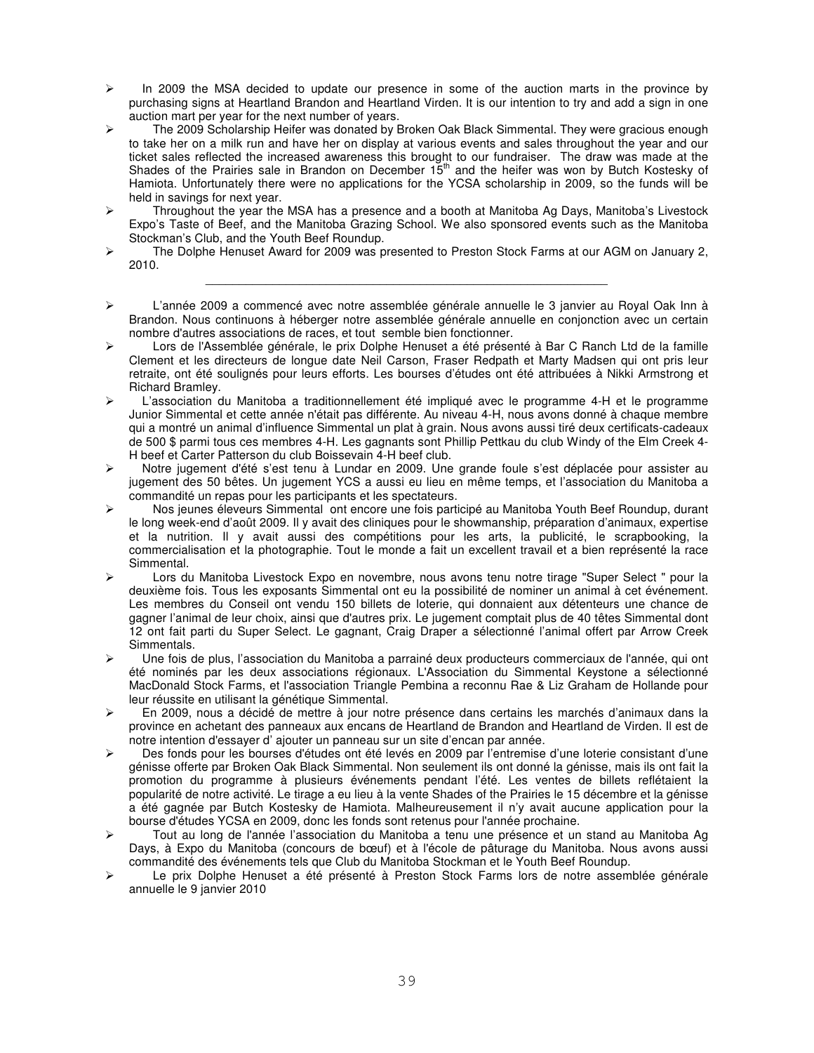- In 2009 the MSA decided to update our presence in some of the auction marts in the province by purchasing signs at Heartland Brandon and Heartland Virden. It is our intention to try and add a sign in one auction mart per year for the next number of years.
- The 2009 Scholarship Heifer was donated by Broken Oak Black Simmental. They were gracious enough to take her on a milk run and have her on display at various events and sales throughout the year and our ticket sales reflected the increased awareness this brought to our fundraiser. The draw was made at the Shades of the Prairies sale in Brandon on December 15th and the heifer was won by Butch Kostesky of Hamiota. Unfortunately there were no applications for the YCSA scholarship in 2009, so the funds will be held in savings for next year.
- Throughout the year the MSA has a presence and a booth at Manitoba Ag Days, Manitoba's Livestock Expo's Taste of Beef, and the Manitoba Grazing School. We also sponsored events such as the Manitoba Stockman's Club, and the Youth Beef Roundup.
- The Dolphe Henuset Award for 2009 was presented to Preston Stock Farms at our AGM on January 2, 2010.

---

- L'année 2009 a commencé avec notre assemblée générale annuelle le 3 janvier au Royal Oak Inn à Brandon. Nous continuons à héberger notre assemblée générale annuelle en conjonction avec un certain nombre d'autres associations de races, et tout semble bien fonctionner.
- Lors de l'Assemblée générale, le prix Dolphe Henuset a été présenté à Bar C Ranch Ltd de la famille Clement et les directeurs de longue date Neil Carson, Fraser Redpath et Marty Madsen qui ont pris leur retraite, ont été soulignés pour leurs efforts. Les bourses d'études ont été attribuées à Nikki Armstrong et Richard Bramley.
- L'association du Manitoba a traditionnellement été impliqué avec le programme 4-H et le programme Junior Simmental et cette année n'était pas différente. Au niveau 4-H, nous avons donné à chaque membre qui a montré un animal d'influence Simmental un plat à grain. Nous avons aussi tiré deux certificats-cadeaux de 500 $ parmi tous ces membres 4-H. Les gagnants sont Phillip Pettkau du club Windy of the Elm Creek 4-H beef et Carter Patterson du club Boissevain 4-H beef club.
- Notre jugement d'été s'est tenu à Lundar en 2009. Une grande foule s'est déplacée pour assister au jugement des 50 bêtes. Un jugement YCS a aussi eu lieu en même temps, et l'association du Manitoba a commandité un repas pour les participants et les spectateurs.
- Nos jeunes éleveurs Simmental ont encore une fois participé au Manitoba Youth Beef Roundup, durant le long week-end d'août 2009. Il y avait des cliniques pour le showmanship, préparation d'animaux, expertise et la nutrition. Il y avait aussi des compétitions pour les arts, la publicité, le scrapbooking, la commercialisation et la photographie. Tout le monde a fait un excellent travail et a bien représenté la race Simmental.
- Lors du Manitoba Livestock Expo en novembre, nous avons tenu notre tirage "Super Select " pour la deuxième fois. Tous les exposants Simmental ont eu la possibilité de nominer un animal à cet événement. Les membres du Conseil ont vendu 150 billets de loterie, qui donnaient aux détenteurs une chance de gagner l'animal de leur choix, ainsi que d'autres prix. Le jugement comptait plus de 40 têtes Simmental dont 12 ont fait parti du Super Select. Le gagnant, Craig Draper a sélectionné l'animal offert par Arrow Creek Simmentals.
- Une fois de plus, l'association du Manitoba a parrainé deux producteurs commerciaux de l'année, qui ont été nominés par les deux associations régionaux. L'Association du Simmental Keystone a sélectionné MacDonald Stock Farms, et l'association Triangle Pembina a reconnu Rae & Liz Graham de Hollande pour leur réussite en utilisant la génétique Simmental.
- En 2009, nous a décidé de mettre à jour notre présence dans certains les marchés d'animaux dans la province en achetant des panneaux aux encans de Heartland de Brandon and Heartland de Virden. Il est de notre intention d'essayer d' ajouter un panneau sur un site d'encan par année.
- Des fonds pour les bourses d'études ont été levés en 2009 par l'entremise d'une loterie consistant d'une génisse offerte par Broken Oak Black Simmental. Non seulement ils ont donné la génisse, mais ils ont fait la promotion du programme à plusieurs événements pendant l'été. Les ventes de billets reflétaient la popularité de notre activité. Le tirage a eu lieu à la vente Shades of the Prairies le 15 décembre et la génisse a été gagnée par Butch Kostesky de Hamiota. Malheureusement il n'y avait aucune application pour la bourse d'études YCSA en 2009, donc les fonds sont retenus pour l'année prochaine.
- Tout au long de l'année l'association du Manitoba a tenu une présence et un stand au Manitoba Ag Days, à Expo du Manitoba (concours de bœuf) et à l'école de pâturage du Manitoba. Nous avons aussi commandité des événements tels que Club du Manitoba Stockman et le Youth Beef Roundup.
- Le prix Dolphe Henuset a été présenté à Preston Stock Farms lors de notre assemblée générale annuelle le 9 janvier 2010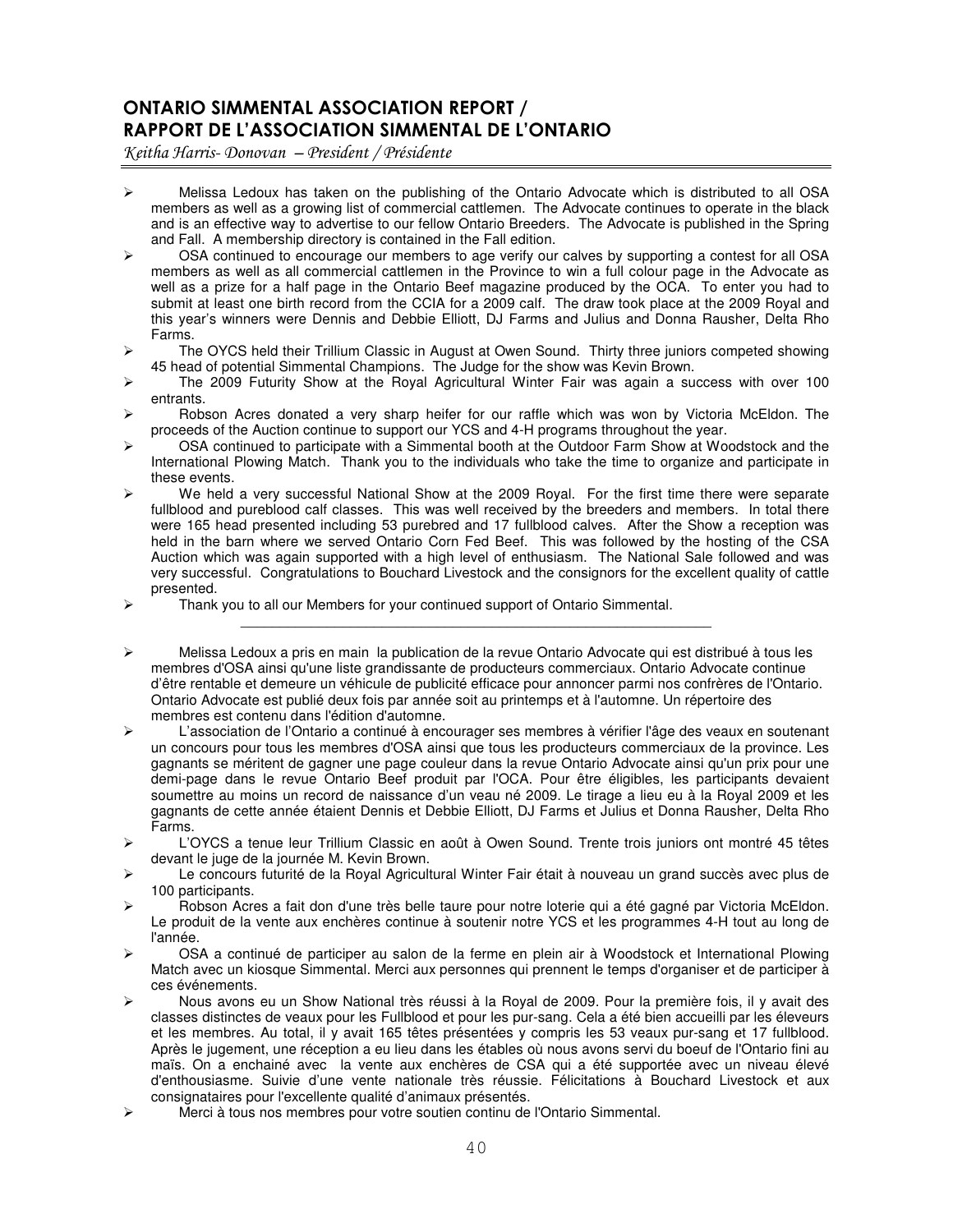## ONTARIO SIMMENTAL ASSOCIATION REPORT / RAPPORT DE L'ASSOCIATION SIMMENTAL DE L'ONTARIO

*Keitha Harris- Donovan – President / Présidente*

---

- Melissa Ledoux has taken on the publishing of the Ontario Advocate which is distributed to all OSA members as well as a growing list of commercial cattlemen. The Advocate continues to operate in the black and is an effective way to advertise to our fellow Ontario Breeders. The Advocate is published in the Spring and Fall. A membership directory is contained in the Fall edition.
- OSA continued to encourage our members to age verify our calves by supporting a contest for all OSA members as well as all commercial cattlemen in the Province to win a full colour page in the Advocate as well as a prize for a half page in the Ontario Beef magazine produced by the OCA. To enter you had to submit at least one birth record from the CCIA for a 2009 calf. The draw took place at the 2009 Royal and this year's winners were Dennis and Debbie Elliott, DJ Farms and Julius and Donna Rausher, Delta Rho Farms.
- The OYCS held their Trillium Classic in August at Owen Sound. Thirty three juniors competed showing 45 head of potential Simmental Champions. The Judge for the show was Kevin Brown.
- The 2009 Futurity Show at the Royal Agricultural Winter Fair was again a success with over 100 entrants.
- Robson Acres donated a very sharp heifer for our raffle which was won by Victoria McEldon. The proceeds of the Auction continue to support our YCS and 4-H programs throughout the year.
- OSA continued to participate with a Simmental booth at the Outdoor Farm Show at Woodstock and the International Plowing Match. Thank you to the individuals who take the time to organize and participate in these events.
- We held a very successful National Show at the 2009 Royal. For the first time there were separate fullblood and pureblood calf classes. This was well received by the breeders and members. In total there were 165 head presented including 53 purebred and 17 fullblood calves. After the Show a reception was held in the barn where we served Ontario Corn Fed Beef. This was followed by the hosting of the CSA Auction which was again supported with a high level of enthusiasm. The National Sale followed and was very successful. Congratulations to Bouchard Livestock and the consignors for the excellent quality of cattle presented.
- Thank you to all our Members for your continued support of Ontario Simmental.

---

- Melissa Ledoux a pris en main la publication de la revue Ontario Advocate qui est distribué à tous les membres d'OSA ainsi qu'une liste grandissante de producteurs commerciaux. Ontario Advocate continue d'être rentable et demeure un véhicule de publicité efficace pour annoncer parmi nos confrères de l'Ontario. Ontario Advocate est publié deux fois par année soit au printemps et à l'automne. Un répertoire des membres est contenu dans l'édition d'automne.
- L'association de l'Ontario a continué à encourager ses membres à vérifier l'âge des veaux en soutenant un concours pour tous les membres d'OSA ainsi que tous les producteurs commerciaux de la province. Les gagnants se méritent de gagner une page couleur dans la revue Ontario Advocate ainsi qu'un prix pour une demi-page dans le revue Ontario Beef produit par l'OCA. Pour être éligibles, les participants devaient soumettre au moins un record de naissance d'un veau né 2009. Le tirage a lieu eu à la Royal 2009 et les gagnants de cette année étaient Dennis et Debbie Elliott, DJ Farms et Julius et Donna Rausher, Delta Rho Farms.
- L'OYCS a tenue leur Trillium Classic en août à Owen Sound. Trente trois juniors ont montré 45 têtes devant le juge de la journée M. Kevin Brown.
- Le concours futurité de la Royal Agricultural Winter Fair était à nouveau un grand succès avec plus de 100 participants.
- Robson Acres a fait don d'une très belle taure pour notre loterie qui a été gagné par Victoria McEldon. Le produit de la vente aux enchères continue à soutenir notre YCS et les programmes 4-H tout au long de l'année.
- OSA a continué de participer au salon de la ferme en plein air à Woodstock et International Plowing Match avec un kiosque Simmental. Merci aux personnes qui prennent le temps d'organiser et de participer à ces événements.
- Nous avons eu un Show National très réussi à la Royal de 2009. Pour la première fois, il y avait des classes distinctes de veaux pour les Fullblood et pour les pur-sang. Cela a été bien accueilli par les éleveurs et les membres. Au total, il y avait 165 têtes présentées y compris les 53 veaux pur-sang et 17 fullblood. Après le jugement, une réception a eu lieu dans les étables où nous avons servi du boeuf de l'Ontario fini au maïs. On a enchainé avec la vente aux enchères de CSA qui a été supportée avec un niveau élevé d'enthousiasme. Suivie d'une vente nationale très réussie. Félicitations à Bouchard Livestock et aux consignataires pour l'excellente qualité d'animaux présentés.
- Merci à tous nos membres pour votre soutien continu de l'Ontario Simmental.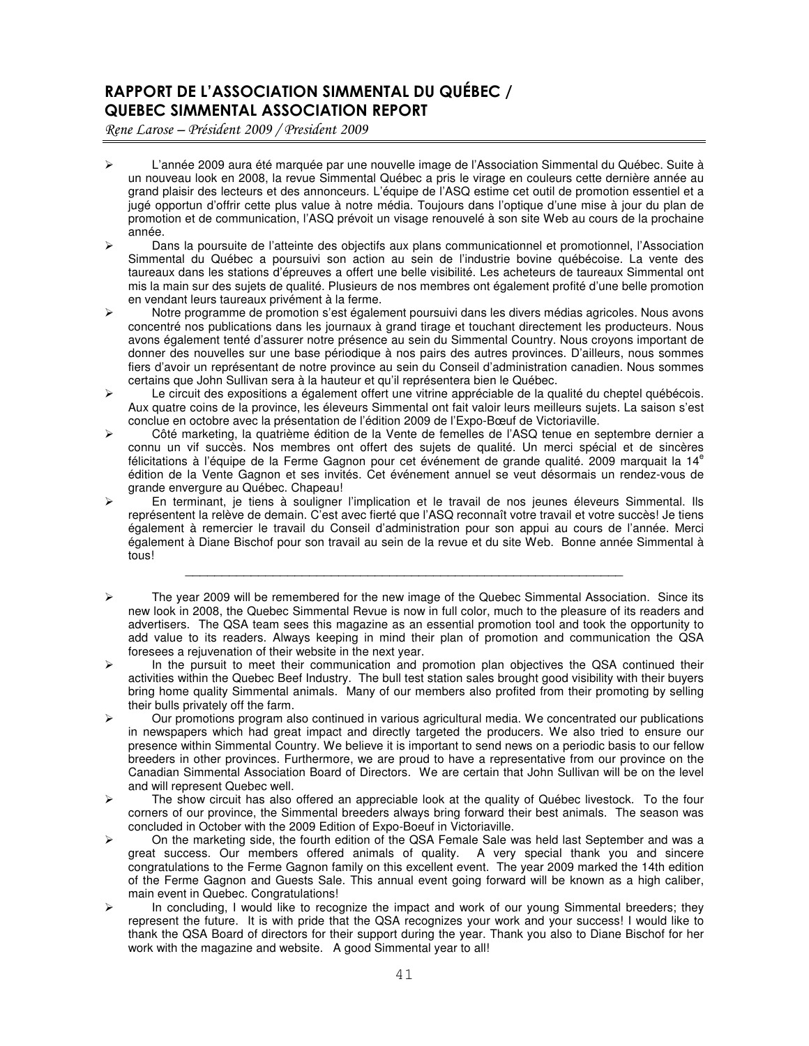## RAPPORT DE L'ASSOCIATION SIMMENTAL DU QUÉBEC / QUEBEC SIMMENTAL ASSOCIATION REPORT

*Rene Larose – Président 2009 / President 2009*

- L'année 2009 aura été marquée par une nouvelle image de l'Association Simmental du Québec. Suite à un nouveau look en 2008, la revue Simmental Québec a pris le virage en couleurs cette dernière année au grand plaisir des lecteurs et des annonceurs. L'équipe de l'ASQ estime cet outil de promotion essentiel et a jugé opportun d'offrir cette plus value à notre média. Toujours dans l'optique d'une mise à jour du plan de promotion et de communication, l'ASQ prévoit un visage renouvelé à son site Web au cours de la prochaine année.
- Dans la poursuite de l'atteinte des objectifs aux plans communicationnel et promotionnel, l'Association Simmental du Québec a poursuivi son action au sein de l'industrie bovine québécoise. La vente des taureaux dans les stations d'épreuves a offert une belle visibilité. Les acheteurs de taureaux Simmental ont mis la main sur des sujets de qualité. Plusieurs de nos membres ont également profité d'une belle promotion en vendant leurs taureaux privément à la ferme.
- Notre programme de promotion s'est également poursuivi dans les divers médias agricoles. Nous avons concentré nos publications dans les journaux à grand tirage et touchant directement les producteurs. Nous avons également tenté d'assurer notre présence au sein du Simmental Country. Nous croyons important de donner des nouvelles sur une base périodique à nos pairs des autres provinces. D'ailleurs, nous sommes fiers d'avoir un représentant de notre province au sein du Conseil d'administration canadien. Nous sommes certains que John Sullivan sera à la hauteur et qu'il représentera bien le Québec.
- Le circuit des expositions a également offert une vitrine appréciable de la qualité du cheptel québécois. Aux quatre coins de la province, les éleveurs Simmental ont fait valoir leurs meilleurs sujets. La saison s'est conclue en octobre avec la présentation de l'édition 2009 de l'Expo-Bœuf de Victoriaville.
- Côté marketing, la quatrième édition de la Vente de femelles de l'ASQ tenue en septembre dernier a connu un vif succès. Nos membres ont offert des sujets de qualité. Un merci spécial et de sincères félicitations à l'équipe de la Ferme Gagnon pour cet événement de grande qualité. 2009 marquait la 14e édition de la Vente Gagnon et ses invités. Cet événement annuel se veut désormais un rendez-vous de grande envergure au Québec. Chapeau!
- En terminant, je tiens à souligner l'implication et le travail de nos jeunes éleveurs Simmental. Ils représentent la relève de demain. C'est avec fierté que l'ASQ reconnaît votre travail et votre succès! Je tiens également à remercier le travail du Conseil d'administration pour son appui au cours de l'année. Merci également à Diane Bischof pour son travail au sein de la revue et du site Web. Bonne année Simmental à tous!

---

- The year 2009 will be remembered for the new image of the Quebec Simmental Association. Since its new look in 2008, the Quebec Simmental Revue is now in full color, much to the pleasure of its readers and advertisers. The QSA team sees this magazine as an essential promotion tool and took the opportunity to add value to its readers. Always keeping in mind their plan of promotion and communication the QSA foresees a rejuvenation of their website in the next year.
- In the pursuit to meet their communication and promotion plan objectives the QSA continued their activities within the Quebec Beef Industry. The bull test station sales brought good visibility with their buyers bring home quality Simmental animals. Many of our members also profited from their promoting by selling their bulls privately off the farm.
- Our promotions program also continued in various agricultural media. We concentrated our publications in newspapers which had great impact and directly targeted the producers. We also tried to ensure our presence within Simmental Country. We believe it is important to send news on a periodic basis to our fellow breeders in other provinces. Furthermore, we are proud to have a representative from our province on the Canadian Simmental Association Board of Directors. We are certain that John Sullivan will be on the level and will represent Quebec well.
- The show circuit has also offered an appreciable look at the quality of Québec livestock. To the four corners of our province, the Simmental breeders always bring forward their best animals. The season was concluded in October with the 2009 Edition of Expo-Boeuf in Victoriaville.
- On the marketing side, the fourth edition of the QSA Female Sale was held last September and was a great success. Our members offered animals of quality. A very special thank you and sincere congratulations to the Ferme Gagnon family on this excellent event. The year 2009 marked the 14th edition of the Ferme Gagnon and Guests Sale. This annual event going forward will be known as a high caliber, main event in Quebec. Congratulations!
- In concluding, I would like to recognize the impact and work of our young Simmental breeders; they represent the future. It is with pride that the QSA recognizes your work and your success! I would like to thank the QSA Board of directors for their support during the year. Thank you also to Diane Bischof for her work with the magazine and website. A good Simmental year to all!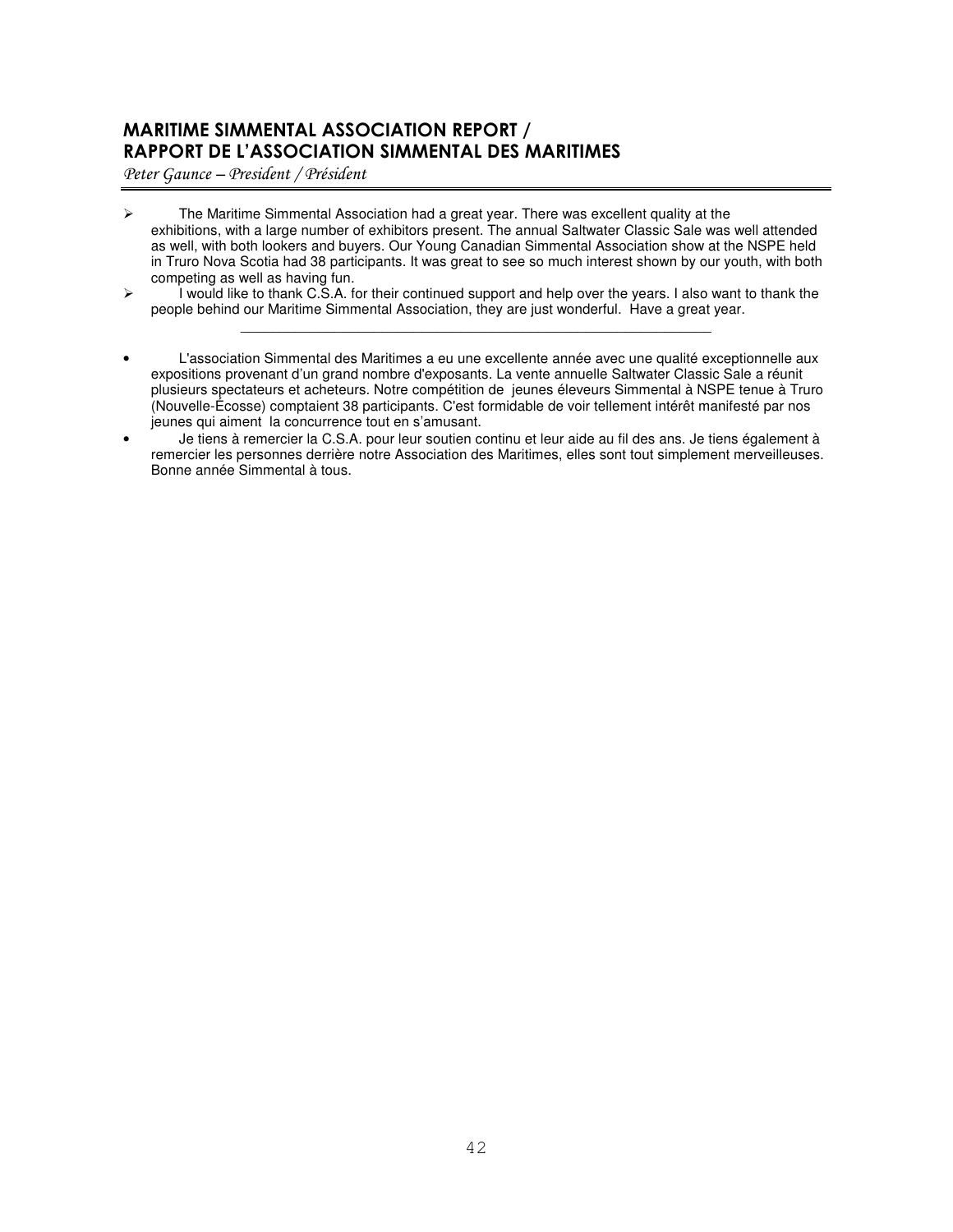## MARITIME SIMMENTAL ASSOCIATION REPORT / RAPPORT DE L'ASSOCIATION SIMMENTAL DES MARITIMES

*Peter Gaunce – President / Président*

- The Maritime Simmental Association had a great year. There was excellent quality at the exhibitions, with a large number of exhibitors present. The annual Saltwater Classic Sale was well attended as well, with both lookers and buyers. Our Young Canadian Simmental Association show at the NSPE held in Truro Nova Scotia had 38 participants. It was great to see so much interest shown by our youth, with both competing as well as having fun.
- I would like to thank C.S.A. for their continued support and help over the years. I also want to thank the people behind our Maritime Simmental Association, they are just wonderful. Have a great year.

---

- L'association Simmental des Maritimes a eu une excellente année avec une qualité exceptionnelle aux expositions provenant d'un grand nombre d'exposants. La vente annuelle Saltwater Classic Sale a réunit plusieurs spectateurs et acheteurs. Notre compétition de jeunes éleveurs Simmental à NSPE tenue à Truro (Nouvelle-Écosse) comptaient 38 participants. C'est formidable de voir tellement intérêt manifesté par nos jeunes qui aiment la concurrence tout en s'amusant.
- Je tiens à remercier la C.S.A. pour leur soutien continu et leur aide au fil des ans. Je tiens également à remercier les personnes derrière notre Association des Maritimes, elles sont tout simplement merveilleuses. Bonne année Simmental à tous.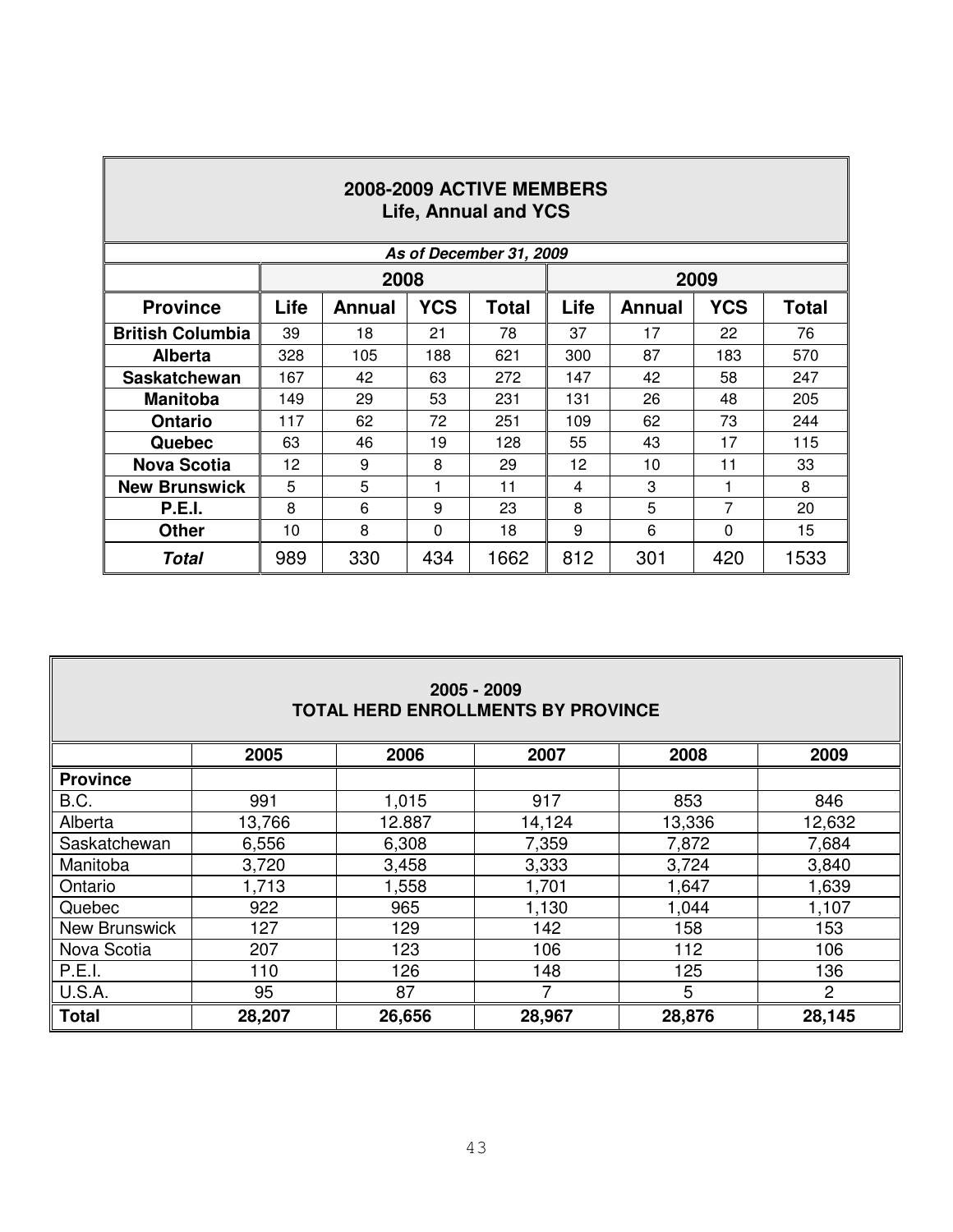## 2008-2009 ACTIVE MEMBERS
### Life, Annual and YCS

***As of December 31, 2009***

| | 2008 | | | | 2009 | | | |
|---|---|---|---|---|---|---|---|---|
| **Province** | **Life** | **Annual** | **YCS** | **Total** | **Life** | **Annual** | **YCS** | **Total** |
| **British Columbia** | 39 | 18 | 21 | 78 | 37 | 17 | 22 | 76 |
| **Alberta** | 328 | 105 | 188 | 621 | 300 | 87 | 183 | 570 |
| **Saskatchewan** | 167 | 42 | 63 | 272 | 147 | 42 | 58 | 247 |
| **Manitoba** | 149 | 29 | 53 | 231 | 131 | 26 | 48 | 205 |
| **Ontario** | 117 | 62 | 72 | 251 | 109 | 62 | 73 | 244 |
| **Quebec** | 63 | 46 | 19 | 128 | 55 | 43 | 17 | 115 |
| **Nova Scotia** | 12 | 9 | 8 | 29 | 12 | 10 | 11 | 33 |
| **New Brunswick** | 5 | 5 | 1 | 11 | 4 | 3 | 1 | 8 |
| **P.E.I.** | 8 | 6 | 9 | 23 | 8 | 5 | 7 | 20 |
| **Other** | 10 | 8 | 0 | 18 | 9 | 6 | 0 | 15 |
| ***Total*** | 989 | 330 | 434 | 1662 | 812 | 301 | 420 | 1533 |

## 2005 - 2009
### TOTAL HERD ENROLLMENTS BY PROVINCE

| | 2005 | 2006 | 2007 | 2008 | 2009 |
|---|---|---|---|---|---|
| **Province** | | | | | |
| B.C. | 991 | 1,015 | 917 | 853 | 846 |
| Alberta | 13,766 | 12.887 | 14,124 | 13,336 | 12,632 |
| Saskatchewan | 6,556 | 6,308 | 7,359 | 7,872 | 7,684 |
| Manitoba | 3,720 | 3,458 | 3,333 | 3,724 | 3,840 |
| Ontario | 1,713 | 1,558 | 1,701 | 1,647 | 1,639 |
| Quebec | 922 | 965 | 1,130 | 1,044 | 1,107 |
| New Brunswick | 127 | 129 | 142 | 158 | 153 |
| Nova Scotia | 207 | 123 | 106 | 112 | 106 |
| P.E.I. | 110 | 126 | 148 | 125 | 136 |
| U.S.A. | 95 | 87 | 7 | 5 | 2 |
| **Total** | **28,207** | **26,656** | **28,967** | **28,876** | **28,145** |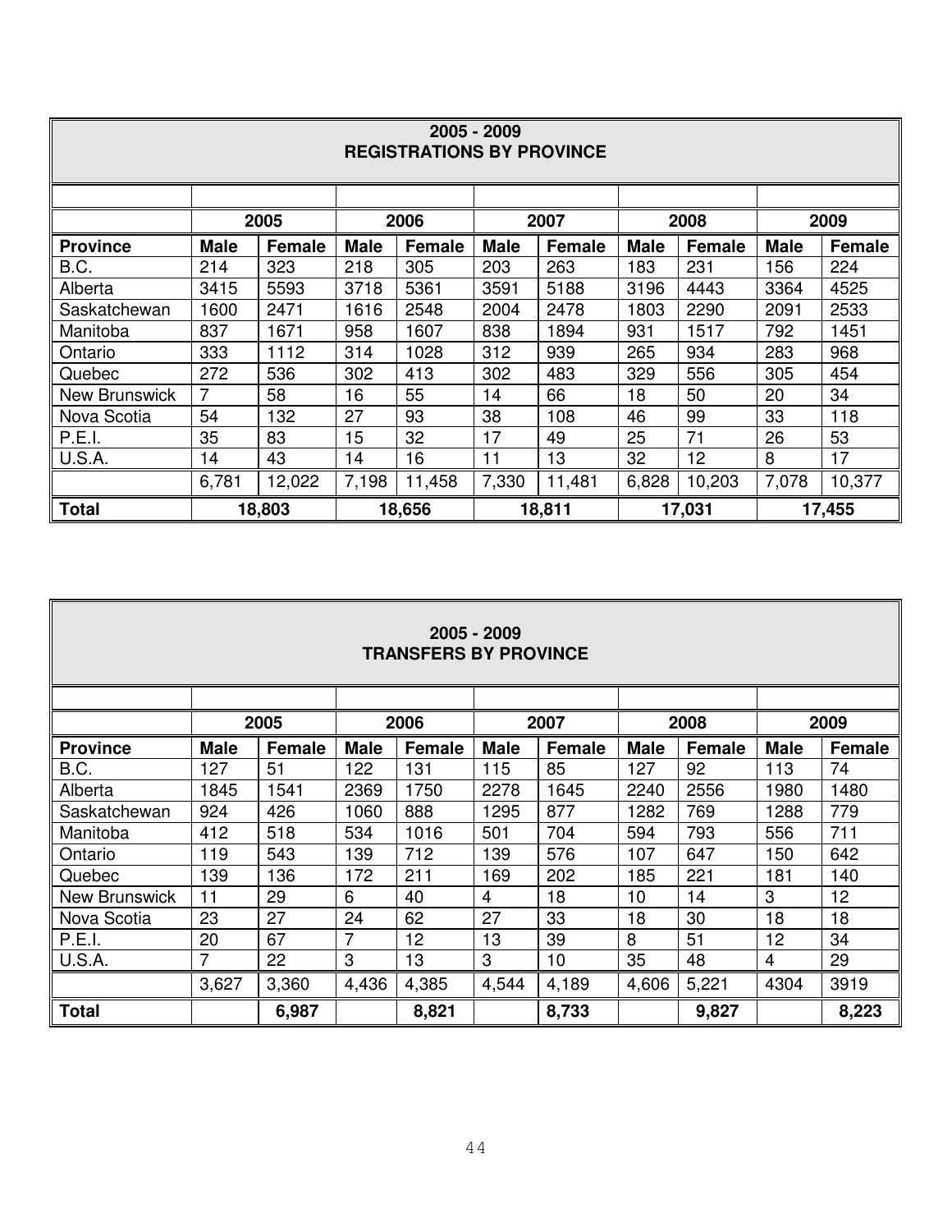| 2005 - 2009 REGISTRATIONS BY PROVINCE | | | | | | | | | | |
|---|---|---|---|---|---|---|---|---|---|---|
| | 2005 | | 2006 | | 2007 | | 2008 | | 2009 | |
| **Province** | **Male** | **Female** | **Male** | **Female** | **Male** | **Female** | **Male** | **Female** | **Male** | **Female** |
| B.C. | 214 | 323 | 218 | 305 | 203 | 263 | 183 | 231 | 156 | 224 |
| Alberta | 3415 | 5593 | 3718 | 5361 | 3591 | 5188 | 3196 | 4443 | 3364 | 4525 |
| Saskatchewan | 1600 | 2471 | 1616 | 2548 | 2004 | 2478 | 1803 | 2290 | 2091 | 2533 |
| Manitoba | 837 | 1671 | 958 | 1607 | 838 | 1894 | 931 | 1517 | 792 | 1451 |
| Ontario | 333 | 1112 | 314 | 1028 | 312 | 939 | 265 | 934 | 283 | 968 |
| Quebec | 272 | 536 | 302 | 413 | 302 | 483 | 329 | 556 | 305 | 454 |
| New Brunswick | 7 | 58 | 16 | 55 | 14 | 66 | 18 | 50 | 20 | 34 |
| Nova Scotia | 54 | 132 | 27 | 93 | 38 | 108 | 46 | 99 | 33 | 118 |
| P.E.I. | 35 | 83 | 15 | 32 | 17 | 49 | 25 | 71 | 26 | 53 |
| U.S.A. | 14 | 43 | 14 | 16 | 11 | 13 | 32 | 12 | 8 | 17 |
| | 6,781 | 12,022 | 7,198 | 11,458 | 7,330 | 11,481 | 6,828 | 10,203 | 7,078 | 10,377 |
| **Total** | **18,803** | | **18,656** | | **18,811** | | **17,031** | | **17,455** | |

| 2005 - 2009 TRANSFERS BY PROVINCE | | | | | | | | | | |
|---|---|---|---|---|---|---|---|---|---|---|
| | 2005 | | 2006 | | 2007 | | 2008 | | 2009 | |
| **Province** | **Male** | **Female** | **Male** | **Female** | **Male** | **Female** | **Male** | **Female** | **Male** | **Female** |
| B.C. | 127 | 51 | 122 | 131 | 115 | 85 | 127 | 92 | 113 | 74 |
| Alberta | 1845 | 1541 | 2369 | 1750 | 2278 | 1645 | 2240 | 2556 | 1980 | 1480 |
| Saskatchewan | 924 | 426 | 1060 | 888 | 1295 | 877 | 1282 | 769 | 1288 | 779 |
| Manitoba | 412 | 518 | 534 | 1016 | 501 | 704 | 594 | 793 | 556 | 711 |
| Ontario | 119 | 543 | 139 | 712 | 139 | 576 | 107 | 647 | 150 | 642 |
| Quebec | 139 | 136 | 172 | 211 | 169 | 202 | 185 | 221 | 181 | 140 |
| New Brunswick | 11 | 29 | 6 | 40 | 4 | 18 | 10 | 14 | 3 | 12 |
| Nova Scotia | 23 | 27 | 24 | 62 | 27 | 33 | 18 | 30 | 18 | 18 |
| P.E.I. | 20 | 67 | 7 | 12 | 13 | 39 | 8 | 51 | 12 | 34 |
| U.S.A. | 7 | 22 | 3 | 13 | 3 | 10 | 35 | 48 | 4 | 29 |
| | 3,627 | 3,360 | 4,436 | 4,385 | 4,544 | 4,189 | 4,606 | 5,221 | 4304 | 3919 |
| **Total** | | **6,987** | | **8,821** | | **8,733** | | **9,827** | | **8,223** |